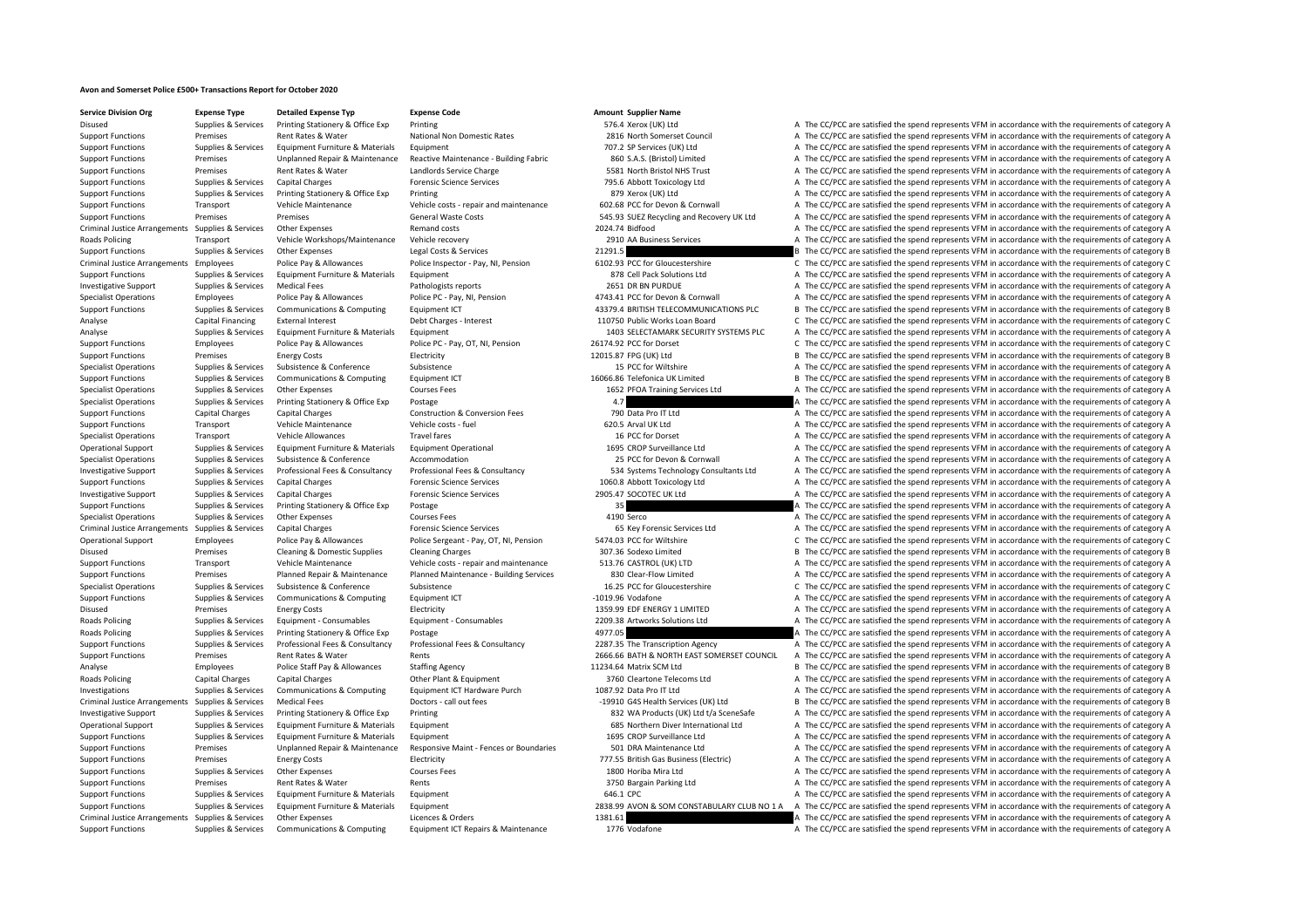# Avon and Somerset Police £500+ Transactions Report for October 2020

| Service Division Org | Expense Type | Detailed Expense Typ | Expense Code | Amount | Supplier Name | |
|---|---|---|---|---|---|---|
| Disused | Supplies & Services | Printing Stationery & Office Exp | Printing | 576.4 | Xerox (UK) Ltd | A The CC/PCC are satisfied the spend represents VFM in accordance with the requirements of category A |
| Support Functions | Premises | Rent Rates & Water | National Non Domestic Rates | 2816 | North Somerset Council | A The CC/PCC are satisfied the spend represents VFM in accordance with the requirements of category A |
| Support Functions | Supplies & Services | Equipment Furniture & Materials | Equipment | 707.2 | SP Services (UK) Ltd | A The CC/PCC are satisfied the spend represents VFM in accordance with the requirements of category A |
| Support Functions | Premises | Unplanned Repair & Maintenance | Reactive Maintenance - Building Fabric | 860 | S.A.S. (Bristol) Limited | A The CC/PCC are satisfied the spend represents VFM in accordance with the requirements of category A |
| Support Functions | Premises | Rent Rates & Water | Landlords Service Charge | 5581 | North Bristol NHS Trust | A The CC/PCC are satisfied the spend represents VFM in accordance with the requirements of category A |
| Support Functions | Supplies & Services | Capital Charges | Forensic Science Services | 795.6 | Abbott Toxicology Ltd | A The CC/PCC are satisfied the spend represents VFM in accordance with the requirements of category A |
| Support Functions | Supplies & Services | Printing Stationery & Office Exp | Printing | 879 | Xerox (UK) Ltd | A The CC/PCC are satisfied the spend represents VFM in accordance with the requirements of category A |
| Support Functions | Transport | Vehicle Maintenance | Vehicle costs - repair and maintenance | 602.68 | PCC for Devon & Cornwall | A The CC/PCC are satisfied the spend represents VFM in accordance with the requirements of category A |
| Support Functions | Premises | Premises | General Waste Costs | 545.93 | SUEZ Recycling and Recovery UK Ltd | A The CC/PCC are satisfied the spend represents VFM in accordance with the requirements of category A |
| Criminal Justice Arrangements | Supplies & Services | Other Expenses | Remand costs | 2024.74 | Bidfood | A The CC/PCC are satisfied the spend represents VFM in accordance with the requirements of category A |
| Roads Policing | Transport | Vehicle Workshops/Maintenance | Vehicle recovery | 2910 | AA Business Services | A The CC/PCC are satisfied the spend represents VFM in accordance with the requirements of category A |
| Support Functions | Supplies & Services | Other Expenses | Legal Costs & Services | 21291.5 | | B The CC/PCC are satisfied the spend represents VFM in accordance with the requirements of category B |
| Criminal Justice Arrangements | Employees | Police Pay & Allowances | Police Inspector - Pay, NI, Pension | 6102.93 | PCC for Gloucestershire | C The CC/PCC are satisfied the spend represents VFM in accordance with the requirements of category C |
| Support Functions | Supplies & Services | Equipment Furniture & Materials | Equipment | 878 | Cell Pack Solutions Ltd | A The CC/PCC are satisfied the spend represents VFM in accordance with the requirements of category A |
| Investigative Support | Supplies & Services | Medical Fees | Pathologists reports | 2651 | DR BN PURDUE | A The CC/PCC are satisfied the spend represents VFM in accordance with the requirements of category A |
| Specialist Operations | Employees | Police Pay & Allowances | Police PC - Pay, NI, Pension | 4743.41 | PCC for Devon & Cornwall | A The CC/PCC are satisfied the spend represents VFM in accordance with the requirements of category A |
| Support Functions | Supplies & Services | Communications & Computing | Equipment ICT | 43379.4 | BRITISH TELECOMMUNICATIONS PLC | B The CC/PCC are satisfied the spend represents VFM in accordance with the requirements of category B |
| Analyse | Capital Financing | External Interest | Debt Charges - Interest | 110750 | Public Works Loan Board | C The CC/PCC are satisfied the spend represents VFM in accordance with the requirements of category C |
| Analyse | Supplies & Services | Equipment Furniture & Materials | Equipment | 1403 | SELECTAMARK SECURITY SYSTEMS PLC | A The CC/PCC are satisfied the spend represents VFM in accordance with the requirements of category A |
| Support Functions | Employees | Police Pay & Allowances | Police PC - Pay, OT, NI, Pension | 26174.92 | PCC for Dorset | C The CC/PCC are satisfied the spend represents VFM in accordance with the requirements of category C |
| Support Functions | Premises | Energy Costs | Electricity | 12015.87 | FPG (UK) Ltd | B The CC/PCC are satisfied the spend represents VFM in accordance with the requirements of category B |
| Specialist Operations | Supplies & Services | Subsistence & Conference | Subsistence | 15 | PCC for Wiltshire | A The CC/PCC are satisfied the spend represents VFM in accordance with the requirements of category A |
| Support Functions | Supplies & Services | Communications & Computing | Equipment ICT | 16066.86 | Telefonica UK Limited | B The CC/PCC are satisfied the spend represents VFM in accordance with the requirements of category B |
| Specialist Operations | Supplies & Services | Other Expenses | Courses Fees | 1652 | PFOA Training Services Ltd | A The CC/PCC are satisfied the spend represents VFM in accordance with the requirements of category A |
| Specialist Operations | Supplies & Services | Printing Stationery & Office Exp | Postage | 4.7 | | A The CC/PCC are satisfied the spend represents VFM in accordance with the requirements of category A |
| Support Functions | Capital Charges | Capital Charges | Construction & Conversion Fees | 790 | Data Pro IT Ltd | A The CC/PCC are satisfied the spend represents VFM in accordance with the requirements of category A |
| Support Functions | Transport | Vehicle Maintenance | Vehicle costs - fuel | 620.5 | Arval UK Ltd | A The CC/PCC are satisfied the spend represents VFM in accordance with the requirements of category A |
| Specialist Operations | Transport | Vehicle Allowances | Travel fares | 16 | PCC for Dorset | A The CC/PCC are satisfied the spend represents VFM in accordance with the requirements of category A |
| Operational Support | Supplies & Services | Equipment Furniture & Materials | Equipment Operational | 1695 | CROP Surveillance Ltd | A The CC/PCC are satisfied the spend represents VFM in accordance with the requirements of category A |
| Specialist Operations | Supplies & Services | Subsistence & Conference | Accommodation | 25 | PCC for Devon & Cornwall | A The CC/PCC are satisfied the spend represents VFM in accordance with the requirements of category A |
| Investigative Support | Supplies & Services | Professional Fees & Consultancy | Professional Fees & Consultancy | 534 | Systems Technology Consultants Ltd | A The CC/PCC are satisfied the spend represents VFM in accordance with the requirements of category A |
| Support Functions | Supplies & Services | Capital Charges | Forensic Science Services | 1060.8 | Abbott Toxicology Ltd | A The CC/PCC are satisfied the spend represents VFM in accordance with the requirements of category A |
| Investigative Support | Supplies & Services | Capital Charges | Forensic Science Services | 2905.47 | SOCOTEC UK Ltd | A The CC/PCC are satisfied the spend represents VFM in accordance with the requirements of category A |
| Support Functions | Supplies & Services | Printing Stationery & Office Exp | Postage | 35 | | A The CC/PCC are satisfied the spend represents VFM in accordance with the requirements of category A |
| Specialist Operations | Supplies & Services | Other Expenses | Courses Fees | 4190 | Serco | A The CC/PCC are satisfied the spend represents VFM in accordance with the requirements of category A |
| Criminal Justice Arrangements | Supplies & Services | Capital Charges | Forensic Science Services | 65 | Key Forensic Services Ltd | A The CC/PCC are satisfied the spend represents VFM in accordance with the requirements of category A |
| Operational Support | Employees | Police Pay & Allowances | Police Sergeant - Pay, OT, NI, Pension | 5474.03 | PCC for Wiltshire | C The CC/PCC are satisfied the spend represents VFM in accordance with the requirements of category C |
| Disused | Premises | Cleaning & Domestic Supplies | Cleaning Charges | 307.36 | Sodexo Limited | B The CC/PCC are satisfied the spend represents VFM in accordance with the requirements of category B |
| Support Functions | Transport | Vehicle Maintenance | Vehicle costs - repair and maintenance | 513.76 | CASTROL (UK) LTD | A The CC/PCC are satisfied the spend represents VFM in accordance with the requirements of category A |
| Support Functions | Premises | Planned Repair & Maintenance | Planned Maintenance - Building Services | 830 | Clear-Flow Limited | A The CC/PCC are satisfied the spend represents VFM in accordance with the requirements of category A |
| Specialist Operations | Supplies & Services | Subsistence & Conference | Subsistence | 16.25 | PCC for Gloucestershire | C The CC/PCC are satisfied the spend represents VFM in accordance with the requirements of category C |
| Support Functions | Supplies & Services | Communications & Computing | Equipment ICT | -1019.96 | Vodafone | A The CC/PCC are satisfied the spend represents VFM in accordance with the requirements of category A |
| Disused | Premises | Energy Costs | Electricity | 1359.99 | EDF ENERGY 1 LIMITED | A The CC/PCC are satisfied the spend represents VFM in accordance with the requirements of category A |
| Roads Policing | Supplies & Services | Equipment - Consumables | Equipment - Consumables | 2209.38 | Artworks Solutions Ltd | A The CC/PCC are satisfied the spend represents VFM in accordance with the requirements of category A |
| Roads Policing | Supplies & Services | Printing Stationery & Office Exp | Postage | 4977.05 | | A The CC/PCC are satisfied the spend represents VFM in accordance with the requirements of category A |
| Support Functions | Supplies & Services | Professional Fees & Consultancy | Professional Fees & Consultancy | 2287.35 | The Transcription Agency | A The CC/PCC are satisfied the spend represents VFM in accordance with the requirements of category A |
| Support Functions | Premises | Rent Rates & Water | Rents | 2666.66 | BATH & NORTH EAST SOMERSET COUNCIL | A The CC/PCC are satisfied the spend represents VFM in accordance with the requirements of category A |
| Analyse | Employees | Police Staff Pay & Allowances | Staffing Agency | 11234.64 | Matrix SCM Ltd | B The CC/PCC are satisfied the spend represents VFM in accordance with the requirements of category B |
| Roads Policing | Capital Charges | Capital Charges | Other Plant & Equipment | 3760 | Cleartone Telecoms Ltd | A The CC/PCC are satisfied the spend represents VFM in accordance with the requirements of category A |
| Investigations | Supplies & Services | Communications & Computing | Equipment ICT Hardware Purch | 1087.92 | Data Pro IT Ltd | A The CC/PCC are satisfied the spend represents VFM in accordance with the requirements of category A |
| Criminal Justice Arrangements | Supplies & Services | Medical Fees | Doctors - call out fees | -19910 | G4S Health Services (UK) Ltd | B The CC/PCC are satisfied the spend represents VFM in accordance with the requirements of category B |
| Investigative Support | Supplies & Services | Printing Stationery & Office Exp | Printing | 832 | WA Products (UK) Ltd t/a SceneSafe | A The CC/PCC are satisfied the spend represents VFM in accordance with the requirements of category A |
| Operational Support | Supplies & Services | Equipment Furniture & Materials | Equipment | 685 | Northern Diver International Ltd | A The CC/PCC are satisfied the spend represents VFM in accordance with the requirements of category A |
| Support Functions | Supplies & Services | Equipment Furniture & Materials | Equipment | 1695 | CROP Surveillance Ltd | A The CC/PCC are satisfied the spend represents VFM in accordance with the requirements of category A |
| Support Functions | Premises | Unplanned Repair & Maintenance | Responsive Maint - Fences or Boundaries | 501 | DRA Maintenance Ltd | A The CC/PCC are satisfied the spend represents VFM in accordance with the requirements of category A |
| Support Functions | Premises | Energy Costs | Electricity | 777.55 | British Gas Business (Electric) | A The CC/PCC are satisfied the spend represents VFM in accordance with the requirements of category A |
| Support Functions | Supplies & Services | Other Expenses | Courses Fees | 1800 | Horiba Mira Ltd | A The CC/PCC are satisfied the spend represents VFM in accordance with the requirements of category A |
| Support Functions | Premises | Rent Rates & Water | Rents | 3750 | Bargain Parking Ltd | A The CC/PCC are satisfied the spend represents VFM in accordance with the requirements of category A |
| Support Functions | Supplies & Services | Equipment Furniture & Materials | Equipment | 646.1 | CPC | A The CC/PCC are satisfied the spend represents VFM in accordance with the requirements of category A |
| Support Functions | Supplies & Services | Equipment Furniture & Materials | Equipment | 2838.99 | AVON & SOM CONSTABULARY CLUB NO 1 A | A The CC/PCC are satisfied the spend represents VFM in accordance with the requirements of category A |
| Criminal Justice Arrangements | Supplies & Services | Other Expenses | Licences & Orders | 1381.61 | | A The CC/PCC are satisfied the spend represents VFM in accordance with the requirements of category A |
| Support Functions | Supplies & Services | Communications & Computing | Equipment ICT Repairs & Maintenance | 1776 | Vodafone | A The CC/PCC are satisfied the spend represents VFM in accordance with the requirements of category A |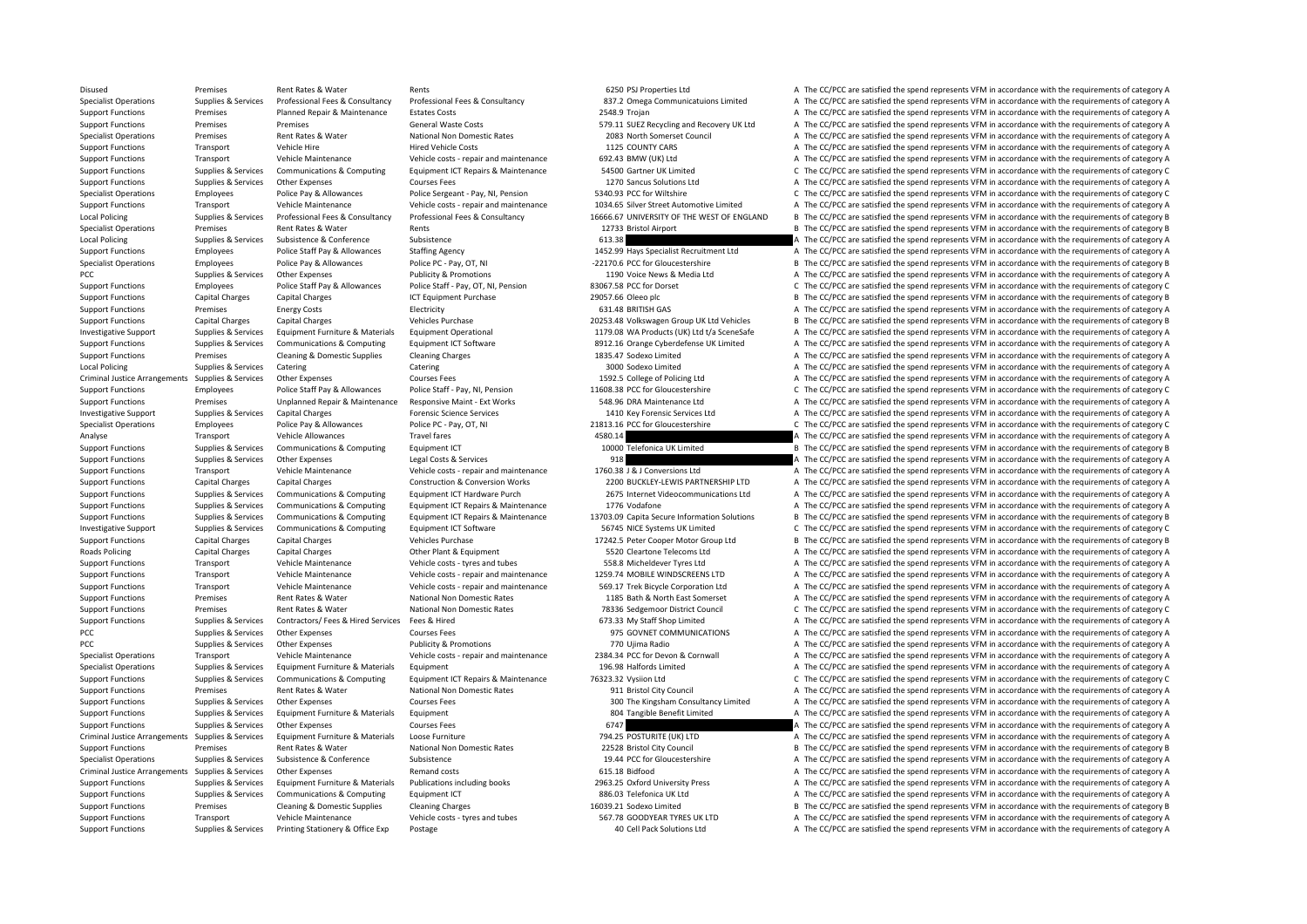| | | | | | | | |
|---|---|---|---|---|---|---|---|
| Disused | Premises | Rent Rates & Water | Rents | 6250 | PSJ Properties Ltd | A | The CC/PCC are satisfied the spend represents VFM in accordance with the requirements of category A |
| Specialist Operations | Supplies & Services | Professional Fees & Consultancy | Professional Fees & Consultancy | 837.2 | Omega Communicatuions Limited | A | The CC/PCC are satisfied the spend represents VFM in accordance with the requirements of category A |
| Support Functions | Premises | Planned Repair & Maintenance | Estates Costs | 2548.9 | Trojan | A | The CC/PCC are satisfied the spend represents VFM in accordance with the requirements of category A |
| Support Functions | Premises | Premises | General Waste Costs | 579.11 | SUEZ Recycling and Recovery UK Ltd | A | The CC/PCC are satisfied the spend represents VFM in accordance with the requirements of category A |
| Specialist Operations | Premises | Rent Rates & Water | National Non Domestic Rates | 2083 | North Somerset Council | A | The CC/PCC are satisfied the spend represents VFM in accordance with the requirements of category A |
| Support Functions | Transport | Vehicle Hire | Hired Vehicle Costs | 1125 | COUNTY CARS | A | The CC/PCC are satisfied the spend represents VFM in accordance with the requirements of category A |
| Support Functions | Transport | Vehicle Maintenance | Vehicle costs - repair and maintenance | 692.43 | BMW (UK) Ltd | A | The CC/PCC are satisfied the spend represents VFM in accordance with the requirements of category A |
| Support Functions | Supplies & Services | Communications & Computing | Equipment ICT Repairs & Maintenance | 54500 | Gartner UK Limited | C | The CC/PCC are satisfied the spend represents VFM in accordance with the requirements of category C |
| Support Functions | Supplies & Services | Other Expenses | Courses Fees | 1270 | Sancus Solutions Ltd | A | The CC/PCC are satisfied the spend represents VFM in accordance with the requirements of category A |
| Specialist Operations | Employees | Police Pay & Allowances | Police Sergeant - Pay, NI, Pension | 5340.93 | PCC for Wiltshire | C | The CC/PCC are satisfied the spend represents VFM in accordance with the requirements of category C |
| Support Functions | Transport | Vehicle Maintenance | Vehicle costs - repair and maintenance | 1034.65 | Silver Street Automotive Limited | A | The CC/PCC are satisfied the spend represents VFM in accordance with the requirements of category A |
| Local Policing | Supplies & Services | Professional Fees & Consultancy | Professional Fees & Consultancy | 16666.67 | UNIVERSITY OF THE WEST OF ENGLAND | B | The CC/PCC are satisfied the spend represents VFM in accordance with the requirements of category B |
| Specialist Operations | Premises | Rent Rates & Water | Rents | 12733 | Bristol Airport | B | The CC/PCC are satisfied the spend represents VFM in accordance with the requirements of category B |
| Local Policing | Supplies & Services | Subsistence & Conference | Subsistence | 613.38 | | A | The CC/PCC are satisfied the spend represents VFM in accordance with the requirements of category A |
| Support Functions | Employees | Police Staff Pay & Allowances | Staffing Agency | 1452.99 | Hays Specialist Recruitment Ltd | A | The CC/PCC are satisfied the spend represents VFM in accordance with the requirements of category A |
| Specialist Operations | Employees | Police Pay & Allowances | Police PC - Pay, OT, NI | -22170.6 | PCC for Gloucestershire | B | The CC/PCC are satisfied the spend represents VFM in accordance with the requirements of category B |
| PCC | Supplies & Services | Other Expenses | Publicity & Promotions | 1190 | Voice News & Media Ltd | A | The CC/PCC are satisfied the spend represents VFM in accordance with the requirements of category A |
| Support Functions | Employees | Police Staff Pay & Allowances | Police Staff - Pay, OT, NI, Pension | 83067.58 | PCC for Dorset | C | The CC/PCC are satisfied the spend represents VFM in accordance with the requirements of category C |
| Support Functions | Capital Charges | Capital Charges | ICT Equipment Purchase | 29057.66 | Oleeo plc | B | The CC/PCC are satisfied the spend represents VFM in accordance with the requirements of category B |
| Support Functions | Premises | Energy Costs | Electricity | 631.48 | BRITISH GAS | A | The CC/PCC are satisfied the spend represents VFM in accordance with the requirements of category A |
| Support Functions | Capital Charges | Capital Charges | Vehicles Purchase | 20253.48 | Volkswagen Group UK Ltd Vehicles | B | The CC/PCC are satisfied the spend represents VFM in accordance with the requirements of category B |
| Investigative Support | Supplies & Services | Equipment Furniture & Materials | Equipment Operational | 1179.08 | WA Products (UK) Ltd t/a SceneSafe | A | The CC/PCC are satisfied the spend represents VFM in accordance with the requirements of category A |
| Support Functions | Supplies & Services | Communications & Computing | Equipment ICT Software | 8912.16 | Orange Cyberdefense UK Limited | A | The CC/PCC are satisfied the spend represents VFM in accordance with the requirements of category A |
| Support Functions | Premises | Cleaning & Domestic Supplies | Cleaning Charges | 1835.47 | Sodexo Limited | A | The CC/PCC are satisfied the spend represents VFM in accordance with the requirements of category A |
| Local Policing | Supplies & Services | Catering | Catering | 3000 | Sodexo Limited | A | The CC/PCC are satisfied the spend represents VFM in accordance with the requirements of category A |
| Criminal Justice Arrangements | Supplies & Services | Other Expenses | Courses Fees | 1592.5 | College of Policing Ltd | A | The CC/PCC are satisfied the spend represents VFM in accordance with the requirements of category A |
| Support Functions | Employees | Police Staff Pay & Allowances | Police Staff - Pay, NI, Pension | 11608.38 | PCC for Gloucestershire | C | The CC/PCC are satisfied the spend represents VFM in accordance with the requirements of category C |
| Support Functions | Premises | Unplanned Repair & Maintenance | Responsive Maint - Ext Works | 548.96 | DRA Maintenance Ltd | A | The CC/PCC are satisfied the spend represents VFM in accordance with the requirements of category A |
| Investigative Support | Supplies & Services | Capital Charges | Forensic Science Services | 1410 | Key Forensic Services Ltd | A | The CC/PCC are satisfied the spend represents VFM in accordance with the requirements of category A |
| Specialist Operations | Employees | Police Pay & Allowances | Police PC - Pay, OT, NI | 21813.16 | PCC for Gloucestershire | C | The CC/PCC are satisfied the spend represents VFM in accordance with the requirements of category C |
| Analyse | Transport | Vehicle Allowances | Travel fares | 4580.14 | | A | The CC/PCC are satisfied the spend represents VFM in accordance with the requirements of category A |
| Support Functions | Supplies & Services | Communications & Computing | Equipment ICT | 10000 | Telefonica UK Limited | B | The CC/PCC are satisfied the spend represents VFM in accordance with the requirements of category B |
| Support Functions | Supplies & Services | Other Expenses | Legal Costs & Services | 918 | | A | The CC/PCC are satisfied the spend represents VFM in accordance with the requirements of category A |
| Support Functions | Transport | Vehicle Maintenance | Vehicle costs - repair and maintenance | 1760.38 | J & J Conversions Ltd | A | The CC/PCC are satisfied the spend represents VFM in accordance with the requirements of category A |
| Support Functions | Capital Charges | Capital Charges | Construction & Conversion Works | 2200 | BUCKLEY-LEWIS PARTNERSHIP LTD | A | The CC/PCC are satisfied the spend represents VFM in accordance with the requirements of category A |
| Support Functions | Supplies & Services | Communications & Computing | Equipment ICT Hardware Purch | 2675 | Internet Videocommunications Ltd | A | The CC/PCC are satisfied the spend represents VFM in accordance with the requirements of category A |
| Support Functions | Supplies & Services | Communications & Computing | Equipment ICT Repairs & Maintenance | 1776 | Vodafone | A | The CC/PCC are satisfied the spend represents VFM in accordance with the requirements of category A |
| Support Functions | Supplies & Services | Communications & Computing | Equipment ICT Repairs & Maintenance | 13703.09 | Capita Secure Information Solutions | B | The CC/PCC are satisfied the spend represents VFM in accordance with the requirements of category B |
| Investigative Support | Supplies & Services | Communications & Computing | Equipment ICT Software | 56745 | NICE Systems UK Limited | C | The CC/PCC are satisfied the spend represents VFM in accordance with the requirements of category C |
| Support Functions | Capital Charges | Capital Charges | Vehicles Purchase | 17242.5 | Peter Cooper Motor Group Ltd | B | The CC/PCC are satisfied the spend represents VFM in accordance with the requirements of category B |
| Roads Policing | Capital Charges | Capital Charges | Other Plant & Equipment | 5520 | Cleartone Telecoms Ltd | A | The CC/PCC are satisfied the spend represents VFM in accordance with the requirements of category A |
| Support Functions | Transport | Vehicle Maintenance | Vehicle costs - tyres and tubes | 558.8 | Micheldever Tyres Ltd | A | The CC/PCC are satisfied the spend represents VFM in accordance with the requirements of category A |
| Support Functions | Transport | Vehicle Maintenance | Vehicle costs - repair and maintenance | 1259.74 | MOBILE WINDSCREENS LTD | A | The CC/PCC are satisfied the spend represents VFM in accordance with the requirements of category A |
| Support Functions | Transport | Vehicle Maintenance | Vehicle costs - repair and maintenance | 569.17 | Trek Bicycle Corporation Ltd | A | The CC/PCC are satisfied the spend represents VFM in accordance with the requirements of category A |
| Support Functions | Premises | Rent Rates & Water | National Non Domestic Rates | 1185 | Bath & North East Somerset | A | The CC/PCC are satisfied the spend represents VFM in accordance with the requirements of category A |
| Support Functions | Premises | Rent Rates & Water | National Non Domestic Rates | 78336 | Sedgemoor District Council | C | The CC/PCC are satisfied the spend represents VFM in accordance with the requirements of category C |
| Support Functions | Supplies & Services | Contractors/ Fees & Hired Services | Fees & Hired | 673.33 | My Staff Shop Limited | A | The CC/PCC are satisfied the spend represents VFM in accordance with the requirements of category A |
| PCC | Supplies & Services | Other Expenses | Courses Fees | 975 | GOVNET COMMUNICATIONS | A | The CC/PCC are satisfied the spend represents VFM in accordance with the requirements of category A |
| PCC | Supplies & Services | Other Expenses | Publicity & Promotions | 770 | Ujima Radio | A | The CC/PCC are satisfied the spend represents VFM in accordance with the requirements of category A |
| Specialist Operations | Transport | Vehicle Maintenance | Vehicle costs - repair and maintenance | 2384.34 | PCC for Devon & Cornwall | A | The CC/PCC are satisfied the spend represents VFM in accordance with the requirements of category A |
| Specialist Operations | Supplies & Services | Equipment Furniture & Materials | Equipment | 196.98 | Halfords Limited | A | The CC/PCC are satisfied the spend represents VFM in accordance with the requirements of category A |
| Support Functions | Supplies & Services | Communications & Computing | Equipment ICT Repairs & Maintenance | 76323.32 | Vysiion Ltd | C | The CC/PCC are satisfied the spend represents VFM in accordance with the requirements of category C |
| Support Functions | Premises | Rent Rates & Water | National Non Domestic Rates | 911 | Bristol City Council | A | The CC/PCC are satisfied the spend represents VFM in accordance with the requirements of category A |
| Support Functions | Supplies & Services | Other Expenses | Courses Fees | 300 | The Kingsham Consultancy Limited | A | The CC/PCC are satisfied the spend represents VFM in accordance with the requirements of category A |
| Support Functions | Supplies & Services | Equipment Furniture & Materials | Equipment | 804 | Tangible Benefit Limited | A | The CC/PCC are satisfied the spend represents VFM in accordance with the requirements of category A |
| Support Functions | Supplies & Services | Other Expenses | Courses Fees | 6747 | | A | The CC/PCC are satisfied the spend represents VFM in accordance with the requirements of category A |
| Criminal Justice Arrangements | Supplies & Services | Equipment Furniture & Materials | Loose Furniture | 794.25 | POSTURITE (UK) LTD | A | The CC/PCC are satisfied the spend represents VFM in accordance with the requirements of category A |
| Support Functions | Premises | Rent Rates & Water | National Non Domestic Rates | 22528 | Bristol City Council | B | The CC/PCC are satisfied the spend represents VFM in accordance with the requirements of category B |
| Specialist Operations | Supplies & Services | Subsistence & Conference | Subsistence | 19.44 | PCC for Gloucestershire | A | The CC/PCC are satisfied the spend represents VFM in accordance with the requirements of category A |
| Criminal Justice Arrangements | Supplies & Services | Other Expenses | Remand costs | 615.18 | Bidfood | A | The CC/PCC are satisfied the spend represents VFM in accordance with the requirements of category A |
| Support Functions | Supplies & Services | Equipment Furniture & Materials | Publications including books | 2963.25 | Oxford University Press | A | The CC/PCC are satisfied the spend represents VFM in accordance with the requirements of category A |
| Support Functions | Supplies & Services | Communications & Computing | Equipment ICT | 886.03 | Telefonica UK Ltd | A | The CC/PCC are satisfied the spend represents VFM in accordance with the requirements of category A |
| Support Functions | Premises | Cleaning & Domestic Supplies | Cleaning Charges | 16039.21 | Sodexo Limited | B | The CC/PCC are satisfied the spend represents VFM in accordance with the requirements of category B |
| Support Functions | Transport | Vehicle Maintenance | Vehicle costs - tyres and tubes | 567.78 | GOODYEAR TYRES UK LTD | A | The CC/PCC are satisfied the spend represents VFM in accordance with the requirements of category A |
| Support Functions | Supplies & Services | Printing Stationery & Office Exp | Postage | 40 | Cell Pack Solutions Ltd | A | The CC/PCC are satisfied the spend represents VFM in accordance with the requirements of category A |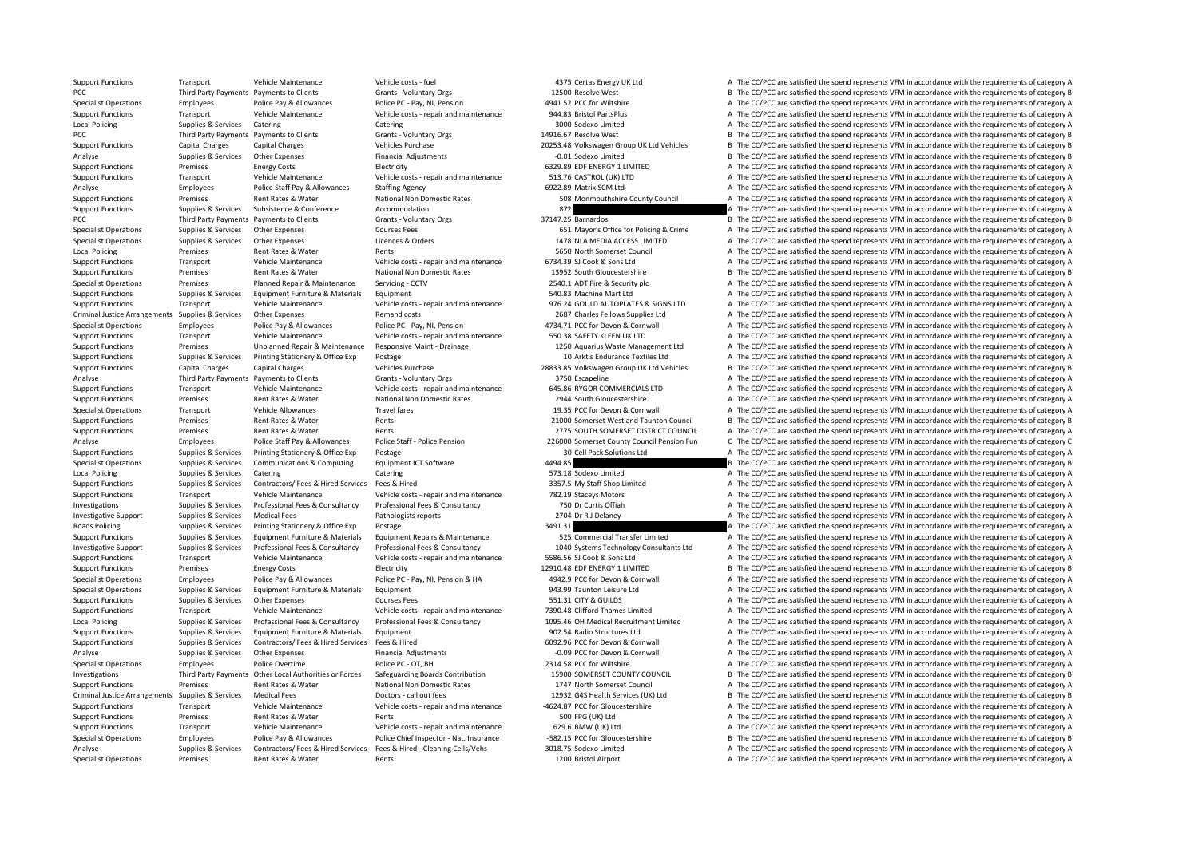| | | | | | | | |
|---|---|---|---|---|---|---|---|
| Support Functions | Transport | Vehicle Maintenance | Vehicle costs - fuel | 4375 | Certas Energy UK Ltd | A | The CC/PCC are satisfied the spend represents VFM in accordance with the requirements of category A |
| PCC | Third Party Payments | Payments to Clients | Grants - Voluntary Orgs | 12500 | Resolve West | B | The CC/PCC are satisfied the spend represents VFM in accordance with the requirements of category B |
| Specialist Operations | Employees | Police Pay & Allowances | Police PC - Pay, NI, Pension | 4941.52 | PCC for Wiltshire | A | The CC/PCC are satisfied the spend represents VFM in accordance with the requirements of category A |
| Support Functions | Transport | Vehicle Maintenance | Vehicle costs - repair and maintenance | 944.83 | Bristol PartsPlus | A | The CC/PCC are satisfied the spend represents VFM in accordance with the requirements of category A |
| Local Policing | Supplies & Services | Catering | Catering | 3000 | Sodexo Limited | A | The CC/PCC are satisfied the spend represents VFM in accordance with the requirements of category A |
| PCC | Third Party Payments | Payments to Clients | Grants - Voluntary Orgs | 14916.67 | Resolve West | B | The CC/PCC are satisfied the spend represents VFM in accordance with the requirements of category B |
| Support Functions | Capital Charges | Capital Charges | Vehicles Purchase | 20253.48 | Volkswagen Group UK Ltd Vehicles | B | The CC/PCC are satisfied the spend represents VFM in accordance with the requirements of category B |
| Analyse | Supplies & Services | Other Expenses | Financial Adjustments | -0.01 | Sodexo Limited | B | The CC/PCC are satisfied the spend represents VFM in accordance with the requirements of category B |
| Support Functions | Premises | Energy Costs | Electricity | 6329.89 | EDF ENERGY 1 LIMITED | A | The CC/PCC are satisfied the spend represents VFM in accordance with the requirements of category A |
| Support Functions | Transport | Vehicle Maintenance | Vehicle costs - repair and maintenance | 513.76 | CASTROL (UK) LTD | A | The CC/PCC are satisfied the spend represents VFM in accordance with the requirements of category A |
| Analyse | Employees | Police Staff Pay & Allowances | Staffing Agency | 6922.89 | Matrix SCM Ltd | A | The CC/PCC are satisfied the spend represents VFM in accordance with the requirements of category A |
| Support Functions | Premises | Rent Rates & Water | National Non Domestic Rates | 508 | Monmouthshire County Council | A | The CC/PCC are satisfied the spend represents VFM in accordance with the requirements of category A |
| Support Functions | Supplies & Services | Subsistence & Conference | Accommodation | 872 | | A | The CC/PCC are satisfied the spend represents VFM in accordance with the requirements of category A |
| PCC | Third Party Payments | Payments to Clients | Grants - Voluntary Orgs | 37147.25 | Barnardos | B | The CC/PCC are satisfied the spend represents VFM in accordance with the requirements of category B |
| Specialist Operations | Supplies & Services | Other Expenses | Courses Fees | 651 | Mayor's Office for Policing & Crime | A | The CC/PCC are satisfied the spend represents VFM in accordance with the requirements of category A |
| Specialist Operations | Supplies & Services | Other Expenses | Licences & Orders | 1478 | NLA MEDIA ACCESS LIMITED | A | The CC/PCC are satisfied the spend represents VFM in accordance with the requirements of category A |
| Local Policing | Premises | Rent Rates & Water | Rents | 5650 | North Somerset Council | A | The CC/PCC are satisfied the spend represents VFM in accordance with the requirements of category A |
| Support Functions | Transport | Vehicle Maintenance | Vehicle costs - repair and maintenance | 6734.39 | SJ Cook & Sons Ltd | A | The CC/PCC are satisfied the spend represents VFM in accordance with the requirements of category A |
| Support Functions | Premises | Rent Rates & Water | National Non Domestic Rates | 13952 | South Gloucestershire | B | The CC/PCC are satisfied the spend represents VFM in accordance with the requirements of category B |
| Specialist Operations | Premises | Planned Repair & Maintenance | Servicing - CCTV | 2540.1 | ADT Fire & Security plc | A | The CC/PCC are satisfied the spend represents VFM in accordance with the requirements of category A |
| Support Functions | Supplies & Services | Equipment Furniture & Materials | Equipment | 540.83 | Machine Mart Ltd | A | The CC/PCC are satisfied the spend represents VFM in accordance with the requirements of category A |
| Support Functions | Transport | Vehicle Maintenance | Vehicle costs - repair and maintenance | 976.24 | GOULD AUTOPLATES & SIGNS LTD | A | The CC/PCC are satisfied the spend represents VFM in accordance with the requirements of category A |
| Criminal Justice Arrangements | Supplies & Services | Other Expenses | Remand costs | 2687 | Charles Fellows Supplies Ltd | A | The CC/PCC are satisfied the spend represents VFM in accordance with the requirements of category A |
| Specialist Operations | Employees | Police Pay & Allowances | Police PC - Pay, NI, Pension | 4734.71 | PCC for Devon & Cornwall | A | The CC/PCC are satisfied the spend represents VFM in accordance with the requirements of category A |
| Support Functions | Transport | Vehicle Maintenance | Vehicle costs - repair and maintenance | 550.38 | SAFETY KLEEN UK LTD | A | The CC/PCC are satisfied the spend represents VFM in accordance with the requirements of category A |
| Support Functions | Premises | Unplanned Repair & Maintenance | Responsive Maint - Drainage | 1250 | Aquarius Waste Management Ltd | A | The CC/PCC are satisfied the spend represents VFM in accordance with the requirements of category A |
| Support Functions | Supplies & Services | Printing Stationery & Office Exp | Postage | 10 | Arktis Endurance Textiles Ltd | A | The CC/PCC are satisfied the spend represents VFM in accordance with the requirements of category A |
| Support Functions | Capital Charges | Capital Charges | Vehicles Purchase | 28833.85 | Volkswagen Group UK Ltd Vehicles | B | The CC/PCC are satisfied the spend represents VFM in accordance with the requirements of category B |
| Analyse | Third Party Payments | Payments to Clients | Grants - Voluntary Orgs | 3750 | Escapeline | A | The CC/PCC are satisfied the spend represents VFM in accordance with the requirements of category A |
| Support Functions | Transport | Vehicle Maintenance | Vehicle costs - repair and maintenance | 645.86 | RYGOR COMMERCIALS LTD | A | The CC/PCC are satisfied the spend represents VFM in accordance with the requirements of category A |
| Support Functions | Premises | Rent Rates & Water | National Non Domestic Rates | 2944 | South Gloucestershire | A | The CC/PCC are satisfied the spend represents VFM in accordance with the requirements of category A |
| Specialist Operations | Transport | Vehicle Allowances | Travel fares | 19.35 | PCC for Devon & Cornwall | A | The CC/PCC are satisfied the spend represents VFM in accordance with the requirements of category A |
| Support Functions | Premises | Rent Rates & Water | Rents | 21000 | Somerset West and Taunton Council | B | The CC/PCC are satisfied the spend represents VFM in accordance with the requirements of category B |
| Support Functions | Premises | Rent Rates & Water | Rents | 2775 | SOUTH SOMERSET DISTRICT COUNCIL | A | The CC/PCC are satisfied the spend represents VFM in accordance with the requirements of category A |
| Analyse | Employees | Police Staff Pay & Allowances | Police Staff - Police Pension | 226000 | Somerset County Council Pension Fun | C | The CC/PCC are satisfied the spend represents VFM in accordance with the requirements of category C |
| Support Functions | Supplies & Services | Printing Stationery & Office Exp | Postage | 30 | Cell Pack Solutions Ltd | A | The CC/PCC are satisfied the spend represents VFM in accordance with the requirements of category A |
| Specialist Operations | Supplies & Services | Communications & Computing | Equipment ICT Software | 4494.85 | | B | The CC/PCC are satisfied the spend represents VFM in accordance with the requirements of category B |
| Local Policing | Supplies & Services | Catering | Catering | 573.18 | Sodexo Limited | A | The CC/PCC are satisfied the spend represents VFM in accordance with the requirements of category A |
| Support Functions | Supplies & Services | Contractors/ Fees & Hired Services | Fees & Hired | 3357.5 | My Staff Shop Limited | A | The CC/PCC are satisfied the spend represents VFM in accordance with the requirements of category A |
| Support Functions | Transport | Vehicle Maintenance | Vehicle costs - repair and maintenance | 782.19 | Staceys Motors | A | The CC/PCC are satisfied the spend represents VFM in accordance with the requirements of category A |
| Investigations | Supplies & Services | Professional Fees & Consultancy | Professional Fees & Consultancy | 750 | Dr Curtis Offiah | A | The CC/PCC are satisfied the spend represents VFM in accordance with the requirements of category A |
| Investigative Support | Supplies & Services | Medical Fees | Pathologists reports | 2704 | Dr R J Delaney | A | The CC/PCC are satisfied the spend represents VFM in accordance with the requirements of category A |
| Roads Policing | Supplies & Services | Printing Stationery & Office Exp | Postage | 3491.31 | | A | The CC/PCC are satisfied the spend represents VFM in accordance with the requirements of category A |
| Support Functions | Supplies & Services | Equipment Furniture & Materials | Equipment Repairs & Maintenance | 525 | Commercial Transfer Limited | A | The CC/PCC are satisfied the spend represents VFM in accordance with the requirements of category A |
| Investigative Support | Supplies & Services | Professional Fees & Consultancy | Professional Fees & Consultancy | 1040 | Systems Technology Consultants Ltd | A | The CC/PCC are satisfied the spend represents VFM in accordance with the requirements of category A |
| Support Functions | Transport | Vehicle Maintenance | Vehicle costs - repair and maintenance | 5586.56 | SJ Cook & Sons Ltd | A | The CC/PCC are satisfied the spend represents VFM in accordance with the requirements of category A |
| Support Functions | Premises | Energy Costs | Electricity | 12910.48 | EDF ENERGY 1 LIMITED | B | The CC/PCC are satisfied the spend represents VFM in accordance with the requirements of category B |
| Specialist Operations | Employees | Police Pay & Allowances | Police PC - Pay, NI, Pension & HA | 4942.9 | PCC for Devon & Cornwall | A | The CC/PCC are satisfied the spend represents VFM in accordance with the requirements of category A |
| Specialist Operations | Supplies & Services | Equipment Furniture & Materials | Equipment | 943.99 | Taunton Leisure Ltd | A | The CC/PCC are satisfied the spend represents VFM in accordance with the requirements of category A |
| Support Functions | Supplies & Services | Other Expenses | Courses Fees | 551.31 | CITY & GUILDS | A | The CC/PCC are satisfied the spend represents VFM in accordance with the requirements of category A |
| Support Functions | Transport | Vehicle Maintenance | Vehicle costs - repair and maintenance | 7390.48 | Clifford Thames Limited | A | The CC/PCC are satisfied the spend represents VFM in accordance with the requirements of category A |
| Local Policing | Supplies & Services | Professional Fees & Consultancy | Professional Fees & Consultancy | 1095.46 | OH Medical Recruitment Limited | A | The CC/PCC are satisfied the spend represents VFM in accordance with the requirements of category A |
| Support Functions | Supplies & Services | Equipment Furniture & Materials | Equipment | 902.54 | Radio Structures Ltd | A | The CC/PCC are satisfied the spend represents VFM in accordance with the requirements of category A |
| Support Functions | Supplies & Services | Contractors/ Fees & Hired Services | Fees & Hired | 6092.96 | PCC for Devon & Cornwall | A | The CC/PCC are satisfied the spend represents VFM in accordance with the requirements of category A |
| Analyse | Supplies & Services | Other Expenses | Financial Adjustments | -0.09 | PCC for Devon & Cornwall | A | The CC/PCC are satisfied the spend represents VFM in accordance with the requirements of category A |
| Specialist Operations | Employees | Police Overtime | Police PC - OT, BH | 2314.58 | PCC for Wiltshire | A | The CC/PCC are satisfied the spend represents VFM in accordance with the requirements of category A |
| Investigations | Third Party Payments | Other Local Authorities or Forces | Safeguarding Boards Contribution | 15900 | SOMERSET COUNTY COUNCIL | B | The CC/PCC are satisfied the spend represents VFM in accordance with the requirements of category B |
| Support Functions | Premises | Rent Rates & Water | National Non Domestic Rates | 1747 | North Somerset Council | A | The CC/PCC are satisfied the spend represents VFM in accordance with the requirements of category A |
| Criminal Justice Arrangements | Supplies & Services | Medical Fees | Doctors - call out fees | 12932 | G4S Health Services (UK) Ltd | B | The CC/PCC are satisfied the spend represents VFM in accordance with the requirements of category B |
| Support Functions | Transport | Vehicle Maintenance | Vehicle costs - repair and maintenance | -4624.87 | PCC for Gloucestershire | A | The CC/PCC are satisfied the spend represents VFM in accordance with the requirements of category A |
| Support Functions | Premises | Rent Rates & Water | Rents | 500 | FPG (UK) Ltd | A | The CC/PCC are satisfied the spend represents VFM in accordance with the requirements of category A |
| Support Functions | Transport | Vehicle Maintenance | Vehicle costs - repair and maintenance | 629.6 | BMW (UK) Ltd | A | The CC/PCC are satisfied the spend represents VFM in accordance with the requirements of category A |
| Specialist Operations | Employees | Police Pay & Allowances | Police Chief Inspector - Nat. Insurance | -582.15 | PCC for Gloucestershire | B | The CC/PCC are satisfied the spend represents VFM in accordance with the requirements of category B |
| Analyse | Supplies & Services | Contractors/ Fees & Hired Services | Fees & Hired - Cleaning Cells/Vehs | 3018.75 | Sodexo Limited | A | The CC/PCC are satisfied the spend represents VFM in accordance with the requirements of category A |
| Specialist Operations | Premises | Rent Rates & Water | Rents | 1200 | Bristol Airport | A | The CC/PCC are satisfied the spend represents VFM in accordance with the requirements of category A |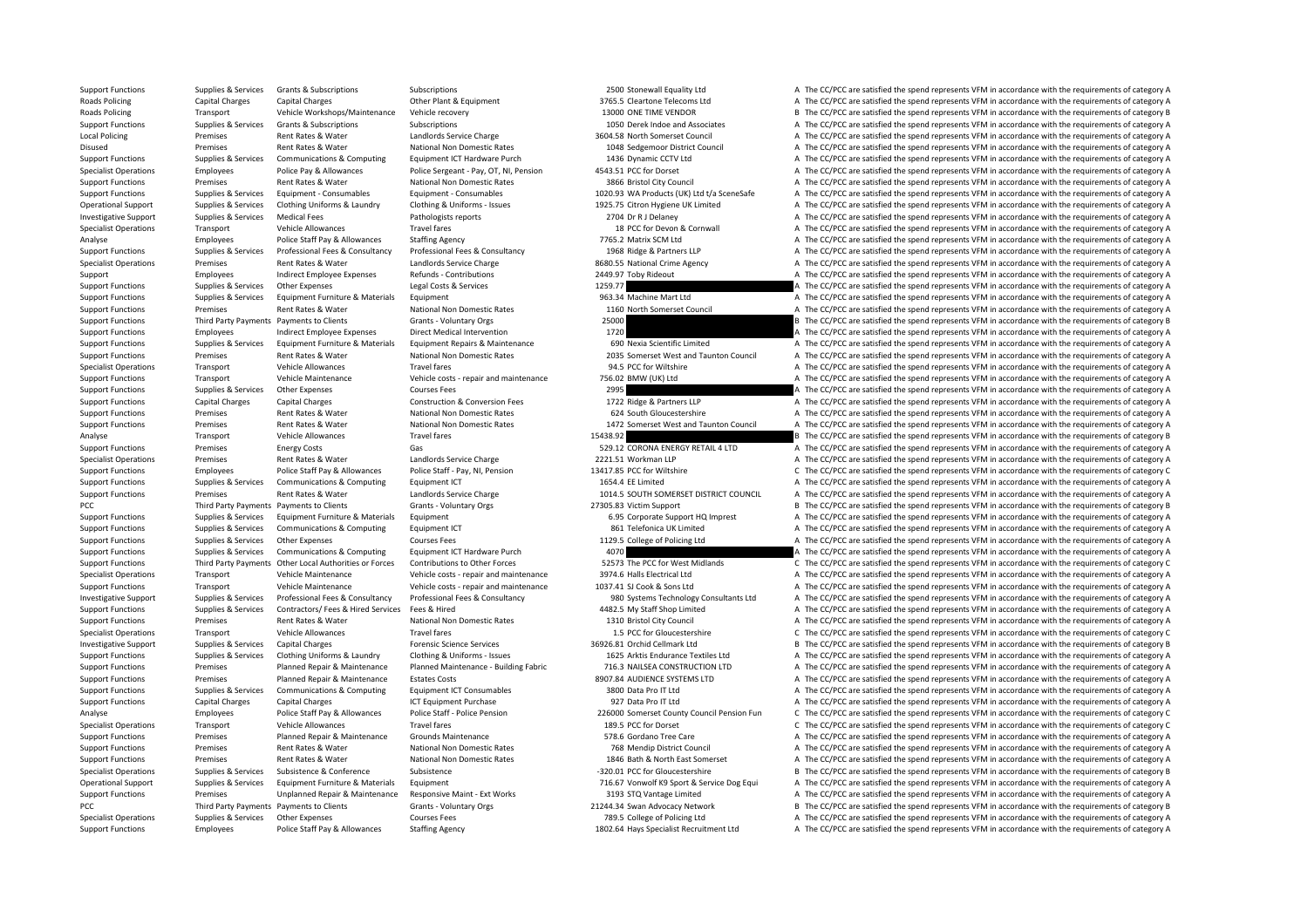| | | | | | | | |
|---|---|---|---|---|---|---|---|
| Support Functions | Supplies & Services | Grants & Subscriptions | Subscriptions | 2500 | Stonewall Equality Ltd | A | The CC/PCC are satisfied the spend represents VFM in accordance with the requirements of category A |
| Roads Policing | Capital Charges | Capital Charges | Other Plant & Equipment | 3765.5 | Cleartone Telecoms Ltd | A | The CC/PCC are satisfied the spend represents VFM in accordance with the requirements of category A |
| Roads Policing | Transport | Vehicle Workshops/Maintenance | Vehicle recovery | 13000 | ONE TIME VENDOR | B | The CC/PCC are satisfied the spend represents VFM in accordance with the requirements of category B |
| Support Functions | Supplies & Services | Grants & Subscriptions | Subscriptions | 1050 | Derek Indoe and Associates | A | The CC/PCC are satisfied the spend represents VFM in accordance with the requirements of category A |
| Local Policing | Premises | Rent Rates & Water | Landlords Service Charge | 3604.58 | North Somerset Council | A | The CC/PCC are satisfied the spend represents VFM in accordance with the requirements of category A |
| Disused | Premises | Rent Rates & Water | National Non Domestic Rates | 1048 | Sedgemoor District Council | A | The CC/PCC are satisfied the spend represents VFM in accordance with the requirements of category A |
| Support Functions | Supplies & Services | Communications & Computing | Equipment ICT Hardware Purch | 1436 | Dynamic CCTV Ltd | A | The CC/PCC are satisfied the spend represents VFM in accordance with the requirements of category A |
| Specialist Operations | Employees | Police Pay & Allowances | Police Sergeant - Pay, OT, NI, Pension | 4543.51 | PCC for Dorset | A | The CC/PCC are satisfied the spend represents VFM in accordance with the requirements of category A |
| Support Functions | Premises | Rent Rates & Water | National Non Domestic Rates | 3866 | Bristol City Council | A | The CC/PCC are satisfied the spend represents VFM in accordance with the requirements of category A |
| Support Functions | Supplies & Services | Equipment - Consumables | Equipment - Consumables | 1020.93 | WA Products (UK) Ltd t/a SceneSafe | A | The CC/PCC are satisfied the spend represents VFM in accordance with the requirements of category A |
| Operational Support | Supplies & Services | Clothing Uniforms & Laundry | Clothing & Uniforms - Issues | 1925.75 | Citron Hygiene UK Limited | A | The CC/PCC are satisfied the spend represents VFM in accordance with the requirements of category A |
| Investigative Support | Supplies & Services | Medical Fees | Pathologists reports | 2704 | Dr R J Delaney | A | The CC/PCC are satisfied the spend represents VFM in accordance with the requirements of category A |
| Specialist Operations | Transport | Vehicle Allowances | Travel fares | 18 | PCC for Devon & Cornwall | A | The CC/PCC are satisfied the spend represents VFM in accordance with the requirements of category A |
| Analyse | Employees | Police Staff Pay & Allowances | Staffing Agency | 7765.2 | Matrix SCM Ltd | A | The CC/PCC are satisfied the spend represents VFM in accordance with the requirements of category A |
| Support Functions | Supplies & Services | Professional Fees & Consultancy | Professional Fees & Consultancy | 1968 | Ridge & Partners LLP | A | The CC/PCC are satisfied the spend represents VFM in accordance with the requirements of category A |
| Specialist Operations | Premises | Rent Rates & Water | Landlords Service Charge | 8680.55 | National Crime Agency | A | The CC/PCC are satisfied the spend represents VFM in accordance with the requirements of category A |
| Support | Employees | Indirect Employee Expenses | Refunds - Contributions | 2449.97 | Toby Rideout | A | The CC/PCC are satisfied the spend represents VFM in accordance with the requirements of category A |
| Support Functions | Supplies & Services | Other Expenses | Legal Costs & Services | 1259.77 | | A | The CC/PCC are satisfied the spend represents VFM in accordance with the requirements of category A |
| Support Functions | Supplies & Services | Equipment Furniture & Materials | Equipment | 963.34 | Machine Mart Ltd | A | The CC/PCC are satisfied the spend represents VFM in accordance with the requirements of category A |
| Support Functions | Premises | Rent Rates & Water | National Non Domestic Rates | 1160 | North Somerset Council | A | The CC/PCC are satisfied the spend represents VFM in accordance with the requirements of category A |
| Support Functions | Third Party Payments | Payments to Clients | Grants - Voluntary Orgs | 25000 | | B | The CC/PCC are satisfied the spend represents VFM in accordance with the requirements of category B |
| Support Functions | Employees | Indirect Employee Expenses | Direct Medical Intervention | 1720 | | A | The CC/PCC are satisfied the spend represents VFM in accordance with the requirements of category A |
| Support Functions | Supplies & Services | Equipment Furniture & Materials | Equipment Repairs & Maintenance | 690 | Nexia Scientific Limited | A | The CC/PCC are satisfied the spend represents VFM in accordance with the requirements of category A |
| Support Functions | Premises | Rent Rates & Water | National Non Domestic Rates | 2035 | Somerset West and Taunton Council | A | The CC/PCC are satisfied the spend represents VFM in accordance with the requirements of category A |
| Specialist Operations | Transport | Vehicle Allowances | Travel fares | 94.5 | PCC for Wiltshire | A | The CC/PCC are satisfied the spend represents VFM in accordance with the requirements of category A |
| Support Functions | Transport | Vehicle Maintenance | Vehicle costs - repair and maintenance | 756.02 | BMW (UK) Ltd | A | The CC/PCC are satisfied the spend represents VFM in accordance with the requirements of category A |
| Support Functions | Supplies & Services | Other Expenses | Courses Fees | 2995 | | A | The CC/PCC are satisfied the spend represents VFM in accordance with the requirements of category A |
| Support Functions | Capital Charges | Capital Charges | Construction & Conversion Fees | 1722 | Ridge & Partners LLP | A | The CC/PCC are satisfied the spend represents VFM in accordance with the requirements of category A |
| Support Functions | Premises | Rent Rates & Water | National Non Domestic Rates | 624 | South Gloucestershire | A | The CC/PCC are satisfied the spend represents VFM in accordance with the requirements of category A |
| Support Functions | Premises | Rent Rates & Water | National Non Domestic Rates | 1472 | Somerset West and Taunton Council | A | The CC/PCC are satisfied the spend represents VFM in accordance with the requirements of category A |
| Analyse | Transport | Vehicle Allowances | Travel fares | 15438.92 | | B | The CC/PCC are satisfied the spend represents VFM in accordance with the requirements of category B |
| Support Functions | Premises | Energy Costs | Gas | 529.12 | CORONA ENERGY RETAIL 4 LTD | A | The CC/PCC are satisfied the spend represents VFM in accordance with the requirements of category A |
| Specialist Operations | Premises | Rent Rates & Water | Landlords Service Charge | 2221.51 | Workman LLP | A | The CC/PCC are satisfied the spend represents VFM in accordance with the requirements of category A |
| Support Functions | Employees | Police Staff Pay & Allowances | Police Staff - Pay, NI, Pension | 13417.85 | PCC for Wiltshire | C | The CC/PCC are satisfied the spend represents VFM in accordance with the requirements of category C |
| Support Functions | Supplies & Services | Communications & Computing | Equipment ICT | 1654.4 | EE Limited | A | The CC/PCC are satisfied the spend represents VFM in accordance with the requirements of category A |
| Support Functions | Premises | Rent Rates & Water | Landlords Service Charge | 1014.5 | SOUTH SOMERSET DISTRICT COUNCIL | A | The CC/PCC are satisfied the spend represents VFM in accordance with the requirements of category A |
| PCC | Third Party Payments | Payments to Clients | Grants - Voluntary Orgs | 27305.83 | Victim Support | B | The CC/PCC are satisfied the spend represents VFM in accordance with the requirements of category B |
| Support Functions | Supplies & Services | Equipment Furniture & Materials | Equipment | 6.95 | Corporate Support HQ Imprest | A | The CC/PCC are satisfied the spend represents VFM in accordance with the requirements of category A |
| Support Functions | Supplies & Services | Communications & Computing | Equipment ICT | 861 | Telefonica UK Limited | A | The CC/PCC are satisfied the spend represents VFM in accordance with the requirements of category A |
| Support Functions | Supplies & Services | Other Expenses | Courses Fees | 1129.5 | College of Policing Ltd | A | The CC/PCC are satisfied the spend represents VFM in accordance with the requirements of category A |
| Support Functions | Supplies & Services | Communications & Computing | Equipment ICT Hardware Purch | 4070 | | A | The CC/PCC are satisfied the spend represents VFM in accordance with the requirements of category A |
| Support Functions | Third Party Payments | Other Local Authorities or Forces | Contributions to Other Forces | 52573 | The PCC for West Midlands | C | The CC/PCC are satisfied the spend represents VFM in accordance with the requirements of category C |
| Specialist Operations | Transport | Vehicle Maintenance | Vehicle costs - repair and maintenance | 3974.6 | Halls Electrical Ltd | A | The CC/PCC are satisfied the spend represents VFM in accordance with the requirements of category A |
| Support Functions | Transport | Vehicle Maintenance | Vehicle costs - repair and maintenance | 1037.41 | SJ Cook & Sons Ltd | A | The CC/PCC are satisfied the spend represents VFM in accordance with the requirements of category A |
| Investigative Support | Supplies & Services | Professional Fees & Consultancy | Professional Fees & Consultancy | 980 | Systems Technology Consultants Ltd | A | The CC/PCC are satisfied the spend represents VFM in accordance with the requirements of category A |
| Support Functions | Supplies & Services | Contractors/ Fees & Hired Services | Fees & Hired | 4482.5 | My Staff Shop Limited | A | The CC/PCC are satisfied the spend represents VFM in accordance with the requirements of category A |
| Support Functions | Premises | Rent Rates & Water | National Non Domestic Rates | 1310 | Bristol City Council | A | The CC/PCC are satisfied the spend represents VFM in accordance with the requirements of category A |
| Specialist Operations | Transport | Vehicle Allowances | Travel fares | 1.5 | PCC for Gloucestershire | C | The CC/PCC are satisfied the spend represents VFM in accordance with the requirements of category C |
| Investigative Support | Supplies & Services | Capital Charges | Forensic Science Services | 36926.81 | Orchid Cellmark Ltd | B | The CC/PCC are satisfied the spend represents VFM in accordance with the requirements of category B |
| Support Functions | Supplies & Services | Clothing Uniforms & Laundry | Clothing & Uniforms - Issues | 1625 | Arktis Endurance Textiles Ltd | A | The CC/PCC are satisfied the spend represents VFM in accordance with the requirements of category A |
| Support Functions | Premises | Planned Repair & Maintenance | Planned Maintenance - Building Fabric | 716.3 | NAILSEA CONSTRUCTION LTD | A | The CC/PCC are satisfied the spend represents VFM in accordance with the requirements of category A |
| Support Functions | Premises | Planned Repair & Maintenance | Estates Costs | 8907.84 | AUDIENCE SYSTEMS LTD | A | The CC/PCC are satisfied the spend represents VFM in accordance with the requirements of category A |
| Support Functions | Supplies & Services | Communications & Computing | Equipment ICT Consumables | 3800 | Data Pro IT Ltd | A | The CC/PCC are satisfied the spend represents VFM in accordance with the requirements of category A |
| Support Functions | Capital Charges | Capital Charges | ICT Equipment Purchase | 927 | Data Pro IT Ltd | A | The CC/PCC are satisfied the spend represents VFM in accordance with the requirements of category A |
| Analyse | Employees | Police Staff Pay & Allowances | Police Staff - Police Pension | 226000 | Somerset County Council Pension Fun | C | The CC/PCC are satisfied the spend represents VFM in accordance with the requirements of category C |
| Specialist Operations | Transport | Vehicle Allowances | Travel fares | 189.5 | PCC for Dorset | C | The CC/PCC are satisfied the spend represents VFM in accordance with the requirements of category C |
| Support Functions | Premises | Planned Repair & Maintenance | Grounds Maintenance | 578.6 | Gordano Tree Care | A | The CC/PCC are satisfied the spend represents VFM in accordance with the requirements of category A |
| Support Functions | Premises | Rent Rates & Water | National Non Domestic Rates | 768 | Mendip District Council | A | The CC/PCC are satisfied the spend represents VFM in accordance with the requirements of category A |
| Support Functions | Premises | Rent Rates & Water | National Non Domestic Rates | 1846 | Bath & North East Somerset | A | The CC/PCC are satisfied the spend represents VFM in accordance with the requirements of category A |
| Specialist Operations | Supplies & Services | Subsistence & Conference | Subsistence | -320.01 | PCC for Gloucestershire | B | The CC/PCC are satisfied the spend represents VFM in accordance with the requirements of category B |
| Operational Support | Supplies & Services | Equipment Furniture & Materials | Equipment | 716.67 | Vonwolf K9 Sport & Service Dog Equi | A | The CC/PCC are satisfied the spend represents VFM in accordance with the requirements of category A |
| Support Functions | Premises | Unplanned Repair & Maintenance | Responsive Maint - Ext Works | 3193 | STQ Vantage Limited | A | The CC/PCC are satisfied the spend represents VFM in accordance with the requirements of category A |
| PCC | Third Party Payments | Payments to Clients | Grants - Voluntary Orgs | 21244.34 | Swan Advocacy Network | B | The CC/PCC are satisfied the spend represents VFM in accordance with the requirements of category B |
| Specialist Operations | Supplies & Services | Other Expenses | Courses Fees | 789.5 | College of Policing Ltd | A | The CC/PCC are satisfied the spend represents VFM in accordance with the requirements of category A |
| Support Functions | Employees | Police Staff Pay & Allowances | Staffing Agency | 1802.64 | Hays Specialist Recruitment Ltd | A | The CC/PCC are satisfied the spend represents VFM in accordance with the requirements of category A |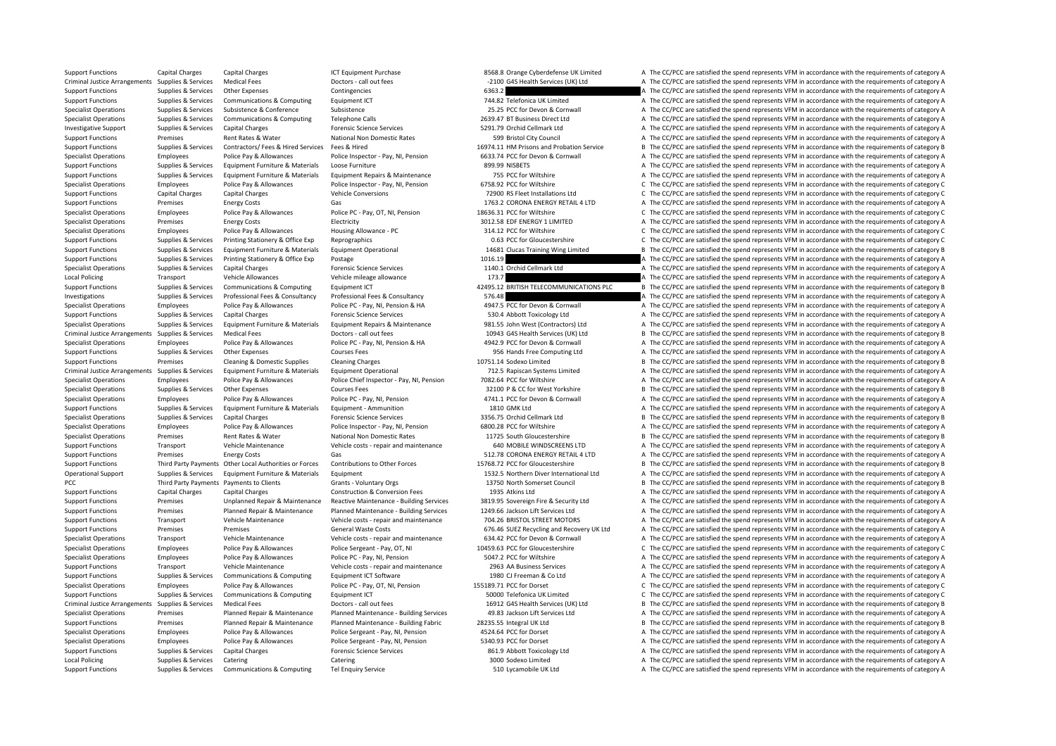| | | | | | | | |
|---|---|---|---|---|---|---|---|
| Support Functions | Capital Charges | Capital Charges | ICT Equipment Purchase | 8568.8 | Orange Cyberdefense UK Limited | A | The CC/PCC are satisfied the spend represents VFM in accordance with the requirements of category A |
| Criminal Justice Arrangements | Supplies & Services | Medical Fees | Doctors - call out fees | -2100 | G4S Health Services (UK) Ltd | A | The CC/PCC are satisfied the spend represents VFM in accordance with the requirements of category A |
| Support Functions | Supplies & Services | Other Expenses | Contingencies | 6363.2 | | A | The CC/PCC are satisfied the spend represents VFM in accordance with the requirements of category A |
| Support Functions | Supplies & Services | Communications & Computing | Equipment ICT | 744.82 | Telefonica UK Limited | A | The CC/PCC are satisfied the spend represents VFM in accordance with the requirements of category A |
| Specialist Operations | Supplies & Services | Subsistence & Conference | Subsistence | 25.25 | PCC for Devon & Cornwall | A | The CC/PCC are satisfied the spend represents VFM in accordance with the requirements of category A |
| Specialist Operations | Supplies & Services | Communications & Computing | Telephone Calls | 2639.47 | BT Business Direct Ltd | A | The CC/PCC are satisfied the spend represents VFM in accordance with the requirements of category A |
| Investigative Support | Supplies & Services | Capital Charges | Forensic Science Services | 5291.79 | Orchid Cellmark Ltd | A | The CC/PCC are satisfied the spend represents VFM in accordance with the requirements of category A |
| Support Functions | Premises | Rent Rates & Water | National Non Domestic Rates | 599 | Bristol City Council | A | The CC/PCC are satisfied the spend represents VFM in accordance with the requirements of category A |
| Support Functions | Supplies & Services | Contractors/ Fees & Hired Services | Fees & Hired | 16974.11 | HM Prisons and Probation Service | B | The CC/PCC are satisfied the spend represents VFM in accordance with the requirements of category B |
| Specialist Operations | Employees | Police Pay & Allowances | Police Inspector - Pay, NI, Pension | 6633.74 | PCC for Devon & Cornwall | A | The CC/PCC are satisfied the spend represents VFM in accordance with the requirements of category A |
| Support Functions | Supplies & Services | Equipment Furniture & Materials | Loose Furniture | 899.99 | NISBETS | A | The CC/PCC are satisfied the spend represents VFM in accordance with the requirements of category A |
| Support Functions | Supplies & Services | Equipment Furniture & Materials | Equipment Repairs & Maintenance | 755 | PCC for Wiltshire | A | The CC/PCC are satisfied the spend represents VFM in accordance with the requirements of category A |
| Specialist Operations | Employees | Police Pay & Allowances | Police Inspector - Pay, NI, Pension | 6758.92 | PCC for Wiltshire | C | The CC/PCC are satisfied the spend represents VFM in accordance with the requirements of category C |
| Support Functions | Capital Charges | Capital Charges | Vehicle Conversions | 72900 | RS Fleet Installations Ltd | C | The CC/PCC are satisfied the spend represents VFM in accordance with the requirements of category C |
| Support Functions | Premises | Energy Costs | Gas | 1763.2 | CORONA ENERGY RETAIL 4 LTD | A | The CC/PCC are satisfied the spend represents VFM in accordance with the requirements of category A |
| Specialist Operations | Employees | Police Pay & Allowances | Police PC - Pay, OT, NI, Pension | 18636.31 | PCC for Wiltshire | C | The CC/PCC are satisfied the spend represents VFM in accordance with the requirements of category C |
| Specialist Operations | Premises | Energy Costs | Electricity | 3012.58 | EDF ENERGY 1 LIMITED | A | The CC/PCC are satisfied the spend represents VFM in accordance with the requirements of category A |
| Specialist Operations | Employees | Police Pay & Allowances | Housing Allowance - PC | 314.12 | PCC for Wiltshire | C | The CC/PCC are satisfied the spend represents VFM in accordance with the requirements of category C |
| Support Functions | Supplies & Services | Printing Stationery & Office Exp | Reprographics | 0.63 | PCC for Gloucestershire | C | The CC/PCC are satisfied the spend represents VFM in accordance with the requirements of category C |
| Support Functions | Supplies & Services | Equipment Furniture & Materials | Equipment Operational | 14681 | Clucas Training Wing Limited | B | The CC/PCC are satisfied the spend represents VFM in accordance with the requirements of category B |
| Support Functions | Supplies & Services | Printing Stationery & Office Exp | Postage | 1016.19 | | A | The CC/PCC are satisfied the spend represents VFM in accordance with the requirements of category A |
| Specialist Operations | Supplies & Services | Capital Charges | Forensic Science Services | 1140.1 | Orchid Cellmark Ltd | A | The CC/PCC are satisfied the spend represents VFM in accordance with the requirements of category A |
| Local Policing | Transport | Vehicle Allowances | Vehicle mileage allowance | 173.7 | | A | The CC/PCC are satisfied the spend represents VFM in accordance with the requirements of category A |
| Support Functions | Supplies & Services | Communications & Computing | Equipment ICT | 42495.12 | BRITISH TELECOMMUNICATIONS PLC | B | The CC/PCC are satisfied the spend represents VFM in accordance with the requirements of category B |
| Investigations | Supplies & Services | Professional Fees & Consultancy | Professional Fees & Consultancy | 576.48 | | A | The CC/PCC are satisfied the spend represents VFM in accordance with the requirements of category A |
| Specialist Operations | Employees | Police Pay & Allowances | Police PC - Pay, NI, Pension & HA | 4947.5 | PCC for Devon & Cornwall | A | The CC/PCC are satisfied the spend represents VFM in accordance with the requirements of category A |
| Support Functions | Supplies & Services | Capital Charges | Forensic Science Services | 530.4 | Abbott Toxicology Ltd | A | The CC/PCC are satisfied the spend represents VFM in accordance with the requirements of category A |
| Specialist Operations | Supplies & Services | Equipment Furniture & Materials | Equipment Repairs & Maintenance | 981.55 | John West (Contractors) Ltd | A | The CC/PCC are satisfied the spend represents VFM in accordance with the requirements of category A |
| Criminal Justice Arrangements | Supplies & Services | Medical Fees | Doctors - call out fees | 10943 | G4S Health Services (UK) Ltd | B | The CC/PCC are satisfied the spend represents VFM in accordance with the requirements of category B |
| Specialist Operations | Employees | Police Pay & Allowances | Police PC - Pay, NI, Pension & HA | 4942.9 | PCC for Devon & Cornwall | A | The CC/PCC are satisfied the spend represents VFM in accordance with the requirements of category A |
| Support Functions | Supplies & Services | Other Expenses | Courses Fees | 956 | Hands Free Computing Ltd | A | The CC/PCC are satisfied the spend represents VFM in accordance with the requirements of category A |
| Support Functions | Premises | Cleaning & Domestic Supplies | Cleaning Charges | 10751.14 | Sodexo Limited | B | The CC/PCC are satisfied the spend represents VFM in accordance with the requirements of category B |
| Criminal Justice Arrangements | Supplies & Services | Equipment Furniture & Materials | Equipment Operational | 712.5 | Rapiscan Systems Limited | A | The CC/PCC are satisfied the spend represents VFM in accordance with the requirements of category A |
| Specialist Operations | Employees | Police Pay & Allowances | Police Chief Inspector - Pay, NI, Pension | 7082.64 | PCC for Wiltshire | A | The CC/PCC are satisfied the spend represents VFM in accordance with the requirements of category A |
| Specialist Operations | Supplies & Services | Other Expenses | Courses Fees | 32100 | P & CC for West Yorkshire | B | The CC/PCC are satisfied the spend represents VFM in accordance with the requirements of category B |
| Specialist Operations | Employees | Police Pay & Allowances | Police PC - Pay, NI, Pension | 4741.1 | PCC for Devon & Cornwall | A | The CC/PCC are satisfied the spend represents VFM in accordance with the requirements of category A |
| Support Functions | Supplies & Services | Equipment Furniture & Materials | Equipment - Ammunition | 1810 | GMK Ltd | A | The CC/PCC are satisfied the spend represents VFM in accordance with the requirements of category A |
| Specialist Operations | Supplies & Services | Capital Charges | Forensic Science Services | 3356.75 | Orchid Cellmark Ltd | B | The CC/PCC are satisfied the spend represents VFM in accordance with the requirements of category B |
| Specialist Operations | Employees | Police Pay & Allowances | Police Inspector - Pay, NI, Pension | 6800.28 | PCC for Wiltshire | A | The CC/PCC are satisfied the spend represents VFM in accordance with the requirements of category A |
| Specialist Operations | Premises | Rent Rates & Water | National Non Domestic Rates | 11725 | South Gloucestershire | B | The CC/PCC are satisfied the spend represents VFM in accordance with the requirements of category B |
| Support Functions | Transport | Vehicle Maintenance | Vehicle costs - repair and maintenance | 640 | MOBILE WINDSCREENS LTD | A | The CC/PCC are satisfied the spend represents VFM in accordance with the requirements of category A |
| Support Functions | Premises | Energy Costs | Gas | 512.78 | CORONA ENERGY RETAIL 4 LTD | A | The CC/PCC are satisfied the spend represents VFM in accordance with the requirements of category A |
| Support Functions | Third Party Payments | Other Local Authorities or Forces | Contributions to Other Forces | 15768.72 | PCC for Gloucestershire | B | The CC/PCC are satisfied the spend represents VFM in accordance with the requirements of category B |
| Operational Support | Supplies & Services | Equipment Furniture & Materials | Equipment | 1532.5 | Northern Diver International Ltd | A | The CC/PCC are satisfied the spend represents VFM in accordance with the requirements of category A |
| PCC | Third Party Payments | Payments to Clients | Grants - Voluntary Orgs | 13750 | North Somerset Council | B | The CC/PCC are satisfied the spend represents VFM in accordance with the requirements of category B |
| Support Functions | Capital Charges | Capital Charges | Construction & Conversion Fees | 1935 | Atkins Ltd | A | The CC/PCC are satisfied the spend represents VFM in accordance with the requirements of category A |
| Support Functions | Premises | Unplanned Repair & Maintenance | Reactive Maintenance - Building Services | 3819.95 | Sovereign Fire & Security Ltd | A | The CC/PCC are satisfied the spend represents VFM in accordance with the requirements of category A |
| Support Functions | Premises | Planned Repair & Maintenance | Planned Maintenance - Building Services | 1249.66 | Jackson Lift Services Ltd | A | The CC/PCC are satisfied the spend represents VFM in accordance with the requirements of category A |
| Support Functions | Transport | Vehicle Maintenance | Vehicle costs - repair and maintenance | 704.26 | BRISTOL STREET MOTORS | A | The CC/PCC are satisfied the spend represents VFM in accordance with the requirements of category A |
| Support Functions | Premises | Premises | General Waste Costs | 676.46 | SUEZ Recycling and Recovery UK Ltd | A | The CC/PCC are satisfied the spend represents VFM in accordance with the requirements of category A |
| Specialist Operations | Transport | Vehicle Maintenance | Vehicle costs - repair and maintenance | 634.42 | PCC for Devon & Cornwall | A | The CC/PCC are satisfied the spend represents VFM in accordance with the requirements of category A |
| Specialist Operations | Employees | Police Pay & Allowances | Police Sergeant - Pay, OT, NI | 10459.63 | PCC for Gloucestershire | C | The CC/PCC are satisfied the spend represents VFM in accordance with the requirements of category C |
| Specialist Operations | Employees | Police Pay & Allowances | Police PC - Pay, NI, Pension | 5047.2 | PCC for Wiltshire | A | The CC/PCC are satisfied the spend represents VFM in accordance with the requirements of category A |
| Support Functions | Transport | Vehicle Maintenance | Vehicle costs - repair and maintenance | 2963 | AA Business Services | A | The CC/PCC are satisfied the spend represents VFM in accordance with the requirements of category A |
| Support Functions | Supplies & Services | Communications & Computing | Equipment ICT Software | 1980 | CJ Freeman & Co Ltd | A | The CC/PCC are satisfied the spend represents VFM in accordance with the requirements of category A |
| Specialist Operations | Employees | Police Pay & Allowances | Police PC - Pay, OT, NI, Pension | 155189.71 | PCC for Dorset | C | The CC/PCC are satisfied the spend represents VFM in accordance with the requirements of category C |
| Support Functions | Supplies & Services | Communications & Computing | Equipment ICT | 50000 | Telefonica UK Limited | C | The CC/PCC are satisfied the spend represents VFM in accordance with the requirements of category C |
| Criminal Justice Arrangements | Supplies & Services | Medical Fees | Doctors - call out fees | 16912 | G4S Health Services (UK) Ltd | B | The CC/PCC are satisfied the spend represents VFM in accordance with the requirements of category B |
| Specialist Operations | Premises | Planned Repair & Maintenance | Planned Maintenance - Building Services | 49.83 | Jackson Lift Services Ltd | A | The CC/PCC are satisfied the spend represents VFM in accordance with the requirements of category A |
| Support Functions | Premises | Planned Repair & Maintenance | Planned Maintenance - Building Fabric | 28235.55 | Integral UK Ltd | B | The CC/PCC are satisfied the spend represents VFM in accordance with the requirements of category B |
| Specialist Operations | Employees | Police Pay & Allowances | Police Sergeant - Pay, NI, Pension | 4524.64 | PCC for Dorset | A | The CC/PCC are satisfied the spend represents VFM in accordance with the requirements of category A |
| Specialist Operations | Employees | Police Pay & Allowances | Police Sergeant - Pay, NI, Pension | 5340.93 | PCC for Dorset | A | The CC/PCC are satisfied the spend represents VFM in accordance with the requirements of category A |
| Support Functions | Supplies & Services | Capital Charges | Forensic Science Services | 861.9 | Abbott Toxicology Ltd | A | The CC/PCC are satisfied the spend represents VFM in accordance with the requirements of category A |
| Local Policing | Supplies & Services | Catering | Catering | 3000 | Sodexo Limited | A | The CC/PCC are satisfied the spend represents VFM in accordance with the requirements of category A |
| Support Functions | Supplies & Services | Communications & Computing | Tel Enquiry Service | 510 | Lycamobile UK Ltd | A | The CC/PCC are satisfied the spend represents VFM in accordance with the requirements of category A |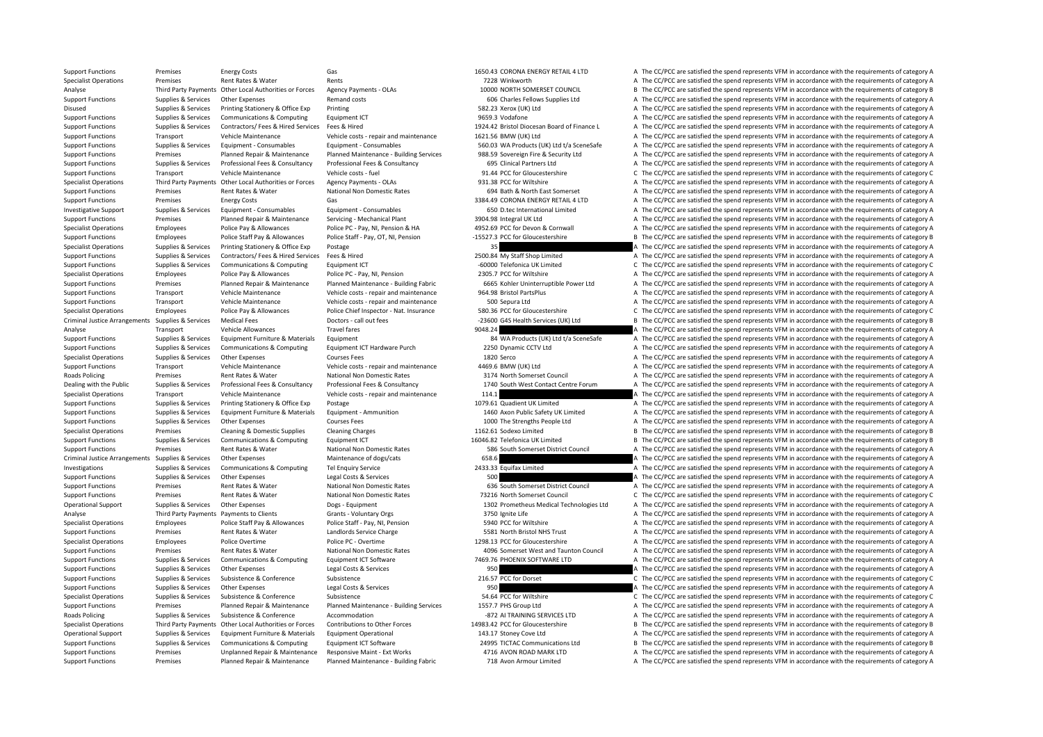| Support Functions | Premises | Energy Costs | Gas | 1650.43 | CORONA ENERGY RETAIL 4 LTD | A | The CC/PCC are satisfied the spend represents VFM in accordance with the requirements of category A |
|---|---|---|---|---|---|---|---|
| Specialist Operations | Premises | Rent Rates & Water | Rents | 7228 | Winkworth | A | The CC/PCC are satisfied the spend represents VFM in accordance with the requirements of category A |
| Analyse | Third Party Payments | Other Local Authorities or Forces | Agency Payments - OLAs | 10000 | NORTH SOMERSET COUNCIL | B | The CC/PCC are satisfied the spend represents VFM in accordance with the requirements of category B |
| Support Functions | Supplies & Services | Other Expenses | Remand costs | 606 | Charles Fellows Supplies Ltd | A | The CC/PCC are satisfied the spend represents VFM in accordance with the requirements of category A |
| Disused | Supplies & Services | Printing Stationery & Office Exp | Printing | 582.23 | Xerox (UK) Ltd | A | The CC/PCC are satisfied the spend represents VFM in accordance with the requirements of category A |
| Support Functions | Supplies & Services | Communications & Computing | Equipment ICT | 9659.3 | Vodafone | A | The CC/PCC are satisfied the spend represents VFM in accordance with the requirements of category A |
| Support Functions | Supplies & Services | Contractors/ Fees & Hired Services | Fees & Hired | 1924.42 | Bristol Diocesan Board of Finance L | A | The CC/PCC are satisfied the spend represents VFM in accordance with the requirements of category A |
| Support Functions | Transport | Vehicle Maintenance | Vehicle costs - repair and maintenance | 1621.56 | BMW (UK) Ltd | A | The CC/PCC are satisfied the spend represents VFM in accordance with the requirements of category A |
| Support Functions | Supplies & Services | Equipment - Consumables | Equipment - Consumables | 560.03 | WA Products (UK) Ltd t/a SceneSafe | A | The CC/PCC are satisfied the spend represents VFM in accordance with the requirements of category A |
| Support Functions | Premises | Planned Repair & Maintenance | Planned Maintenance - Building Services | 988.59 | Sovereign Fire & Security Ltd | A | The CC/PCC are satisfied the spend represents VFM in accordance with the requirements of category A |
| Support Functions | Supplies & Services | Professional Fees & Consultancy | Professional Fees & Consultancy | 695 | Clinical Partners Ltd | A | The CC/PCC are satisfied the spend represents VFM in accordance with the requirements of category A |
| Support Functions | Transport | Vehicle Maintenance | Vehicle costs - fuel | 91.44 | PCC for Gloucestershire | C | The CC/PCC are satisfied the spend represents VFM in accordance with the requirements of category C |
| Specialist Operations | Third Party Payments | Other Local Authorities or Forces | Agency Payments - OLAs | 931.38 | PCC for Wiltshire | A | The CC/PCC are satisfied the spend represents VFM in accordance with the requirements of category A |
| Support Functions | Premises | Rent Rates & Water | National Non Domestic Rates | 694 | Bath & North East Somerset | A | The CC/PCC are satisfied the spend represents VFM in accordance with the requirements of category A |
| Support Functions | Premises | Energy Costs | Gas | 3384.49 | CORONA ENERGY RETAIL 4 LTD | A | The CC/PCC are satisfied the spend represents VFM in accordance with the requirements of category A |
| Investigative Support | Supplies & Services | Equipment - Consumables | Equipment - Consumables | 650 | D.tec International Limited | A | The CC/PCC are satisfied the spend represents VFM in accordance with the requirements of category A |
| Support Functions | Premises | Planned Repair & Maintenance | Servicing - Mechanical Plant | 3904.98 | Integral UK Ltd | A | The CC/PCC are satisfied the spend represents VFM in accordance with the requirements of category A |
| Specialist Operations | Employees | Police Pay & Allowances | Police PC - Pay, NI, Pension & HA | 4952.69 | PCC for Devon & Cornwall | A | The CC/PCC are satisfied the spend represents VFM in accordance with the requirements of category A |
| Support Functions | Employees | Police Staff Pay & Allowances | Police Staff - Pay, OT, NI, Pension | -15527.3 | PCC for Gloucestershire | B | The CC/PCC are satisfied the spend represents VFM in accordance with the requirements of category B |
| Specialist Operations | Supplies & Services | Printing Stationery & Office Exp | Postage | 35 | | A | The CC/PCC are satisfied the spend represents VFM in accordance with the requirements of category A |
| Support Functions | Supplies & Services | Contractors/ Fees & Hired Services | Fees & Hired | 2500.84 | My Staff Shop Limited | A | The CC/PCC are satisfied the spend represents VFM in accordance with the requirements of category A |
| Support Functions | Supplies & Services | Communications & Computing | Equipment ICT | -60000 | Telefonica UK Limited | C | The CC/PCC are satisfied the spend represents VFM in accordance with the requirements of category C |
| Specialist Operations | Employees | Police Pay & Allowances | Police PC - Pay, NI, Pension | 2305.7 | PCC for Wiltshire | A | The CC/PCC are satisfied the spend represents VFM in accordance with the requirements of category A |
| Support Functions | Premises | Planned Repair & Maintenance | Planned Maintenance - Building Fabric | 6665 | Kohler Uninterruptible Power Ltd | A | The CC/PCC are satisfied the spend represents VFM in accordance with the requirements of category A |
| Support Functions | Transport | Vehicle Maintenance | Vehicle costs - repair and maintenance | 964.98 | Bristol PartsPlus | A | The CC/PCC are satisfied the spend represents VFM in accordance with the requirements of category A |
| Support Functions | Transport | Vehicle Maintenance | Vehicle costs - repair and maintenance | 500 | Sepura Ltd | A | The CC/PCC are satisfied the spend represents VFM in accordance with the requirements of category A |
| Specialist Operations | Employees | Police Pay & Allowances | Police Chief Inspector - Nat. Insurance | 580.36 | PCC for Gloucestershire | C | The CC/PCC are satisfied the spend represents VFM in accordance with the requirements of category C |
| Criminal Justice Arrangements | Supplies & Services | Medical Fees | Doctors - call out fees | -23600 | G4S Health Services (UK) Ltd | B | The CC/PCC are satisfied the spend represents VFM in accordance with the requirements of category B |
| Analyse | Transport | Vehicle Allowances | Travel fares | 9048.24 | | A | The CC/PCC are satisfied the spend represents VFM in accordance with the requirements of category A |
| Support Functions | Supplies & Services | Equipment Furniture & Materials | Equipment | 84 | WA Products (UK) Ltd t/a SceneSafe | A | The CC/PCC are satisfied the spend represents VFM in accordance with the requirements of category A |
| Support Functions | Supplies & Services | Communications & Computing | Equipment ICT Hardware Purch | 2250 | Dynamic CCTV Ltd | A | The CC/PCC are satisfied the spend represents VFM in accordance with the requirements of category A |
| Specialist Operations | Supplies & Services | Other Expenses | Courses Fees | 1820 | Serco | A | The CC/PCC are satisfied the spend represents VFM in accordance with the requirements of category A |
| Support Functions | Transport | Vehicle Maintenance | Vehicle costs - repair and maintenance | 4469.6 | BMW (UK) Ltd | A | The CC/PCC are satisfied the spend represents VFM in accordance with the requirements of category A |
| Roads Policing | Premises | Rent Rates & Water | National Non Domestic Rates | 3174 | North Somerset Council | A | The CC/PCC are satisfied the spend represents VFM in accordance with the requirements of category A |
| Dealing with the Public | Supplies & Services | Professional Fees & Consultancy | Professional Fees & Consultancy | 1740 | South West Contact Centre Forum | A | The CC/PCC are satisfied the spend represents VFM in accordance with the requirements of category A |
| Specialist Operations | Transport | Vehicle Maintenance | Vehicle costs - repair and maintenance | 114.1 | | A | The CC/PCC are satisfied the spend represents VFM in accordance with the requirements of category A |
| Support Functions | Supplies & Services | Printing Stationery & Office Exp | Postage | 1079.61 | Quadient UK Limited | A | The CC/PCC are satisfied the spend represents VFM in accordance with the requirements of category A |
| Support Functions | Supplies & Services | Equipment Furniture & Materials | Equipment - Ammunition | 1460 | Axon Public Safety UK Limited | A | The CC/PCC are satisfied the spend represents VFM in accordance with the requirements of category A |
| Support Functions | Supplies & Services | Other Expenses | Courses Fees | 1000 | The Strengths People Ltd | A | The CC/PCC are satisfied the spend represents VFM in accordance with the requirements of category A |
| Specialist Operations | Premises | Cleaning & Domestic Supplies | Cleaning Charges | 1162.61 | Sodexo Limited | B | The CC/PCC are satisfied the spend represents VFM in accordance with the requirements of category B |
| Support Functions | Supplies & Services | Communications & Computing | Equipment ICT | 16046.82 | Telefonica UK Limited | B | The CC/PCC are satisfied the spend represents VFM in accordance with the requirements of category B |
| Support Functions | Premises | Rent Rates & Water | National Non Domestic Rates | 586 | South Somerset District Council | A | The CC/PCC are satisfied the spend represents VFM in accordance with the requirements of category A |
| Criminal Justice Arrangements | Supplies & Services | Other Expenses | Maintenance of dogs/cats | 658.6 | | A | The CC/PCC are satisfied the spend represents VFM in accordance with the requirements of category A |
| Investigations | Supplies & Services | Communications & Computing | Tel Enquiry Service | 2433.33 | Equifax Limited | A | The CC/PCC are satisfied the spend represents VFM in accordance with the requirements of category A |
| Support Functions | Supplies & Services | Other Expenses | Legal Costs & Services | 500 | | A | The CC/PCC are satisfied the spend represents VFM in accordance with the requirements of category A |
| Support Functions | Premises | Rent Rates & Water | National Non Domestic Rates | 636 | South Somerset District Council | A | The CC/PCC are satisfied the spend represents VFM in accordance with the requirements of category A |
| Support Functions | Premises | Rent Rates & Water | National Non Domestic Rates | 73216 | North Somerset Council | C | The CC/PCC are satisfied the spend represents VFM in accordance with the requirements of category C |
| Operational Support | Supplies & Services | Other Expenses | Dogs - Equipment | 1302 | Prometheus Medical Technologies Ltd | A | The CC/PCC are satisfied the spend represents VFM in accordance with the requirements of category A |
| Analyse | Third Party Payments | Payments to Clients | Grants - Voluntary Orgs | 3750 | Ignite Life | A | The CC/PCC are satisfied the spend represents VFM in accordance with the requirements of category A |
| Specialist Operations | Employees | Police Staff Pay & Allowances | Police Staff - Pay, NI, Pension | 5940 | PCC for Wiltshire | A | The CC/PCC are satisfied the spend represents VFM in accordance with the requirements of category A |
| Support Functions | Premises | Rent Rates & Water | Landlords Service Charge | 5581 | North Bristol NHS Trust | A | The CC/PCC are satisfied the spend represents VFM in accordance with the requirements of category A |
| Specialist Operations | Employees | Police Overtime | Police PC - Overtime | 1298.13 | PCC for Gloucestershire | A | The CC/PCC are satisfied the spend represents VFM in accordance with the requirements of category A |
| Support Functions | Premises | Rent Rates & Water | National Non Domestic Rates | 4096 | Somerset West and Taunton Council | A | The CC/PCC are satisfied the spend represents VFM in accordance with the requirements of category A |
| Support Functions | Supplies & Services | Communications & Computing | Equipment ICT Software | 7469.76 | PHOENIX SOFTWARE LTD | A | The CC/PCC are satisfied the spend represents VFM in accordance with the requirements of category A |
| Support Functions | Supplies & Services | Other Expenses | Legal Costs & Services | 950 | | A | The CC/PCC are satisfied the spend represents VFM in accordance with the requirements of category A |
| Support Functions | Supplies & Services | Subsistence & Conference | Subsistence | 216.57 | PCC for Dorset | C | The CC/PCC are satisfied the spend represents VFM in accordance with the requirements of category C |
| Support Functions | Supplies & Services | Other Expenses | Legal Costs & Services | 950 | | A | The CC/PCC are satisfied the spend represents VFM in accordance with the requirements of category A |
| Specialist Operations | Supplies & Services | Subsistence & Conference | Subsistence | 54.64 | PCC for Wiltshire | C | The CC/PCC are satisfied the spend represents VFM in accordance with the requirements of category C |
| Support Functions | Premises | Planned Repair & Maintenance | Planned Maintenance - Building Services | 1557.7 | PHS Group Ltd | A | The CC/PCC are satisfied the spend represents VFM in accordance with the requirements of category A |
| Roads Policing | Supplies & Services | Subsistence & Conference | Accommodation | -872 | AI TRAINING SERVICES LTD | A | The CC/PCC are satisfied the spend represents VFM in accordance with the requirements of category A |
| Specialist Operations | Third Party Payments | Other Local Authorities or Forces | Contributions to Other Forces | 14983.42 | PCC for Gloucestershire | B | The CC/PCC are satisfied the spend represents VFM in accordance with the requirements of category B |
| Operational Support | Supplies & Services | Equipment Furniture & Materials | Equipment Operational | 143.17 | Stoney Cove Ltd | A | The CC/PCC are satisfied the spend represents VFM in accordance with the requirements of category A |
| Support Functions | Supplies & Services | Communications & Computing | Equipment ICT Software | 24995 | TICTAC Communications Ltd | B | The CC/PCC are satisfied the spend represents VFM in accordance with the requirements of category B |
| Support Functions | Premises | Unplanned Repair & Maintenance | Responsive Maint - Ext Works | 4716 | AVON ROAD MARK LTD | A | The CC/PCC are satisfied the spend represents VFM in accordance with the requirements of category A |
| Support Functions | Premises | Planned Repair & Maintenance | Planned Maintenance - Building Fabric | 718 | Avon Armour Limited | A | The CC/PCC are satisfied the spend represents VFM in accordance with the requirements of category A |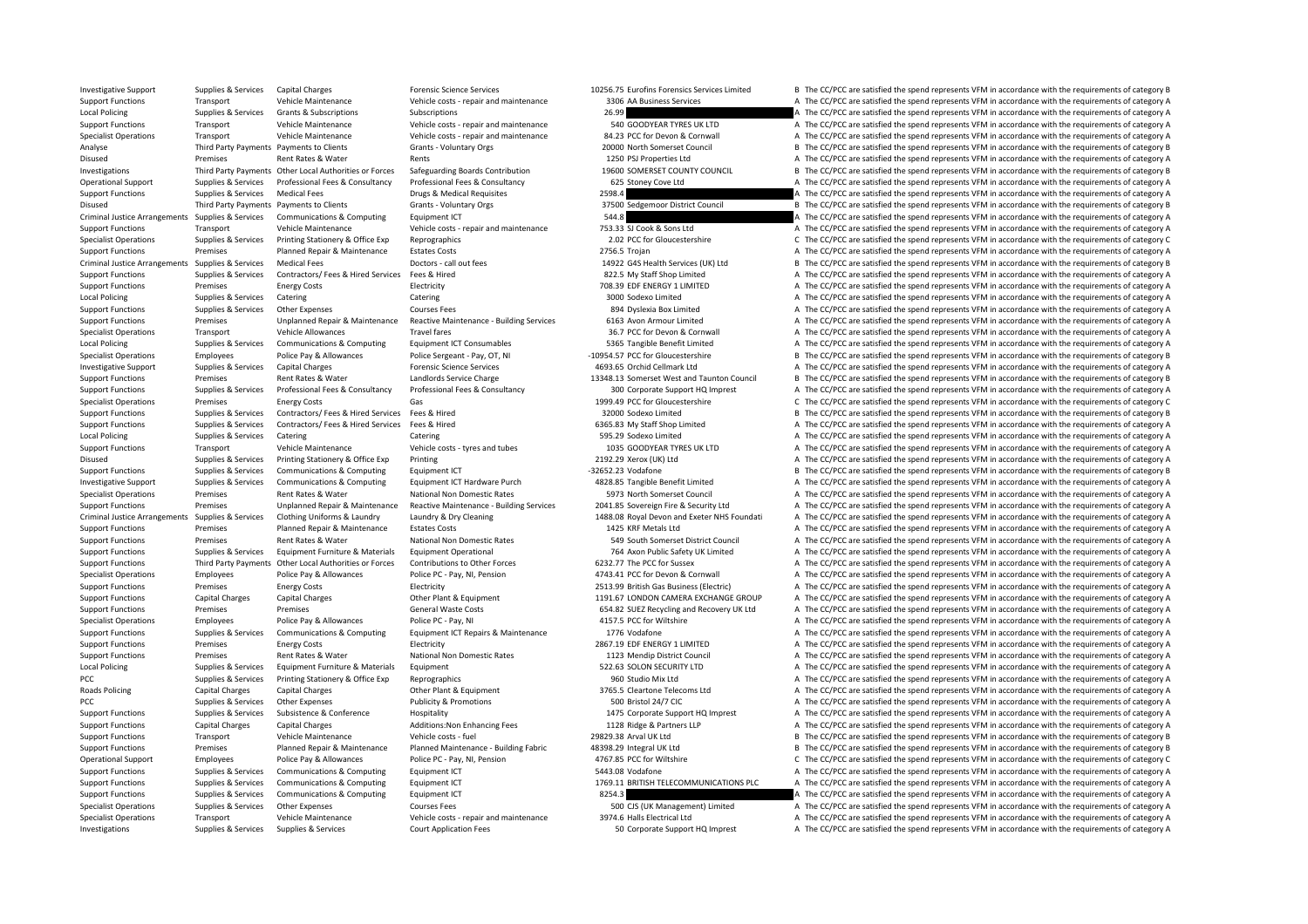| | | | | | | | |
|---|---|---|---|---|---|---|---|
| Investigative Support | Supplies & Services | Capital Charges | Forensic Science Services | 10256.75 | Eurofins Forensics Services Limited | B | The CC/PCC are satisfied the spend represents VFM in accordance with the requirements of category B |
| Support Functions | Transport | Vehicle Maintenance | Vehicle costs - repair and maintenance | 3306 | AA Business Services | A | The CC/PCC are satisfied the spend represents VFM in accordance with the requirements of category A |
| Local Policing | Supplies & Services | Grants & Subscriptions | Subscriptions | 26.99 | | A | The CC/PCC are satisfied the spend represents VFM in accordance with the requirements of category A |
| Support Functions | Transport | Vehicle Maintenance | Vehicle costs - repair and maintenance | 540 | GOODYEAR TYRES UK LTD | A | The CC/PCC are satisfied the spend represents VFM in accordance with the requirements of category A |
| Specialist Operations | Transport | Vehicle Maintenance | Vehicle costs - repair and maintenance | 84.23 | PCC for Devon & Cornwall | A | The CC/PCC are satisfied the spend represents VFM in accordance with the requirements of category A |
| Analyse | Third Party Payments | Payments to Clients | Grants - Voluntary Orgs | 20000 | North Somerset Council | B | The CC/PCC are satisfied the spend represents VFM in accordance with the requirements of category B |
| Disused | Premises | Rent Rates & Water | Rents | 1250 | PSJ Properties Ltd | A | The CC/PCC are satisfied the spend represents VFM in accordance with the requirements of category A |
| Investigations | Third Party Payments | Other Local Authorities or Forces | Safeguarding Boards Contribution | 19600 | SOMERSET COUNTY COUNCIL | B | The CC/PCC are satisfied the spend represents VFM in accordance with the requirements of category B |
| Operational Support | Supplies & Services | Professional Fees & Consultancy | Professional Fees & Consultancy | 625 | Stoney Cove Ltd | A | The CC/PCC are satisfied the spend represents VFM in accordance with the requirements of category A |
| Support Functions | Supplies & Services | Medical Fees | Drugs & Medical Requisites | 2598.4 | | A | The CC/PCC are satisfied the spend represents VFM in accordance with the requirements of category A |
| Disused | Third Party Payments | Payments to Clients | Grants - Voluntary Orgs | 37500 | Sedgemoor District Council | B | The CC/PCC are satisfied the spend represents VFM in accordance with the requirements of category B |
| Criminal Justice Arrangements | Supplies & Services | Communications & Computing | Equipment ICT | 544.8 | | A | The CC/PCC are satisfied the spend represents VFM in accordance with the requirements of category A |
| Support Functions | Transport | Vehicle Maintenance | Vehicle costs - repair and maintenance | 753.33 | SJ Cook & Sons Ltd | A | The CC/PCC are satisfied the spend represents VFM in accordance with the requirements of category A |
| Specialist Operations | Supplies & Services | Printing Stationery & Office Exp | Reprographics | 2.02 | PCC for Gloucestershire | C | The CC/PCC are satisfied the spend represents VFM in accordance with the requirements of category C |
| Support Functions | Premises | Planned Repair & Maintenance | Estates Costs | 2756.5 | Trojan | A | The CC/PCC are satisfied the spend represents VFM in accordance with the requirements of category A |
| Criminal Justice Arrangements | Supplies & Services | Medical Fees | Doctors - call out fees | 14922 | G4S Health Services (UK) Ltd | B | The CC/PCC are satisfied the spend represents VFM in accordance with the requirements of category B |
| Support Functions | Supplies & Services | Contractors/ Fees & Hired Services | Fees & Hired | 822.5 | My Staff Shop Limited | A | The CC/PCC are satisfied the spend represents VFM in accordance with the requirements of category A |
| Support Functions | Premises | Energy Costs | Electricity | 708.39 | EDF ENERGY 1 LIMITED | A | The CC/PCC are satisfied the spend represents VFM in accordance with the requirements of category A |
| Local Policing | Supplies & Services | Catering | Catering | 3000 | Sodexo Limited | A | The CC/PCC are satisfied the spend represents VFM in accordance with the requirements of category A |
| Support Functions | Supplies & Services | Other Expenses | Courses Fees | 894 | Dyslexia Box Limited | A | The CC/PCC are satisfied the spend represents VFM in accordance with the requirements of category A |
| Support Functions | Premises | Unplanned Repair & Maintenance | Reactive Maintenance - Building Services | 6163 | Avon Armour Limited | A | The CC/PCC are satisfied the spend represents VFM in accordance with the requirements of category A |
| Specialist Operations | Transport | Vehicle Allowances | Travel fares | 36.7 | PCC for Devon & Cornwall | A | The CC/PCC are satisfied the spend represents VFM in accordance with the requirements of category A |
| Local Policing | Supplies & Services | Communications & Computing | Equipment ICT Consumables | 5365 | Tangible Benefit Limited | A | The CC/PCC are satisfied the spend represents VFM in accordance with the requirements of category A |
| Specialist Operations | Employees | Police Pay & Allowances | Police Sergeant - Pay, OT, NI | -10954.57 | PCC for Gloucestershire | B | The CC/PCC are satisfied the spend represents VFM in accordance with the requirements of category B |
| Investigative Support | Supplies & Services | Capital Charges | Forensic Science Services | 4693.65 | Orchid Cellmark Ltd | A | The CC/PCC are satisfied the spend represents VFM in accordance with the requirements of category A |
| Support Functions | Premises | Rent Rates & Water | Landlords Service Charge | 13348.13 | Somerset West and Taunton Council | B | The CC/PCC are satisfied the spend represents VFM in accordance with the requirements of category B |
| Support Functions | Supplies & Services | Professional Fees & Consultancy | Professional Fees & Consultancy | 300 | Corporate Support HQ Imprest | A | The CC/PCC are satisfied the spend represents VFM in accordance with the requirements of category A |
| Specialist Operations | Premises | Energy Costs | Gas | 1999.49 | PCC for Gloucestershire | C | The CC/PCC are satisfied the spend represents VFM in accordance with the requirements of category C |
| Support Functions | Supplies & Services | Contractors/ Fees & Hired Services | Fees & Hired | 32000 | Sodexo Limited | B | The CC/PCC are satisfied the spend represents VFM in accordance with the requirements of category B |
| Support Functions | Supplies & Services | Contractors/ Fees & Hired Services | Fees & Hired | 6365.83 | My Staff Shop Limited | A | The CC/PCC are satisfied the spend represents VFM in accordance with the requirements of category A |
| Local Policing | Supplies & Services | Catering | Catering | 595.29 | Sodexo Limited | A | The CC/PCC are satisfied the spend represents VFM in accordance with the requirements of category A |
| Support Functions | Transport | Vehicle Maintenance | Vehicle costs - tyres and tubes | 1035 | GOODYEAR TYRES UK LTD | A | The CC/PCC are satisfied the spend represents VFM in accordance with the requirements of category A |
| Disused | Supplies & Services | Printing Stationery & Office Exp | Printing | 2192.29 | Xerox (UK) Ltd | A | The CC/PCC are satisfied the spend represents VFM in accordance with the requirements of category A |
| Support Functions | Supplies & Services | Communications & Computing | Equipment ICT | -32652.23 | Vodafone | B | The CC/PCC are satisfied the spend represents VFM in accordance with the requirements of category B |
| Investigative Support | Supplies & Services | Communications & Computing | Equipment ICT Hardware Purch | 4828.85 | Tangible Benefit Limited | A | The CC/PCC are satisfied the spend represents VFM in accordance with the requirements of category A |
| Specialist Operations | Premises | Rent Rates & Water | National Non Domestic Rates | 5973 | North Somerset Council | A | The CC/PCC are satisfied the spend represents VFM in accordance with the requirements of category A |
| Support Functions | Premises | Unplanned Repair & Maintenance | Reactive Maintenance - Building Services | 2041.85 | Sovereign Fire & Security Ltd | A | The CC/PCC are satisfied the spend represents VFM in accordance with the requirements of category A |
| Criminal Justice Arrangements | Supplies & Services | Clothing Uniforms & Laundry | Laundry & Dry Cleaning | 1488.08 | Royal Devon and Exeter NHS Foundati | A | The CC/PCC are satisfied the spend represents VFM in accordance with the requirements of category A |
| Support Functions | Premises | Planned Repair & Maintenance | Estates Costs | 1425 | KRF Metals Ltd | A | The CC/PCC are satisfied the spend represents VFM in accordance with the requirements of category A |
| Support Functions | Premises | Rent Rates & Water | National Non Domestic Rates | 549 | South Somerset District Council | A | The CC/PCC are satisfied the spend represents VFM in accordance with the requirements of category A |
| Support Functions | Supplies & Services | Equipment Furniture & Materials | Equipment Operational | 764 | Axon Public Safety UK Limited | A | The CC/PCC are satisfied the spend represents VFM in accordance with the requirements of category A |
| Support Functions | Third Party Payments | Other Local Authorities or Forces | Contributions to Other Forces | 6232.77 | The PCC for Sussex | A | The CC/PCC are satisfied the spend represents VFM in accordance with the requirements of category A |
| Specialist Operations | Employees | Police Pay & Allowances | Police PC - Pay, NI, Pension | 4743.41 | PCC for Devon & Cornwall | A | The CC/PCC are satisfied the spend represents VFM in accordance with the requirements of category A |
| Support Functions | Premises | Energy Costs | Electricity | 2513.99 | British Gas Business (Electric) | A | The CC/PCC are satisfied the spend represents VFM in accordance with the requirements of category A |
| Support Functions | Capital Charges | Capital Charges | Other Plant & Equipment | 1191.67 | LONDON CAMERA EXCHANGE GROUP | A | The CC/PCC are satisfied the spend represents VFM in accordance with the requirements of category A |
| Support Functions | Premises | Premises | General Waste Costs | 654.82 | SUEZ Recycling and Recovery UK Ltd | A | The CC/PCC are satisfied the spend represents VFM in accordance with the requirements of category A |
| Specialist Operations | Employees | Police Pay & Allowances | Police PC - Pay, NI | 4157.5 | PCC for Wiltshire | A | The CC/PCC are satisfied the spend represents VFM in accordance with the requirements of category A |
| Support Functions | Supplies & Services | Communications & Computing | Equipment ICT Repairs & Maintenance | 1776 | Vodafone | A | The CC/PCC are satisfied the spend represents VFM in accordance with the requirements of category A |
| Support Functions | Premises | Energy Costs | Electricity | 2867.19 | EDF ENERGY 1 LIMITED | A | The CC/PCC are satisfied the spend represents VFM in accordance with the requirements of category A |
| Support Functions | Premises | Rent Rates & Water | National Non Domestic Rates | 1123 | Mendip District Council | A | The CC/PCC are satisfied the spend represents VFM in accordance with the requirements of category A |
| Local Policing | Supplies & Services | Equipment Furniture & Materials | Equipment | 522.63 | SOLON SECURITY LTD | A | The CC/PCC are satisfied the spend represents VFM in accordance with the requirements of category A |
| PCC | Supplies & Services | Printing Stationery & Office Exp | Reprographics | 960 | Studio Mix Ltd | A | The CC/PCC are satisfied the spend represents VFM in accordance with the requirements of category A |
| Roads Policing | Capital Charges | Capital Charges | Other Plant & Equipment | 3765.5 | Cleartone Telecoms Ltd | A | The CC/PCC are satisfied the spend represents VFM in accordance with the requirements of category A |
| PCC | Supplies & Services | Other Expenses | Publicity & Promotions | 500 | Bristol 24/7 CIC | A | The CC/PCC are satisfied the spend represents VFM in accordance with the requirements of category A |
| Support Functions | Supplies & Services | Subsistence & Conference | Hospitality | 1475 | Corporate Support HQ Imprest | A | The CC/PCC are satisfied the spend represents VFM in accordance with the requirements of category A |
| Support Functions | Capital Charges | Capital Charges | Additions:Non Enhancing Fees | 1128 | Ridge & Partners LLP | A | The CC/PCC are satisfied the spend represents VFM in accordance with the requirements of category A |
| Support Functions | Transport | Vehicle Maintenance | Vehicle costs - fuel | 29829.38 | Arval UK Ltd | B | The CC/PCC are satisfied the spend represents VFM in accordance with the requirements of category B |
| Support Functions | Premises | Planned Repair & Maintenance | Planned Maintenance - Building Fabric | 48398.29 | Integral UK Ltd | B | The CC/PCC are satisfied the spend represents VFM in accordance with the requirements of category B |
| Operational Support | Employees | Police Pay & Allowances | Police PC - Pay, NI, Pension | 4767.85 | PCC for Wiltshire | C | The CC/PCC are satisfied the spend represents VFM in accordance with the requirements of category C |
| Support Functions | Supplies & Services | Communications & Computing | Equipment ICT | 5443.08 | Vodafone | A | The CC/PCC are satisfied the spend represents VFM in accordance with the requirements of category A |
| Support Functions | Supplies & Services | Communications & Computing | Equipment ICT | 1769.11 | BRITISH TELECOMMUNICATIONS PLC | A | The CC/PCC are satisfied the spend represents VFM in accordance with the requirements of category A |
| Support Functions | Supplies & Services | Communications & Computing | Equipment ICT | 8254.3 | | A | The CC/PCC are satisfied the spend represents VFM in accordance with the requirements of category A |
| Specialist Operations | Supplies & Services | Other Expenses | Courses Fees | 500 | CJS (UK Management) Limited | A | The CC/PCC are satisfied the spend represents VFM in accordance with the requirements of category A |
| Specialist Operations | Transport | Vehicle Maintenance | Vehicle costs - repair and maintenance | 3974.6 | Halls Electrical Ltd | A | The CC/PCC are satisfied the spend represents VFM in accordance with the requirements of category A |
| Investigations | Supplies & Services | Supplies & Services | Court Application Fees | 50 | Corporate Support HQ Imprest | A | The CC/PCC are satisfied the spend represents VFM in accordance with the requirements of category A |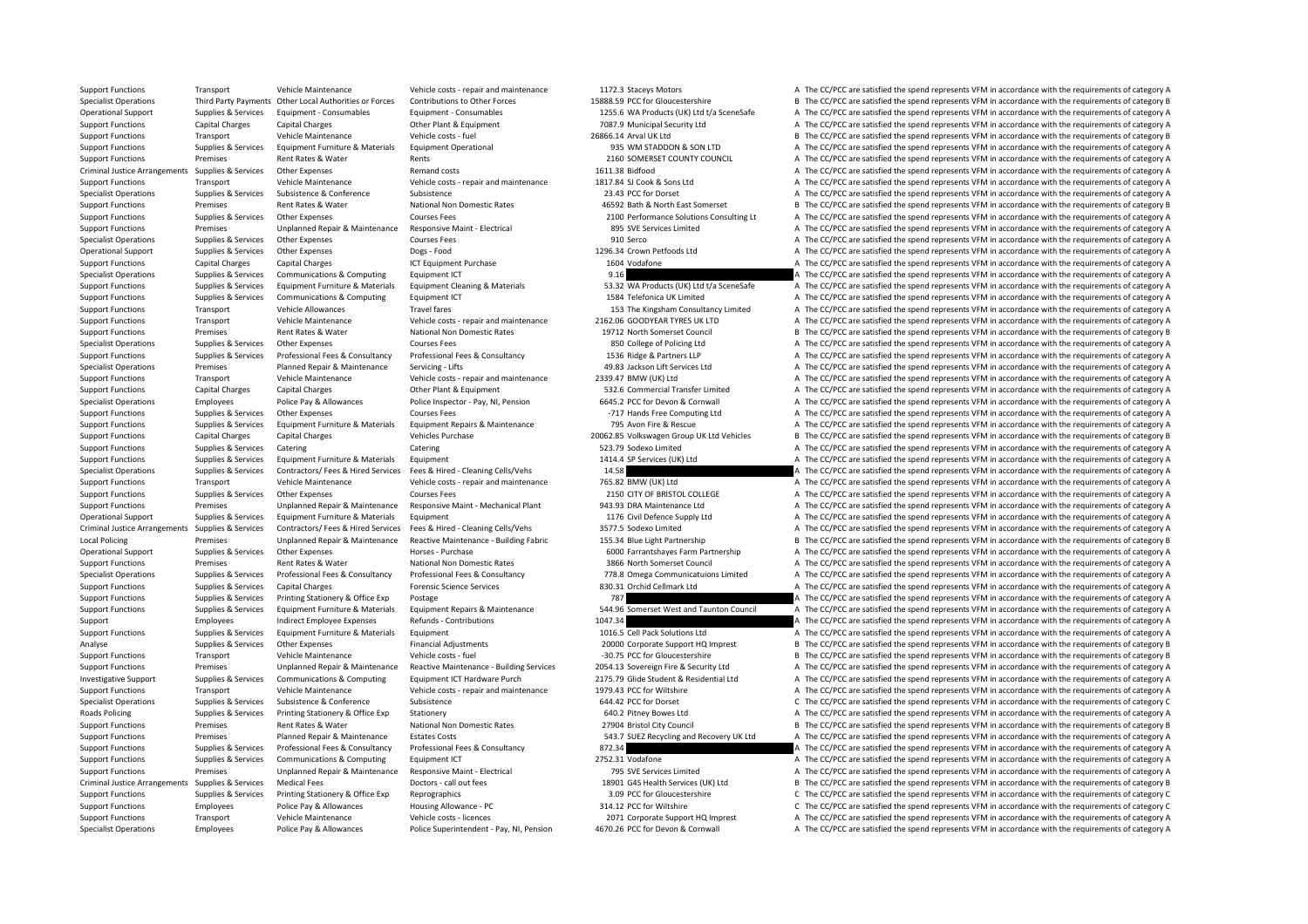| | | | | | | | |
|---|---|---|---|---|---|---|---|
| Support Functions | Transport | Vehicle Maintenance | Vehicle costs - repair and maintenance | 1172.3 | Staceys Motors | A | The CC/PCC are satisfied the spend represents VFM in accordance with the requirements of category A |
| Specialist Operations | Third Party Payments | Other Local Authorities or Forces | Contributions to Other Forces | 15888.59 | PCC for Gloucestershire | B | The CC/PCC are satisfied the spend represents VFM in accordance with the requirements of category B |
| Operational Support | Supplies & Services | Equipment - Consumables | Equipment - Consumables | 1255.6 | WA Products (UK) Ltd t/a SceneSafe | A | The CC/PCC are satisfied the spend represents VFM in accordance with the requirements of category A |
| Support Functions | Capital Charges | Capital Charges | Other Plant & Equipment | 7087.9 | Municipal Security Ltd | A | The CC/PCC are satisfied the spend represents VFM in accordance with the requirements of category A |
| Support Functions | Transport | Vehicle Maintenance | Vehicle costs - fuel | 26866.14 | Arval UK Ltd | B | The CC/PCC are satisfied the spend represents VFM in accordance with the requirements of category B |
| Support Functions | Supplies & Services | Equipment Furniture & Materials | Equipment Operational | 935 | WM STADDON & SON LTD | A | The CC/PCC are satisfied the spend represents VFM in accordance with the requirements of category A |
| Support Functions | Premises | Rent Rates & Water | Rents | 2160 | SOMERSET COUNTY COUNCIL | A | The CC/PCC are satisfied the spend represents VFM in accordance with the requirements of category A |
| Criminal Justice Arrangements | Supplies & Services | Other Expenses | Remand costs | 1611.38 | Bidfood | A | The CC/PCC are satisfied the spend represents VFM in accordance with the requirements of category A |
| Support Functions | Transport | Vehicle Maintenance | Vehicle costs - repair and maintenance | 1817.84 | SJ Cook & Sons Ltd | A | The CC/PCC are satisfied the spend represents VFM in accordance with the requirements of category A |
| Specialist Operations | Supplies & Services | Subsistence & Conference | Subsistence | 23.43 | PCC for Dorset | A | The CC/PCC are satisfied the spend represents VFM in accordance with the requirements of category A |
| Support Functions | Premises | Rent Rates & Water | National Non Domestic Rates | 46592 | Bath & North East Somerset | B | The CC/PCC are satisfied the spend represents VFM in accordance with the requirements of category B |
| Support Functions | Supplies & Services | Other Expenses | Courses Fees | 2100 | Performance Solutions Consulting Lt | A | The CC/PCC are satisfied the spend represents VFM in accordance with the requirements of category A |
| Support Functions | Premises | Unplanned Repair & Maintenance | Responsive Maint - Electrical | 895 | SVE Services Limited | A | The CC/PCC are satisfied the spend represents VFM in accordance with the requirements of category A |
| Specialist Operations | Supplies & Services | Other Expenses | Courses Fees | 910 | Serco | A | The CC/PCC are satisfied the spend represents VFM in accordance with the requirements of category A |
| Operational Support | Supplies & Services | Other Expenses | Dogs - Food | 1296.34 | Crown Petfoods Ltd | A | The CC/PCC are satisfied the spend represents VFM in accordance with the requirements of category A |
| Support Functions | Capital Charges | Capital Charges | ICT Equipment Purchase | 1604 | Vodafone | A | The CC/PCC are satisfied the spend represents VFM in accordance with the requirements of category A |
| Specialist Operations | Supplies & Services | Communications & Computing | Equipment ICT | 9.16 | | A | The CC/PCC are satisfied the spend represents VFM in accordance with the requirements of category A |
| Support Functions | Supplies & Services | Equipment Furniture & Materials | Equipment Cleaning & Materials | 53.32 | WA Products (UK) Ltd t/a SceneSafe | A | The CC/PCC are satisfied the spend represents VFM in accordance with the requirements of category A |
| Support Functions | Supplies & Services | Communications & Computing | Equipment ICT | 1584 | Telefonica UK Limited | A | The CC/PCC are satisfied the spend represents VFM in accordance with the requirements of category A |
| Support Functions | Transport | Vehicle Allowances | Travel fares | 153 | The Kingsham Consultancy Limited | A | The CC/PCC are satisfied the spend represents VFM in accordance with the requirements of category A |
| Support Functions | Transport | Vehicle Maintenance | Vehicle costs - repair and maintenance | 2162.06 | GOODYEAR TYRES UK LTD | A | The CC/PCC are satisfied the spend represents VFM in accordance with the requirements of category A |
| Support Functions | Premises | Rent Rates & Water | National Non Domestic Rates | 19712 | North Somerset Council | B | The CC/PCC are satisfied the spend represents VFM in accordance with the requirements of category B |
| Specialist Operations | Supplies & Services | Other Expenses | Courses Fees | 850 | College of Policing Ltd | A | The CC/PCC are satisfied the spend represents VFM in accordance with the requirements of category A |
| Support Functions | Supplies & Services | Professional Fees & Consultancy | Professional Fees & Consultancy | 1536 | Ridge & Partners LLP | A | The CC/PCC are satisfied the spend represents VFM in accordance with the requirements of category A |
| Specialist Operations | Premises | Planned Repair & Maintenance | Servicing - Lifts | 49.83 | Jackson Lift Services Ltd | A | The CC/PCC are satisfied the spend represents VFM in accordance with the requirements of category A |
| Support Functions | Transport | Vehicle Maintenance | Vehicle costs - repair and maintenance | 2339.47 | BMW (UK) Ltd | A | The CC/PCC are satisfied the spend represents VFM in accordance with the requirements of category A |
| Support Functions | Capital Charges | Capital Charges | Other Plant & Equipment | 532.6 | Commercial Transfer Limited | A | The CC/PCC are satisfied the spend represents VFM in accordance with the requirements of category A |
| Specialist Operations | Employees | Police Pay & Allowances | Police Inspector - Pay, NI, Pension | 6645.2 | PCC for Devon & Cornwall | A | The CC/PCC are satisfied the spend represents VFM in accordance with the requirements of category A |
| Support Functions | Supplies & Services | Other Expenses | Courses Fees | -717 | Hands Free Computing Ltd | A | The CC/PCC are satisfied the spend represents VFM in accordance with the requirements of category A |
| Support Functions | Supplies & Services | Equipment Furniture & Materials | Equipment Repairs & Maintenance | 795 | Avon Fire & Rescue | A | The CC/PCC are satisfied the spend represents VFM in accordance with the requirements of category A |
| Support Functions | Capital Charges | Capital Charges | Vehicles Purchase | 20062.85 | Volkswagen Group UK Ltd Vehicles | B | The CC/PCC are satisfied the spend represents VFM in accordance with the requirements of category B |
| Support Functions | Supplies & Services | Catering | Catering | 523.79 | Sodexo Limited | A | The CC/PCC are satisfied the spend represents VFM in accordance with the requirements of category A |
| Support Functions | Supplies & Services | Equipment Furniture & Materials | Equipment | 1414.4 | SP Services (UK) Ltd | A | The CC/PCC are satisfied the spend represents VFM in accordance with the requirements of category A |
| Specialist Operations | Supplies & Services | Contractors/ Fees & Hired Services | Fees & Hired - Cleaning Cells/Vehs | 14.58 | | A | The CC/PCC are satisfied the spend represents VFM in accordance with the requirements of category A |
| Support Functions | Transport | Vehicle Maintenance | Vehicle costs - repair and maintenance | 765.82 | BMW (UK) Ltd | A | The CC/PCC are satisfied the spend represents VFM in accordance with the requirements of category A |
| Support Functions | Supplies & Services | Other Expenses | Courses Fees | 2150 | CITY OF BRISTOL COLLEGE | A | The CC/PCC are satisfied the spend represents VFM in accordance with the requirements of category A |
| Support Functions | Premises | Unplanned Repair & Maintenance | Responsive Maint - Mechanical Plant | 943.93 | DRA Maintenance Ltd | A | The CC/PCC are satisfied the spend represents VFM in accordance with the requirements of category A |
| Operational Support | Supplies & Services | Equipment Furniture & Materials | Equipment | 1176 | Civil Defence Supply Ltd | A | The CC/PCC are satisfied the spend represents VFM in accordance with the requirements of category A |
| Criminal Justice Arrangements | Supplies & Services | Contractors/ Fees & Hired Services | Fees & Hired - Cleaning Cells/Vehs | 3577.5 | Sodexo Limited | A | The CC/PCC are satisfied the spend represents VFM in accordance with the requirements of category A |
| Local Policing | Premises | Unplanned Repair & Maintenance | Reactive Maintenance - Building Fabric | 155.34 | Blue Light Partnership | B | The CC/PCC are satisfied the spend represents VFM in accordance with the requirements of category B |
| Operational Support | Supplies & Services | Other Expenses | Horses - Purchase | 6000 | Farrantshayes Farm Partnership | A | The CC/PCC are satisfied the spend represents VFM in accordance with the requirements of category A |
| Support Functions | Premises | Rent Rates & Water | National Non Domestic Rates | 3866 | North Somerset Council | A | The CC/PCC are satisfied the spend represents VFM in accordance with the requirements of category A |
| Specialist Operations | Supplies & Services | Professional Fees & Consultancy | Professional Fees & Consultancy | 778.8 | Omega Communicatuions Limited | A | The CC/PCC are satisfied the spend represents VFM in accordance with the requirements of category A |
| Support Functions | Supplies & Services | Capital Charges | Forensic Science Services | 830.31 | Orchid Cellmark Ltd | A | The CC/PCC are satisfied the spend represents VFM in accordance with the requirements of category A |
| Support Functions | Supplies & Services | Printing Stationery & Office Exp | Postage | 787 | | A | The CC/PCC are satisfied the spend represents VFM in accordance with the requirements of category A |
| Support Functions | Supplies & Services | Equipment Furniture & Materials | Equipment Repairs & Maintenance | 544.96 | Somerset West and Taunton Council | A | The CC/PCC are satisfied the spend represents VFM in accordance with the requirements of category A |
| Support | Employees | Indirect Employee Expenses | Refunds - Contributions | 1047.34 | | A | The CC/PCC are satisfied the spend represents VFM in accordance with the requirements of category A |
| Support Functions | Supplies & Services | Equipment Furniture & Materials | Equipment | 1016.5 | Cell Pack Solutions Ltd | A | The CC/PCC are satisfied the spend represents VFM in accordance with the requirements of category A |
| Analyse | Supplies & Services | Other Expenses | Financial Adjustments | 20000 | Corporate Support HQ Imprest | B | The CC/PCC are satisfied the spend represents VFM in accordance with the requirements of category B |
| Support Functions | Transport | Vehicle Maintenance | Vehicle costs - fuel | -30.75 | PCC for Gloucestershire | B | The CC/PCC are satisfied the spend represents VFM in accordance with the requirements of category B |
| Support Functions | Premises | Unplanned Repair & Maintenance | Reactive Maintenance - Building Services | 2054.13 | Sovereign Fire & Security Ltd | A | The CC/PCC are satisfied the spend represents VFM in accordance with the requirements of category A |
| Investigative Support | Supplies & Services | Communications & Computing | Equipment ICT Hardware Purch | 2175.79 | Glide Student & Residential Ltd | A | The CC/PCC are satisfied the spend represents VFM in accordance with the requirements of category A |
| Support Functions | Transport | Vehicle Maintenance | Vehicle costs - repair and maintenance | 1979.43 | PCC for Wiltshire | A | The CC/PCC are satisfied the spend represents VFM in accordance with the requirements of category A |
| Specialist Operations | Supplies & Services | Subsistence & Conference | Subsistence | 644.42 | PCC for Dorset | C | The CC/PCC are satisfied the spend represents VFM in accordance with the requirements of category C |
| Roads Policing | Supplies & Services | Printing Stationery & Office Exp | Stationery | 640.2 | Pitney Bowes Ltd | A | The CC/PCC are satisfied the spend represents VFM in accordance with the requirements of category A |
| Support Functions | Premises | Rent Rates & Water | National Non Domestic Rates | 27904 | Bristol City Council | B | The CC/PCC are satisfied the spend represents VFM in accordance with the requirements of category B |
| Support Functions | Premises | Planned Repair & Maintenance | Estates Costs | 543.7 | SUEZ Recycling and Recovery UK Ltd | A | The CC/PCC are satisfied the spend represents VFM in accordance with the requirements of category A |
| Support Functions | Supplies & Services | Professional Fees & Consultancy | Professional Fees & Consultancy | 872.34 | | A | The CC/PCC are satisfied the spend represents VFM in accordance with the requirements of category A |
| Support Functions | Supplies & Services | Communications & Computing | Equipment ICT | 2752.31 | Vodafone | A | The CC/PCC are satisfied the spend represents VFM in accordance with the requirements of category A |
| Support Functions | Premises | Unplanned Repair & Maintenance | Responsive Maint - Electrical | 795 | SVE Services Limited | A | The CC/PCC are satisfied the spend represents VFM in accordance with the requirements of category A |
| Criminal Justice Arrangements | Supplies & Services | Medical Fees | Doctors - call out fees | 18901 | G4S Health Services (UK) Ltd | B | The CC/PCC are satisfied the spend represents VFM in accordance with the requirements of category B |
| Support Functions | Supplies & Services | Printing Stationery & Office Exp | Reprographics | 3.09 | PCC for Gloucestershire | C | The CC/PCC are satisfied the spend represents VFM in accordance with the requirements of category C |
| Support Functions | Employees | Police Pay & Allowances | Housing Allowance - PC | 314.12 | PCC for Wiltshire | C | The CC/PCC are satisfied the spend represents VFM in accordance with the requirements of category C |
| Support Functions | Transport | Vehicle Maintenance | Vehicle costs - licences | 2071 | Corporate Support HQ Imprest | A | The CC/PCC are satisfied the spend represents VFM in accordance with the requirements of category A |
| Specialist Operations | Employees | Police Pay & Allowances | Police Superintendent - Pay, NI, Pension | 4670.26 | PCC for Devon & Cornwall | A | The CC/PCC are satisfied the spend represents VFM in accordance with the requirements of category A |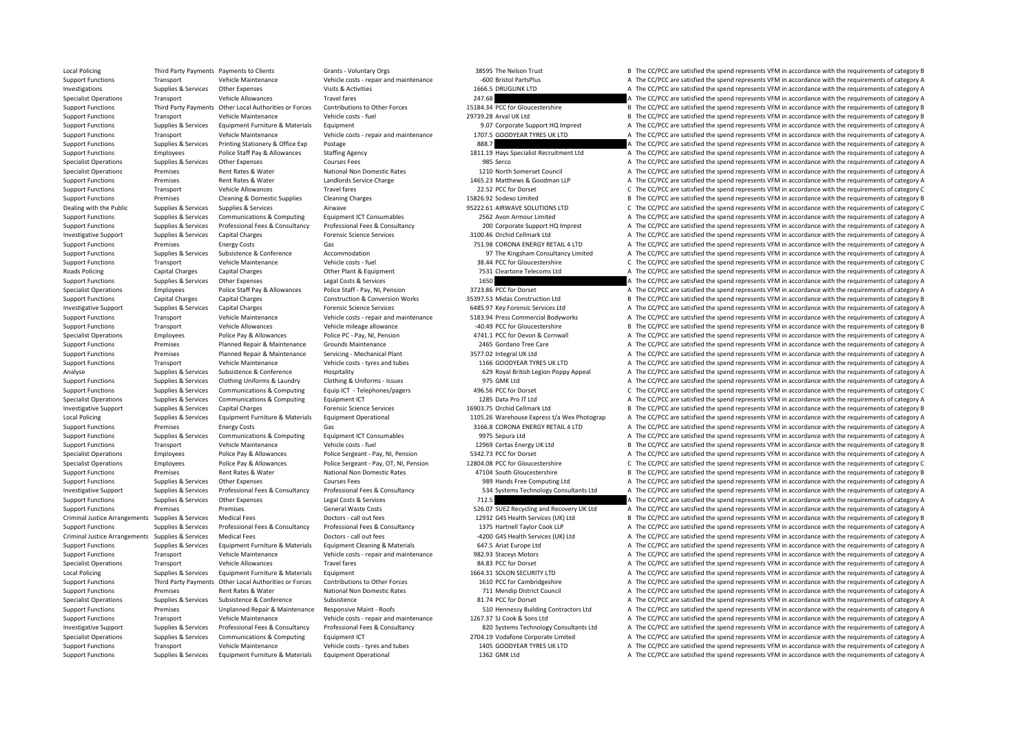| | | | | | | | |
|---|---|---|---|---|---|---|---|
| Local Policing | Third Party Payments | Payments to Clients | Grants - Voluntary Orgs | 38595 | The Nelson Trust | B | The CC/PCC are satisfied the spend represents VFM in accordance with the requirements of category B |
| Support Functions | Transport | Vehicle Maintenance | Vehicle costs - repair and maintenance | -600 | Bristol PartsPlus | A | The CC/PCC are satisfied the spend represents VFM in accordance with the requirements of category A |
| Investigations | Supplies & Services | Other Expenses | Visits & Activities | 1666.5 | DRUGLINK LTD | A | The CC/PCC are satisfied the spend represents VFM in accordance with the requirements of category A |
| Specialist Operations | Transport | Vehicle Allowances | Travel fares | 247.68 | | A | The CC/PCC are satisfied the spend represents VFM in accordance with the requirements of category A |
| Support Functions | Third Party Payments | Other Local Authorities or Forces | Contributions to Other Forces | 15184.34 | PCC for Gloucestershire | B | The CC/PCC are satisfied the spend represents VFM in accordance with the requirements of category B |
| Support Functions | Transport | Vehicle Maintenance | Vehicle costs - fuel | 29739.28 | Arval UK Ltd | B | The CC/PCC are satisfied the spend represents VFM in accordance with the requirements of category B |
| Support Functions | Supplies & Services | Equipment Furniture & Materials | Equipment | 9.07 | Corporate Support HQ Imprest | A | The CC/PCC are satisfied the spend represents VFM in accordance with the requirements of category A |
| Support Functions | Transport | Vehicle Maintenance | Vehicle costs - repair and maintenance | 1707.5 | GOODYEAR TYRES UK LTD | A | The CC/PCC are satisfied the spend represents VFM in accordance with the requirements of category A |
| Support Functions | Supplies & Services | Printing Stationery & Office Exp | Postage | 888.7 | | A | The CC/PCC are satisfied the spend represents VFM in accordance with the requirements of category A |
| Support Functions | Employees | Police Staff Pay & Allowances | Staffing Agency | 1811.19 | Hays Specialist Recruitment Ltd | A | The CC/PCC are satisfied the spend represents VFM in accordance with the requirements of category A |
| Specialist Operations | Supplies & Services | Other Expenses | Courses Fees | 985 | Serco | A | The CC/PCC are satisfied the spend represents VFM in accordance with the requirements of category A |
| Specialist Operations | Premises | Rent Rates & Water | National Non Domestic Rates | 1210 | North Somerset Council | A | The CC/PCC are satisfied the spend represents VFM in accordance with the requirements of category A |
| Support Functions | Premises | Rent Rates & Water | Landlords Service Charge | 1465.23 | Matthews & Goodman LLP | A | The CC/PCC are satisfied the spend represents VFM in accordance with the requirements of category A |
| Support Functions | Transport | Vehicle Allowances | Travel fares | 22.52 | PCC for Dorset | C | The CC/PCC are satisfied the spend represents VFM in accordance with the requirements of category C |
| Support Functions | Premises | Cleaning & Domestic Supplies | Cleaning Charges | 15826.92 | Sodexo Limited | B | The CC/PCC are satisfied the spend represents VFM in accordance with the requirements of category B |
| Dealing with the Public | Supplies & Services | Supplies & Services | Airwave | 95222.61 | AIRWAVE SOLUTIONS LTD | C | The CC/PCC are satisfied the spend represents VFM in accordance with the requirements of category C |
| Support Functions | Supplies & Services | Communications & Computing | Equipment ICT Consumables | 2562 | Avon Armour Limited | A | The CC/PCC are satisfied the spend represents VFM in accordance with the requirements of category A |
| Support Functions | Supplies & Services | Professional Fees & Consultancy | Professional Fees & Consultancy | 200 | Corporate Support HQ Imprest | A | The CC/PCC are satisfied the spend represents VFM in accordance with the requirements of category A |
| Investigative Support | Supplies & Services | Capital Charges | Forensic Science Services | 3100.46 | Orchid Cellmark Ltd | A | The CC/PCC are satisfied the spend represents VFM in accordance with the requirements of category A |
| Support Functions | Premises | Energy Costs | Gas | 751.98 | CORONA ENERGY RETAIL 4 LTD | A | The CC/PCC are satisfied the spend represents VFM in accordance with the requirements of category A |
| Support Functions | Supplies & Services | Subsistence & Conference | Accommodation | 97 | The Kingsham Consultancy Limited | A | The CC/PCC are satisfied the spend represents VFM in accordance with the requirements of category A |
| Support Functions | Transport | Vehicle Maintenance | Vehicle costs - fuel | 38.44 | PCC for Gloucestershire | C | The CC/PCC are satisfied the spend represents VFM in accordance with the requirements of category C |
| Roads Policing | Capital Charges | Capital Charges | Other Plant & Equipment | 7531 | Cleartone Telecoms Ltd | A | The CC/PCC are satisfied the spend represents VFM in accordance with the requirements of category A |
| Support Functions | Supplies & Services | Other Expenses | Legal Costs & Services | 1650 | | A | The CC/PCC are satisfied the spend represents VFM in accordance with the requirements of category A |
| Specialist Operations | Employees | Police Staff Pay & Allowances | Police Staff - Pay, NI, Pension | 3723.86 | PCC for Dorset | A | The CC/PCC are satisfied the spend represents VFM in accordance with the requirements of category A |
| Support Functions | Capital Charges | Capital Charges | Construction & Conversion Works | 35397.53 | Midas Construction Ltd | B | The CC/PCC are satisfied the spend represents VFM in accordance with the requirements of category B |
| Investigative Support | Supplies & Services | Capital Charges | Forensic Science Services | 6485.97 | Key Forensic Services Ltd | A | The CC/PCC are satisfied the spend represents VFM in accordance with the requirements of category A |
| Support Functions | Transport | Vehicle Maintenance | Vehicle costs - repair and maintenance | 5183.94 | Press Commercial Bodyworks | A | The CC/PCC are satisfied the spend represents VFM in accordance with the requirements of category A |
| Support Functions | Transport | Vehicle Allowances | Vehicle mileage allowance | -40.49 | PCC for Gloucestershire | B | The CC/PCC are satisfied the spend represents VFM in accordance with the requirements of category B |
| Specialist Operations | Employees | Police Pay & Allowances | Police PC - Pay, NI, Pension | 4741.1 | PCC for Devon & Cornwall | A | The CC/PCC are satisfied the spend represents VFM in accordance with the requirements of category A |
| Support Functions | Premises | Planned Repair & Maintenance | Grounds Maintenance | 2465 | Gordano Tree Care | A | The CC/PCC are satisfied the spend represents VFM in accordance with the requirements of category A |
| Support Functions | Premises | Planned Repair & Maintenance | Servicing - Mechanical Plant | 3577.02 | Integral UK Ltd | A | The CC/PCC are satisfied the spend represents VFM in accordance with the requirements of category A |
| Support Functions | Transport | Vehicle Maintenance | Vehicle costs - tyres and tubes | 1166 | GOODYEAR TYRES UK LTD | A | The CC/PCC are satisfied the spend represents VFM in accordance with the requirements of category A |
| Analyse | Supplies & Services | Subsistence & Conference | Hospitality | 629 | Royal British Legion Poppy Appeal | A | The CC/PCC are satisfied the spend represents VFM in accordance with the requirements of category A |
| Support Functions | Supplies & Services | Clothing Uniforms & Laundry | Clothing & Uniforms - Issues | 975 | GMK Ltd | A | The CC/PCC are satisfied the spend represents VFM in accordance with the requirements of category A |
| Support Functions | Supplies & Services | Communications & Computing | Equip ICT - Telephones/pagers | 496.56 | PCC for Dorset | C | The CC/PCC are satisfied the spend represents VFM in accordance with the requirements of category C |
| Specialist Operations | Supplies & Services | Communications & Computing | Equipment ICT | 1285 | Data Pro IT Ltd | A | The CC/PCC are satisfied the spend represents VFM in accordance with the requirements of category A |
| Investigative Support | Supplies & Services | Capital Charges | Forensic Science Services | 16903.75 | Orchid Cellmark Ltd | B | The CC/PCC are satisfied the spend represents VFM in accordance with the requirements of category B |
| Local Policing | Supplies & Services | Equipment Furniture & Materials | Equipment Operational | 1105.26 | Warehouse Express t/a Wex Photograp | A | The CC/PCC are satisfied the spend represents VFM in accordance with the requirements of category A |
| Support Functions | Premises | Energy Costs | Gas | 3166.8 | CORONA ENERGY RETAIL 4 LTD | A | The CC/PCC are satisfied the spend represents VFM in accordance with the requirements of category A |
| Support Functions | Supplies & Services | Communications & Computing | Equipment ICT Consumables | 9975 | Sepura Ltd | A | The CC/PCC are satisfied the spend represents VFM in accordance with the requirements of category A |
| Support Functions | Transport | Vehicle Maintenance | Vehicle costs - fuel | 12969 | Certas Energy UK Ltd | B | The CC/PCC are satisfied the spend represents VFM in accordance with the requirements of category B |
| Specialist Operations | Employees | Police Pay & Allowances | Police Sergeant - Pay, NI, Pension | 5342.73 | PCC for Dorset | A | The CC/PCC are satisfied the spend represents VFM in accordance with the requirements of category A |
| Specialist Operations | Employees | Police Pay & Allowances | Police Sergeant - Pay, OT, NI, Pension | 12804.08 | PCC for Gloucestershire | C | The CC/PCC are satisfied the spend represents VFM in accordance with the requirements of category C |
| Support Functions | Premises | Rent Rates & Water | National Non Domestic Rates | 47104 | South Gloucestershire | B | The CC/PCC are satisfied the spend represents VFM in accordance with the requirements of category B |
| Support Functions | Supplies & Services | Other Expenses | Courses Fees | 989 | Hands Free Computing Ltd | A | The CC/PCC are satisfied the spend represents VFM in accordance with the requirements of category A |
| Investigative Support | Supplies & Services | Professional Fees & Consultancy | Professional Fees & Consultancy | 534 | Systems Technology Consultants Ltd | A | The CC/PCC are satisfied the spend represents VFM in accordance with the requirements of category A |
| Support Functions | Supplies & Services | Other Expenses | Legal Costs & Services | 712.5 | | A | The CC/PCC are satisfied the spend represents VFM in accordance with the requirements of category A |
| Support Functions | Premises | Premises | General Waste Costs | 526.07 | SUEZ Recycling and Recovery UK Ltd | A | The CC/PCC are satisfied the spend represents VFM in accordance with the requirements of category A |
| Criminal Justice Arrangements | Supplies & Services | Medical Fees | Doctors - call out fees | 12932 | G4S Health Services (UK) Ltd | B | The CC/PCC are satisfied the spend represents VFM in accordance with the requirements of category B |
| Support Functions | Supplies & Services | Professional Fees & Consultancy | Professional Fees & Consultancy | 1375 | Hartnell Taylor Cook LLP | A | The CC/PCC are satisfied the spend represents VFM in accordance with the requirements of category A |
| Criminal Justice Arrangements | Supplies & Services | Medical Fees | Doctors - call out fees | -4200 | G4S Health Services (UK) Ltd | A | The CC/PCC are satisfied the spend represents VFM in accordance with the requirements of category A |
| Support Functions | Supplies & Services | Equipment Furniture & Materials | Equipment Cleaning & Materials | 647.5 | Ariat Europe Ltd | A | The CC/PCC are satisfied the spend represents VFM in accordance with the requirements of category A |
| Support Functions | Transport | Vehicle Maintenance | Vehicle costs - repair and maintenance | 982.93 | Staceys Motors | A | The CC/PCC are satisfied the spend represents VFM in accordance with the requirements of category A |
| Specialist Operations | Transport | Vehicle Allowances | Travel fares | 84.83 | PCC for Dorset | A | The CC/PCC are satisfied the spend represents VFM in accordance with the requirements of category A |
| Local Policing | Supplies & Services | Equipment Furniture & Materials | Equipment | 1664.31 | SOLON SECURITY LTD | A | The CC/PCC are satisfied the spend represents VFM in accordance with the requirements of category A |
| Support Functions | Third Party Payments | Other Local Authorities or Forces | Contributions to Other Forces | 1610 | PCC for Cambridgeshire | A | The CC/PCC are satisfied the spend represents VFM in accordance with the requirements of category A |
| Support Functions | Premises | Rent Rates & Water | National Non Domestic Rates | 711 | Mendip District Council | A | The CC/PCC are satisfied the spend represents VFM in accordance with the requirements of category A |
| Specialist Operations | Supplies & Services | Subsistence & Conference | Subsistence | 81.74 | PCC for Dorset | A | The CC/PCC are satisfied the spend represents VFM in accordance with the requirements of category A |
| Support Functions | Premises | Unplanned Repair & Maintenance | Responsive Maint - Roofs | 510 | Hennessy Building Contractors Ltd | A | The CC/PCC are satisfied the spend represents VFM in accordance with the requirements of category A |
| Support Functions | Transport | Vehicle Maintenance | Vehicle costs - repair and maintenance | 1267.37 | SJ Cook & Sons Ltd | A | The CC/PCC are satisfied the spend represents VFM in accordance with the requirements of category A |
| Investigative Support | Supplies & Services | Professional Fees & Consultancy | Professional Fees & Consultancy | 820 | Systems Technology Consultants Ltd | A | The CC/PCC are satisfied the spend represents VFM in accordance with the requirements of category A |
| Specialist Operations | Supplies & Services | Communications & Computing | Equipment ICT | 2704.19 | Vodafone Corporate Limited | A | The CC/PCC are satisfied the spend represents VFM in accordance with the requirements of category A |
| Support Functions | Transport | Vehicle Maintenance | Vehicle costs - tyres and tubes | 1405 | GOODYEAR TYRES UK LTD | A | The CC/PCC are satisfied the spend represents VFM in accordance with the requirements of category A |
| Support Functions | Supplies & Services | Equipment Furniture & Materials | Equipment Operational | 1362 | GMK Ltd | A | The CC/PCC are satisfied the spend represents VFM in accordance with the requirements of category A |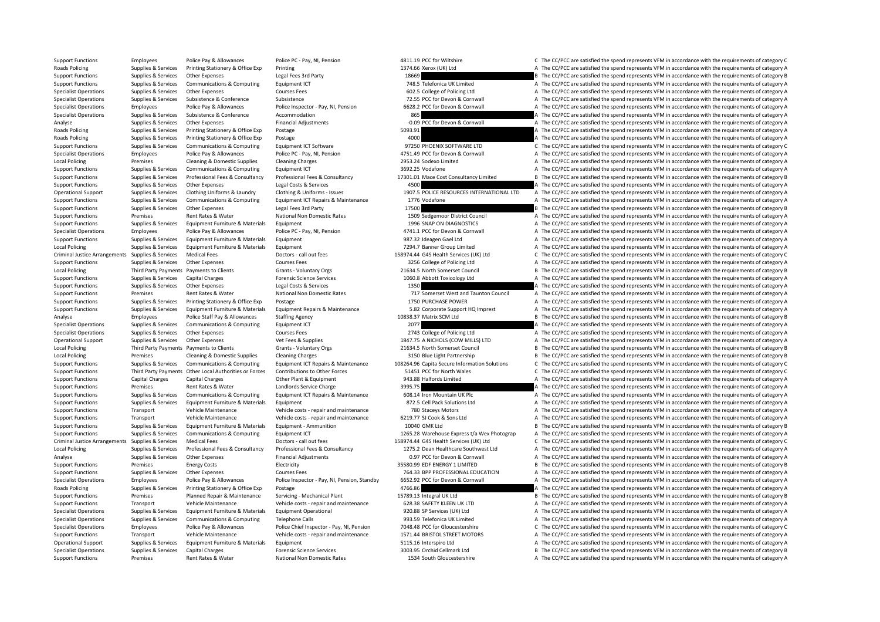| | | | | | | | |
|---|---|---|---|---|---|---|---|
| Support Functions | Employees | Police Pay & Allowances | Police PC - Pay, NI, Pension | 4811.19 | PCC for Wiltshire | C | The CC/PCC are satisfied the spend represents VFM in accordance with the requirements of category C |
| Roads Policing | Supplies & Services | Printing Stationery & Office Exp | Printing | 1374.66 | Xerox (UK) Ltd | A | The CC/PCC are satisfied the spend represents VFM in accordance with the requirements of category A |
| Support Functions | Supplies & Services | Other Expenses | Legal Fees 3rd Party | 18669 | | B | The CC/PCC are satisfied the spend represents VFM in accordance with the requirements of category B |
| Support Functions | Supplies & Services | Communications & Computing | Equipment ICT | 748.5 | Telefonica UK Limited | A | The CC/PCC are satisfied the spend represents VFM in accordance with the requirements of category A |
| Specialist Operations | Supplies & Services | Other Expenses | Courses Fees | 602.5 | College of Policing Ltd | A | The CC/PCC are satisfied the spend represents VFM in accordance with the requirements of category A |
| Specialist Operations | Supplies & Services | Subsistence & Conference | Subsistence | 72.55 | PCC for Devon & Cornwall | A | The CC/PCC are satisfied the spend represents VFM in accordance with the requirements of category A |
| Specialist Operations | Employees | Police Pay & Allowances | Police Inspector - Pay, NI, Pension | 6628.2 | PCC for Devon & Cornwall | A | The CC/PCC are satisfied the spend represents VFM in accordance with the requirements of category A |
| Specialist Operations | Supplies & Services | Subsistence & Conference | Accommodation | 865 | | A | The CC/PCC are satisfied the spend represents VFM in accordance with the requirements of category A |
| Analyse | Supplies & Services | Other Expenses | Financial Adjustments | -0.09 | PCC for Devon & Cornwall | A | The CC/PCC are satisfied the spend represents VFM in accordance with the requirements of category A |
| Roads Policing | Supplies & Services | Printing Stationery & Office Exp | Postage | 5093.91 | | A | The CC/PCC are satisfied the spend represents VFM in accordance with the requirements of category A |
| Roads Policing | Supplies & Services | Printing Stationery & Office Exp | Postage | 4000 | | A | The CC/PCC are satisfied the spend represents VFM in accordance with the requirements of category A |
| Support Functions | Supplies & Services | Communications & Computing | Equipment ICT Software | 97250 | PHOENIX SOFTWARE LTD | C | The CC/PCC are satisfied the spend represents VFM in accordance with the requirements of category C |
| Specialist Operations | Employees | Police Pay & Allowances | Police PC - Pay, NI, Pension | 4751.49 | PCC for Devon & Cornwall | A | The CC/PCC are satisfied the spend represents VFM in accordance with the requirements of category A |
| Local Policing | Premises | Cleaning & Domestic Supplies | Cleaning Charges | 2953.24 | Sodexo Limited | A | The CC/PCC are satisfied the spend represents VFM in accordance with the requirements of category A |
| Support Functions | Supplies & Services | Communications & Computing | Equipment ICT | 3692.25 | Vodafone | A | The CC/PCC are satisfied the spend represents VFM in accordance with the requirements of category A |
| Support Functions | Supplies & Services | Professional Fees & Consultancy | Professional Fees & Consultancy | 17301.01 | Mace Cost Consultancy Limited | B | The CC/PCC are satisfied the spend represents VFM in accordance with the requirements of category B |
| Support Functions | Supplies & Services | Other Expenses | Legal Costs & Services | 4500 | | A | The CC/PCC are satisfied the spend represents VFM in accordance with the requirements of category A |
| Operational Support | Supplies & Services | Clothing Uniforms & Laundry | Clothing & Uniforms - Issues | 1907.5 | POLICE RESOURCES INTERNATIONAL LTD | A | The CC/PCC are satisfied the spend represents VFM in accordance with the requirements of category A |
| Support Functions | Supplies & Services | Communications & Computing | Equipment ICT Repairs & Maintenance | 1776 | Vodafone | A | The CC/PCC are satisfied the spend represents VFM in accordance with the requirements of category A |
| Support Functions | Supplies & Services | Other Expenses | Legal Fees 3rd Party | 17500 | | B | The CC/PCC are satisfied the spend represents VFM in accordance with the requirements of category B |
| Support Functions | Premises | Rent Rates & Water | National Non Domestic Rates | 1509 | Sedgemoor District Council | A | The CC/PCC are satisfied the spend represents VFM in accordance with the requirements of category A |
| Support Functions | Supplies & Services | Equipment Furniture & Materials | Equipment | 1996 | SNAP ON DIAGNOSTICS | A | The CC/PCC are satisfied the spend represents VFM in accordance with the requirements of category A |
| Specialist Operations | Employees | Police Pay & Allowances | Police PC - Pay, NI, Pension | 4741.1 | PCC for Devon & Cornwall | A | The CC/PCC are satisfied the spend represents VFM in accordance with the requirements of category A |
| Support Functions | Supplies & Services | Equipment Furniture & Materials | Equipment | 987.32 | Ideagen Gael Ltd | A | The CC/PCC are satisfied the spend represents VFM in accordance with the requirements of category A |
| Local Policing | Supplies & Services | Equipment Furniture & Materials | Equipment | 7294.7 | Banner Group Limited | A | The CC/PCC are satisfied the spend represents VFM in accordance with the requirements of category A |
| Criminal Justice Arrangements | Supplies & Services | Medical Fees | Doctors - call out fees | 158974.44 | G4S Health Services (UK) Ltd | C | The CC/PCC are satisfied the spend represents VFM in accordance with the requirements of category C |
| Support Functions | Supplies & Services | Other Expenses | Courses Fees | 3256 | College of Policing Ltd | A | The CC/PCC are satisfied the spend represents VFM in accordance with the requirements of category A |
| Local Policing | Third Party Payments | Payments to Clients | Grants - Voluntary Orgs | 21634.5 | North Somerset Council | B | The CC/PCC are satisfied the spend represents VFM in accordance with the requirements of category B |
| Support Functions | Supplies & Services | Capital Charges | Forensic Science Services | 1060.8 | Abbott Toxicology Ltd | A | The CC/PCC are satisfied the spend represents VFM in accordance with the requirements of category A |
| Support Functions | Supplies & Services | Other Expenses | Legal Costs & Services | 1350 | | A | The CC/PCC are satisfied the spend represents VFM in accordance with the requirements of category A |
| Support Functions | Premises | Rent Rates & Water | National Non Domestic Rates | 717 | Somerset West and Taunton Council | A | The CC/PCC are satisfied the spend represents VFM in accordance with the requirements of category A |
| Support Functions | Supplies & Services | Printing Stationery & Office Exp | Postage | 1750 | PURCHASE POWER | A | The CC/PCC are satisfied the spend represents VFM in accordance with the requirements of category A |
| Support Functions | Supplies & Services | Equipment Furniture & Materials | Equipment Repairs & Maintenance | 5.82 | Corporate Support HQ Imprest | A | The CC/PCC are satisfied the spend represents VFM in accordance with the requirements of category A |
| Analyse | Employees | Police Staff Pay & Allowances | Staffing Agency | 10838.37 | Matrix SCM Ltd | B | The CC/PCC are satisfied the spend represents VFM in accordance with the requirements of category B |
| Specialist Operations | Supplies & Services | Communications & Computing | Equipment ICT | 2077 | | A | The CC/PCC are satisfied the spend represents VFM in accordance with the requirements of category A |
| Specialist Operations | Supplies & Services | Other Expenses | Courses Fees | 2743 | College of Policing Ltd | A | The CC/PCC are satisfied the spend represents VFM in accordance with the requirements of category A |
| Operational Support | Supplies & Services | Other Expenses | Vet Fees & Supplies | 1847.75 | A NICHOLS (COW MILLS) LTD | A | The CC/PCC are satisfied the spend represents VFM in accordance with the requirements of category A |
| Local Policing | Third Party Payments | Payments to Clients | Grants - Voluntary Orgs | 21634.5 | North Somerset Council | B | The CC/PCC are satisfied the spend represents VFM in accordance with the requirements of category B |
| Local Policing | Premises | Cleaning & Domestic Supplies | Cleaning Charges | 3150 | Blue Light Partnership | B | The CC/PCC are satisfied the spend represents VFM in accordance with the requirements of category B |
| Support Functions | Supplies & Services | Communications & Computing | Equipment ICT Repairs & Maintenance | 108264.96 | Capita Secure Information Solutions | C | The CC/PCC are satisfied the spend represents VFM in accordance with the requirements of category C |
| Support Functions | Third Party Payments | Other Local Authorities or Forces | Contributions to Other Forces | 51451 | PCC for North Wales | C | The CC/PCC are satisfied the spend represents VFM in accordance with the requirements of category C |
| Support Functions | Capital Charges | Capital Charges | Other Plant & Equipment | 943.88 | Halfords Limited | A | The CC/PCC are satisfied the spend represents VFM in accordance with the requirements of category A |
| Support Functions | Premises | Rent Rates & Water | Landlords Service Charge | 3995.75 | | A | The CC/PCC are satisfied the spend represents VFM in accordance with the requirements of category A |
| Support Functions | Supplies & Services | Communications & Computing | Equipment ICT Repairs & Maintenance | 608.14 | Iron Mountain UK Plc | A | The CC/PCC are satisfied the spend represents VFM in accordance with the requirements of category A |
| Support Functions | Supplies & Services | Equipment Furniture & Materials | Equipment | 872.5 | Cell Pack Solutions Ltd | A | The CC/PCC are satisfied the spend represents VFM in accordance with the requirements of category A |
| Support Functions | Transport | Vehicle Maintenance | Vehicle costs - repair and maintenance | 780 | Staceys Motors | A | The CC/PCC are satisfied the spend represents VFM in accordance with the requirements of category A |
| Support Functions | Transport | Vehicle Maintenance | Vehicle costs - repair and maintenance | 6219.77 | SJ Cook & Sons Ltd | A | The CC/PCC are satisfied the spend represents VFM in accordance with the requirements of category A |
| Support Functions | Supplies & Services | Equipment Furniture & Materials | Equipment - Ammunition | 10040 | GMK Ltd | B | The CC/PCC are satisfied the spend represents VFM in accordance with the requirements of category B |
| Support Functions | Supplies & Services | Communications & Computing | Equipment ICT | 1265.28 | Warehouse Express t/a Wex Photograp | A | The CC/PCC are satisfied the spend represents VFM in accordance with the requirements of category A |
| Criminal Justice Arrangements | Supplies & Services | Medical Fees | Doctors - call out fees | 158974.44 | G4S Health Services (UK) Ltd | C | The CC/PCC are satisfied the spend represents VFM in accordance with the requirements of category C |
| Local Policing | Supplies & Services | Professional Fees & Consultancy | Professional Fees & Consultancy | 1275.2 | Dean Healthcare Southwest Ltd | A | The CC/PCC are satisfied the spend represents VFM in accordance with the requirements of category A |
| Analyse | Supplies & Services | Other Expenses | Financial Adjustments | 0.97 | PCC for Devon & Cornwall | A | The CC/PCC are satisfied the spend represents VFM in accordance with the requirements of category A |
| Support Functions | Premises | Energy Costs | Electricity | 35580.99 | EDF ENERGY 1 LIMITED | B | The CC/PCC are satisfied the spend represents VFM in accordance with the requirements of category B |
| Support Functions | Supplies & Services | Other Expenses | Courses Fees | 764.33 | BPP PROFESSIONAL EDUCATION | A | The CC/PCC are satisfied the spend represents VFM in accordance with the requirements of category A |
| Specialist Operations | Employees | Police Pay & Allowances | Police Inspector - Pay, NI, Pension, Standby | 6652.92 | PCC for Devon & Cornwall | A | The CC/PCC are satisfied the spend represents VFM in accordance with the requirements of category A |
| Roads Policing | Supplies & Services | Printing Stationery & Office Exp | Postage | 4766.86 | | A | The CC/PCC are satisfied the spend represents VFM in accordance with the requirements of category A |
| Support Functions | Premises | Planned Repair & Maintenance | Servicing - Mechanical Plant | 15789.13 | Integral UK Ltd | B | The CC/PCC are satisfied the spend represents VFM in accordance with the requirements of category B |
| Support Functions | Transport | Vehicle Maintenance | Vehicle costs - repair and maintenance | 628.38 | SAFETY KLEEN UK LTD | A | The CC/PCC are satisfied the spend represents VFM in accordance with the requirements of category A |
| Specialist Operations | Supplies & Services | Equipment Furniture & Materials | Equipment Operational | 920.88 | SP Services (UK) Ltd | A | The CC/PCC are satisfied the spend represents VFM in accordance with the requirements of category A |
| Specialist Operations | Supplies & Services | Communications & Computing | Telephone Calls | 993.59 | Telefonica UK Limited | A | The CC/PCC are satisfied the spend represents VFM in accordance with the requirements of category A |
| Specialist Operations | Employees | Police Pay & Allowances | Police Chief Inspector - Pay, NI, Pension | 7048.48 | PCC for Gloucestershire | C | The CC/PCC are satisfied the spend represents VFM in accordance with the requirements of category C |
| Support Functions | Transport | Vehicle Maintenance | Vehicle costs - repair and maintenance | 1571.44 | BRISTOL STREET MOTORS | A | The CC/PCC are satisfied the spend represents VFM in accordance with the requirements of category A |
| Operational Support | Supplies & Services | Equipment Furniture & Materials | Equipment | 5115.16 | Interspiro Ltd | A | The CC/PCC are satisfied the spend represents VFM in accordance with the requirements of category A |
| Specialist Operations | Supplies & Services | Capital Charges | Forensic Science Services | 3003.95 | Orchid Cellmark Ltd | B | The CC/PCC are satisfied the spend represents VFM in accordance with the requirements of category B |
| Support Functions | Premises | Rent Rates & Water | National Non Domestic Rates | 1534 | South Gloucestershire | A | The CC/PCC are satisfied the spend represents VFM in accordance with the requirements of category A |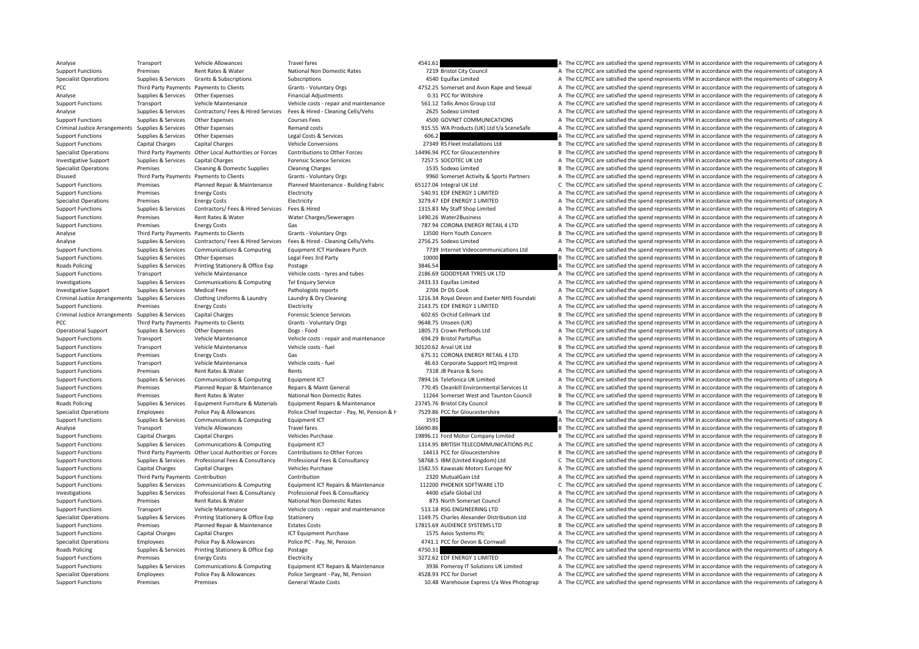| | | | | | | | |
|---|---|---|---|---|---|---|---|
| Analyse | Transport | Vehicle Allowances | Travel fares | 4541.61 | | A | The CC/PCC are satisfied the spend represents VFM in accordance with the requirements of category A |
| Support Functions | Premises | Rent Rates & Water | National Non Domestic Rates | 7219 | Bristol City Council | A | The CC/PCC are satisfied the spend represents VFM in accordance with the requirements of category A |
| Specialist Operations | Supplies & Services | Grants & Subscriptions | Subscriptions | 4540 | Equifax Limited | A | The CC/PCC are satisfied the spend represents VFM in accordance with the requirements of category A |
| PCC | Third Party Payments | Payments to Clients | Grants - Voluntary Orgs | 4752.25 | Somerset and Avon Rape and Sexual | A | The CC/PCC are satisfied the spend represents VFM in accordance with the requirements of category A |
| Analyse | Supplies & Services | Other Expenses | Financial Adjustments | 0.31 | PCC for Wiltshire | A | The CC/PCC are satisfied the spend represents VFM in accordance with the requirements of category A |
| Support Functions | Transport | Vehicle Maintenance | Vehicle costs - repair and maintenance | 561.12 | Tallis Amos Group Ltd | A | The CC/PCC are satisfied the spend represents VFM in accordance with the requirements of category A |
| Analyse | Supplies & Services | Contractors/ Fees & Hired Services | Fees & Hired - Cleaning Cells/Vehs | 2625 | Sodexo Limited | A | The CC/PCC are satisfied the spend represents VFM in accordance with the requirements of category A |
| Support Functions | Supplies & Services | Other Expenses | Courses Fees | 4500 | GOVNET COMMUNICATIONS | A | The CC/PCC are satisfied the spend represents VFM in accordance with the requirements of category A |
| Criminal Justice Arrangements | Supplies & Services | Other Expenses | Remand costs | 915.55 | WA Products (UK) Ltd t/a SceneSafe | A | The CC/PCC are satisfied the spend represents VFM in accordance with the requirements of category A |
| Support Functions | Supplies & Services | Other Expenses | Legal Costs & Services | 606.2 | | A | The CC/PCC are satisfied the spend represents VFM in accordance with the requirements of category A |
| Support Functions | Capital Charges | Capital Charges | Vehicle Conversions | 27349 | RS Fleet Installations Ltd | B | The CC/PCC are satisfied the spend represents VFM in accordance with the requirements of category B |
| Specialist Operations | Third Party Payments | Other Local Authorities or Forces | Contributions to Other Forces | 14496.94 | PCC for Gloucestershire | B | The CC/PCC are satisfied the spend represents VFM in accordance with the requirements of category B |
| Investigative Support | Supplies & Services | Capital Charges | Forensic Science Services | 7257.5 | SOCOTEC UK Ltd | A | The CC/PCC are satisfied the spend represents VFM in accordance with the requirements of category A |
| Specialist Operations | Premises | Cleaning & Domestic Supplies | Cleaning Charges | 1535 | Sodexo Limited | B | The CC/PCC are satisfied the spend represents VFM in accordance with the requirements of category B |
| Disused | Third Party Payments | Payments to Clients | Grants - Voluntary Orgs | 9960 | Somerset Activity & Sports Partners | A | The CC/PCC are satisfied the spend represents VFM in accordance with the requirements of category A |
| Support Functions | Premises | Planned Repair & Maintenance | Planned Maintenance - Building Fabric | 65127.04 | Integral UK Ltd | C | The CC/PCC are satisfied the spend represents VFM in accordance with the requirements of category C |
| Support Functions | Premises | Energy Costs | Electricity | 540.91 | EDF ENERGY 1 LIMITED | A | The CC/PCC are satisfied the spend represents VFM in accordance with the requirements of category A |
| Specialist Operations | Premises | Energy Costs | Electricity | 3279.47 | EDF ENERGY 1 LIMITED | A | The CC/PCC are satisfied the spend represents VFM in accordance with the requirements of category A |
| Support Functions | Supplies & Services | Contractors/ Fees & Hired Services | Fees & Hired | 1315.83 | My Staff Shop Limited | A | The CC/PCC are satisfied the spend represents VFM in accordance with the requirements of category A |
| Support Functions | Premises | Rent Rates & Water | Water Charges/Sewerages | 1490.26 | Water2Business | A | The CC/PCC are satisfied the spend represents VFM in accordance with the requirements of category A |
| Support Functions | Premises | Energy Costs | Gas | 787.94 | CORONA ENERGY RETAIL 4 LTD | A | The CC/PCC are satisfied the spend represents VFM in accordance with the requirements of category A |
| Analyse | Third Party Payments | Payments to Clients | Grants - Voluntary Orgs | 13500 | Horn Youth Concern | B | The CC/PCC are satisfied the spend represents VFM in accordance with the requirements of category B |
| Analyse | Supplies & Services | Contractors/ Fees & Hired Services | Fees & Hired - Cleaning Cells/Vehs | 2756.25 | Sodexo Limited | A | The CC/PCC are satisfied the spend represents VFM in accordance with the requirements of category A |
| Support Functions | Supplies & Services | Communications & Computing | Equipment ICT Hardware Purch | 7739 | Internet Videocommunications Ltd | A | The CC/PCC are satisfied the spend represents VFM in accordance with the requirements of category A |
| Support Functions | Supplies & Services | Other Expenses | Legal Fees 3rd Party | 10000 | | B | The CC/PCC are satisfied the spend represents VFM in accordance with the requirements of category B |
| Roads Policing | Supplies & Services | Printing Stationery & Office Exp | Postage | 3846.54 | | A | The CC/PCC are satisfied the spend represents VFM in accordance with the requirements of category A |
| Support Functions | Transport | Vehicle Maintenance | Vehicle costs - tyres and tubes | 2186.69 | GOODYEAR TYRES UK LTD | A | The CC/PCC are satisfied the spend represents VFM in accordance with the requirements of category A |
| Investigations | Supplies & Services | Communications & Computing | Tel Enquiry Service | 2433.33 | Equifax Limited | A | The CC/PCC are satisfied the spend represents VFM in accordance with the requirements of category A |
| Investigative Support | Supplies & Services | Medical Fees | Pathologists reports | 2704 | Dr DS Cook | A | The CC/PCC are satisfied the spend represents VFM in accordance with the requirements of category A |
| Criminal Justice Arrangements | Supplies & Services | Clothing Uniforms & Laundry | Laundry & Dry Cleaning | 1216.34 | Royal Devon and Exeter NHS Foundati | A | The CC/PCC are satisfied the spend represents VFM in accordance with the requirements of category A |
| Support Functions | Premises | Energy Costs | Electricity | 2143.75 | EDF ENERGY 1 LIMITED | A | The CC/PCC are satisfied the spend represents VFM in accordance with the requirements of category A |
| Criminal Justice Arrangements | Supplies & Services | Capital Charges | Forensic Science Services | 602.65 | Orchid Cellmark Ltd | B | The CC/PCC are satisfied the spend represents VFM in accordance with the requirements of category B |
| PCC | Third Party Payments | Payments to Clients | Grants - Voluntary Orgs | 9648.75 | Unseen (UK) | A | The CC/PCC are satisfied the spend represents VFM in accordance with the requirements of category A |
| Operational Support | Supplies & Services | Other Expenses | Dogs - Food | 1805.73 | Crown Petfoods Ltd | A | The CC/PCC are satisfied the spend represents VFM in accordance with the requirements of category A |
| Support Functions | Transport | Vehicle Maintenance | Vehicle costs - repair and maintenance | 694.29 | Bristol PartsPlus | A | The CC/PCC are satisfied the spend represents VFM in accordance with the requirements of category A |
| Support Functions | Transport | Vehicle Maintenance | Vehicle costs - fuel | 30120.62 | Arval UK Ltd | B | The CC/PCC are satisfied the spend represents VFM in accordance with the requirements of category B |
| Support Functions | Premises | Energy Costs | Gas | 675.31 | CORONA ENERGY RETAIL 4 LTD | A | The CC/PCC are satisfied the spend represents VFM in accordance with the requirements of category A |
| Support Functions | Transport | Vehicle Maintenance | Vehicle costs - fuel | 46.63 | Corporate Support HQ Imprest | A | The CC/PCC are satisfied the spend represents VFM in accordance with the requirements of category A |
| Support Functions | Premises | Rent Rates & Water | Rents | 7318 | JB Pearce & Sons | A | The CC/PCC are satisfied the spend represents VFM in accordance with the requirements of category A |
| Support Functions | Supplies & Services | Communications & Computing | Equipment ICT | 7894.16 | Telefonica UK Limited | A | The CC/PCC are satisfied the spend represents VFM in accordance with the requirements of category A |
| Support Functions | Premises | Planned Repair & Maintenance | Repairs & Maint General | 770.45 | Cleankill Environmental Services Lt | A | The CC/PCC are satisfied the spend represents VFM in accordance with the requirements of category A |
| Support Functions | Premises | Rent Rates & Water | National Non Domestic Rates | 11264 | Somerset West and Taunton Council | B | The CC/PCC are satisfied the spend represents VFM in accordance with the requirements of category B |
| Roads Policing | Supplies & Services | Equipment Furniture & Materials | Equipment Repairs & Maintenance | 23745.76 | Bristol City Council | B | The CC/PCC are satisfied the spend represents VFM in accordance with the requirements of category B |
| Specialist Operations | Employees | Police Pay & Allowances | Police Chief Inspector - Pay, NI, Pension & H | 7529.86 | PCC for Gloucestershire | A | The CC/PCC are satisfied the spend represents VFM in accordance with the requirements of category A |
| Support Functions | Supplies & Services | Communications & Computing | Equipment ICT | 3591 | | A | The CC/PCC are satisfied the spend represents VFM in accordance with the requirements of category A |
| Analyse | Transport | Vehicle Allowances | Travel fares | 16690.86 | | B | The CC/PCC are satisfied the spend represents VFM in accordance with the requirements of category B |
| Support Functions | Capital Charges | Capital Charges | Vehicles Purchase | 19896.11 | Ford Motor Company Limited | B | The CC/PCC are satisfied the spend represents VFM in accordance with the requirements of category B |
| Support Functions | Supplies & Services | Communications & Computing | Equipment ICT | 1314.95 | BRITISH TELECOMMUNICATIONS PLC | A | The CC/PCC are satisfied the spend represents VFM in accordance with the requirements of category A |
| Support Functions | Third Party Payments | Other Local Authorities or Forces | Contributions to Other Forces | 14413 | PCC for Gloucestershire | B | The CC/PCC are satisfied the spend represents VFM in accordance with the requirements of category B |
| Support Functions | Supplies & Services | Professional Fees & Consultancy | Professional Fees & Consultancy | 58768.5 | IBM (United Kingdom) Ltd | C | The CC/PCC are satisfied the spend represents VFM in accordance with the requirements of category C |
| Support Functions | Capital Charges | Capital Charges | Vehicles Purchase | 1582.55 | Kawasaki Motors Europe NV | A | The CC/PCC are satisfied the spend represents VFM in accordance with the requirements of category A |
| Support Functions | Third Party Payments | Contribution | Contribution | 2320 | MutualGain Ltd | A | The CC/PCC are satisfied the spend represents VFM in accordance with the requirements of category A |
| Support Functions | Supplies & Services | Communications & Computing | Equipment ICT Repairs & Maintenance | 112200 | PHOENIX SOFTWARE LTD | C | The CC/PCC are satisfied the spend represents VFM in accordance with the requirements of category C |
| Investigations | Supplies & Services | Professional Fees & Consultancy | Professional Fees & Consultancy | 4400 | eSafe Global Ltd | A | The CC/PCC are satisfied the spend represents VFM in accordance with the requirements of category A |
| Support Functions | Premises | Rent Rates & Water | National Non Domestic Rates | 873 | North Somerset Council | A | The CC/PCC are satisfied the spend represents VFM in accordance with the requirements of category A |
| Support Functions | Transport | Vehicle Maintenance | Vehicle costs - repair and maintenance | 513.18 | RSG ENGINEERING LTD | A | The CC/PCC are satisfied the spend represents VFM in accordance with the requirements of category A |
| Specialist Operations | Supplies & Services | Printing Stationery & Office Exp | Stationery | 1149.75 | Charles Alexander Distribution Ltd | A | The CC/PCC are satisfied the spend represents VFM in accordance with the requirements of category A |
| Support Functions | Premises | Planned Repair & Maintenance | Estates Costs | 17815.69 | AUDIENCE SYSTEMS LTD | B | The CC/PCC are satisfied the spend represents VFM in accordance with the requirements of category B |
| Support Functions | Capital Charges | Capital Charges | ICT Equipment Purchase | 1575 | Axios Systems Plc | A | The CC/PCC are satisfied the spend represents VFM in accordance with the requirements of category A |
| Specialist Operations | Employees | Police Pay & Allowances | Police PC - Pay, NI, Pension | 4741.1 | PCC for Devon & Cornwall | A | The CC/PCC are satisfied the spend represents VFM in accordance with the requirements of category A |
| Roads Policing | Supplies & Services | Printing Stationery & Office Exp | Postage | 4750.31 | | A | The CC/PCC are satisfied the spend represents VFM in accordance with the requirements of category A |
| Support Functions | Premises | Energy Costs | Electricity | 3272.62 | EDF ENERGY 1 LIMITED | A | The CC/PCC are satisfied the spend represents VFM in accordance with the requirements of category A |
| Support Functions | Supplies & Services | Communications & Computing | Equipment ICT Repairs & Maintenance | 3936 | Pomeroy IT Solutions UK Limited | A | The CC/PCC are satisfied the spend represents VFM in accordance with the requirements of category A |
| Specialist Operations | Employees | Police Pay & Allowances | Police Sergeant - Pay, NI, Pension | 4528.93 | PCC for Dorset | A | The CC/PCC are satisfied the spend represents VFM in accordance with the requirements of category A |
| Support Functions | Premises | Premises | General Waste Costs | 10.48 | Warehouse Express t/a Wex Photograp | A | The CC/PCC are satisfied the spend represents VFM in accordance with the requirements of category A |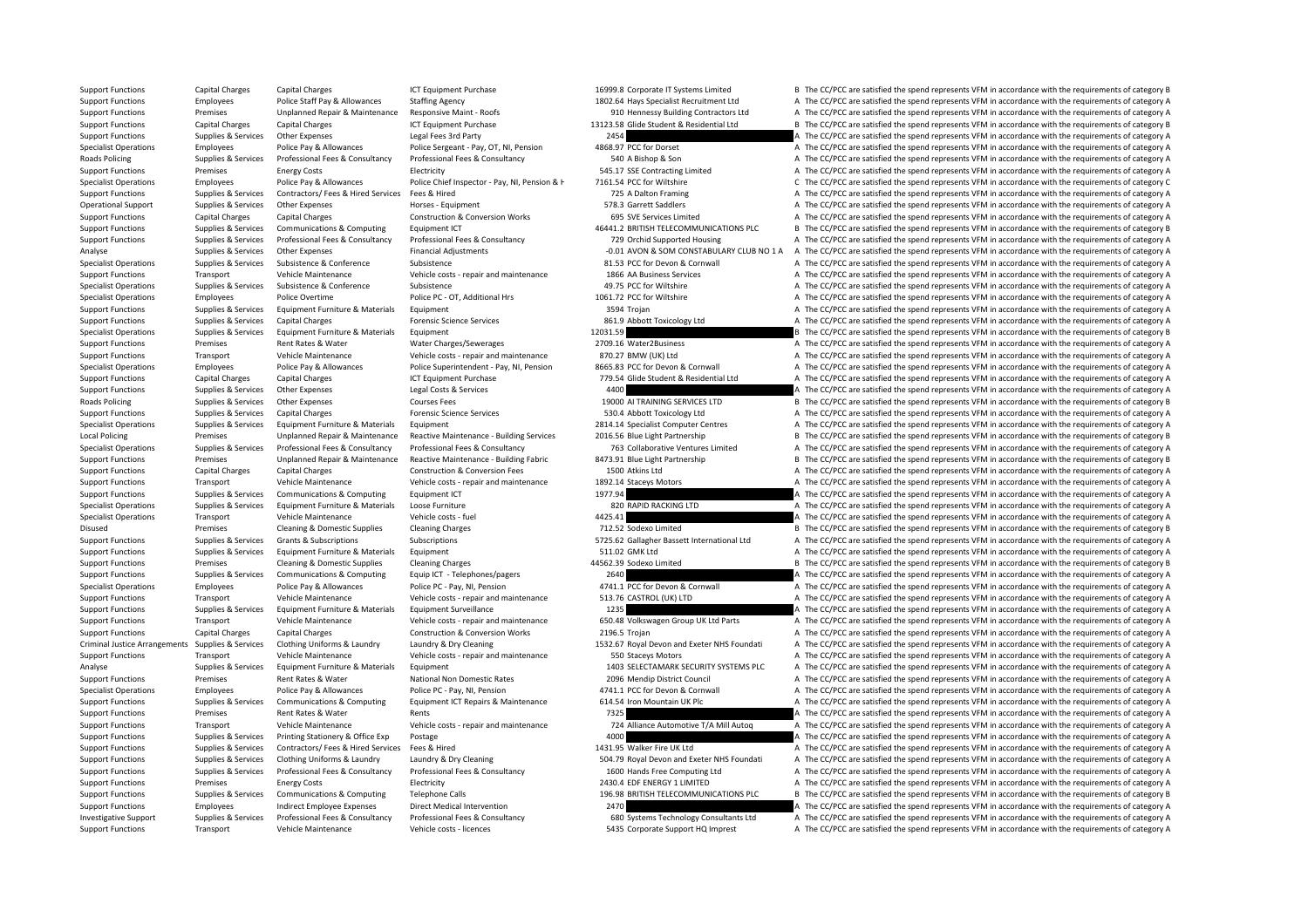| | | | | | | | |
|---|---|---|---|---|---|---|---|
| Support Functions | Capital Charges | Capital Charges | ICT Equipment Purchase | 16999.8 | Corporate IT Systems Limited | B | The CC/PCC are satisfied the spend represents VFM in accordance with the requirements of category B |
| Support Functions | Employees | Police Staff Pay & Allowances | Staffing Agency | 1802.64 | Hays Specialist Recruitment Ltd | A | The CC/PCC are satisfied the spend represents VFM in accordance with the requirements of category A |
| Support Functions | Premises | Unplanned Repair & Maintenance | Responsive Maint - Roofs | 910 | Hennessy Building Contractors Ltd | A | The CC/PCC are satisfied the spend represents VFM in accordance with the requirements of category A |
| Support Functions | Capital Charges | Capital Charges | ICT Equipment Purchase | 13123.58 | Glide Student & Residential Ltd | B | The CC/PCC are satisfied the spend represents VFM in accordance with the requirements of category B |
| Support Functions | Supplies & Services | Other Expenses | Legal Fees 3rd Party | 2454 | | A | The CC/PCC are satisfied the spend represents VFM in accordance with the requirements of category A |
| Specialist Operations | Employees | Police Pay & Allowances | Police Sergeant - Pay, OT, NI, Pension | 4868.97 | PCC for Dorset | A | The CC/PCC are satisfied the spend represents VFM in accordance with the requirements of category A |
| Roads Policing | Supplies & Services | Professional Fees & Consultancy | Professional Fees & Consultancy | 540 | A Bishop & Son | A | The CC/PCC are satisfied the spend represents VFM in accordance with the requirements of category A |
| Support Functions | Premises | Energy Costs | Electricity | 545.17 | SSE Contracting Limited | A | The CC/PCC are satisfied the spend represents VFM in accordance with the requirements of category A |
| Specialist Operations | Employees | Police Pay & Allowances | Police Chief Inspector - Pay, NI, Pension & H | 7161.54 | PCC for Wiltshire | C | The CC/PCC are satisfied the spend represents VFM in accordance with the requirements of category C |
| Support Functions | Supplies & Services | Contractors/ Fees & Hired Services | Fees & Hired | 725 | A Dalton Framing | A | The CC/PCC are satisfied the spend represents VFM in accordance with the requirements of category A |
| Operational Support | Supplies & Services | Other Expenses | Horses - Equipment | 578.3 | Garrett Saddlers | A | The CC/PCC are satisfied the spend represents VFM in accordance with the requirements of category A |
| Support Functions | Capital Charges | Capital Charges | Construction & Conversion Works | 695 | SVE Services Limited | A | The CC/PCC are satisfied the spend represents VFM in accordance with the requirements of category A |
| Support Functions | Supplies & Services | Communications & Computing | Equipment ICT | 46441.2 | BRITISH TELECOMMUNICATIONS PLC | B | The CC/PCC are satisfied the spend represents VFM in accordance with the requirements of category B |
| Support Functions | Supplies & Services | Professional Fees & Consultancy | Professional Fees & Consultancy | 729 | Orchid Supported Housing | A | The CC/PCC are satisfied the spend represents VFM in accordance with the requirements of category A |
| Analyse | Supplies & Services | Other Expenses | Financial Adjustments | -0.01 | AVON & SOM CONSTABULARY CLUB NO 1 A | A | The CC/PCC are satisfied the spend represents VFM in accordance with the requirements of category A |
| Specialist Operations | Supplies & Services | Subsistence & Conference | Subsistence | 81.53 | PCC for Devon & Cornwall | A | The CC/PCC are satisfied the spend represents VFM in accordance with the requirements of category A |
| Support Functions | Transport | Vehicle Maintenance | Vehicle costs - repair and maintenance | 1866 | AA Business Services | A | The CC/PCC are satisfied the spend represents VFM in accordance with the requirements of category A |
| Specialist Operations | Supplies & Services | Subsistence & Conference | Subsistence | 49.75 | PCC for Wiltshire | A | The CC/PCC are satisfied the spend represents VFM in accordance with the requirements of category A |
| Specialist Operations | Employees | Police Overtime | Police PC - OT, Additional Hrs | 1061.72 | PCC for Wiltshire | A | The CC/PCC are satisfied the spend represents VFM in accordance with the requirements of category A |
| Support Functions | Supplies & Services | Equipment Furniture & Materials | Equipment | 3594 | Trojan | A | The CC/PCC are satisfied the spend represents VFM in accordance with the requirements of category A |
| Support Functions | Supplies & Services | Capital Charges | Forensic Science Services | 861.9 | Abbott Toxicology Ltd | A | The CC/PCC are satisfied the spend represents VFM in accordance with the requirements of category A |
| Specialist Operations | Supplies & Services | Equipment Furniture & Materials | Equipment | 12031.59 | | B | The CC/PCC are satisfied the spend represents VFM in accordance with the requirements of category B |
| Support Functions | Premises | Rent Rates & Water | Water Charges/Sewerages | 2709.16 | Water2Business | A | The CC/PCC are satisfied the spend represents VFM in accordance with the requirements of category A |
| Support Functions | Transport | Vehicle Maintenance | Vehicle costs - repair and maintenance | 870.27 | BMW (UK) Ltd | A | The CC/PCC are satisfied the spend represents VFM in accordance with the requirements of category A |
| Specialist Operations | Employees | Police Pay & Allowances | Police Superintendent - Pay, NI, Pension | 8665.83 | PCC for Devon & Cornwall | A | The CC/PCC are satisfied the spend represents VFM in accordance with the requirements of category A |
| Support Functions | Capital Charges | Capital Charges | ICT Equipment Purchase | 779.54 | Glide Student & Residential Ltd | A | The CC/PCC are satisfied the spend represents VFM in accordance with the requirements of category A |
| Support Functions | Supplies & Services | Other Expenses | Legal Costs & Services | 4400 | | A | The CC/PCC are satisfied the spend represents VFM in accordance with the requirements of category A |
| Roads Policing | Supplies & Services | Other Expenses | Courses Fees | 19000 | AI TRAINING SERVICES LTD | B | The CC/PCC are satisfied the spend represents VFM in accordance with the requirements of category B |
| Support Functions | Supplies & Services | Capital Charges | Forensic Science Services | 530.4 | Abbott Toxicology Ltd | A | The CC/PCC are satisfied the spend represents VFM in accordance with the requirements of category A |
| Specialist Operations | Supplies & Services | Equipment Furniture & Materials | Equipment | 2814.14 | Specialist Computer Centres | A | The CC/PCC are satisfied the spend represents VFM in accordance with the requirements of category A |
| Local Policing | Premises | Unplanned Repair & Maintenance | Reactive Maintenance - Building Services | 2016.56 | Blue Light Partnership | B | The CC/PCC are satisfied the spend represents VFM in accordance with the requirements of category B |
| Specialist Operations | Supplies & Services | Professional Fees & Consultancy | Professional Fees & Consultancy | 763 | Collaborative Ventures Limited | A | The CC/PCC are satisfied the spend represents VFM in accordance with the requirements of category A |
| Support Functions | Premises | Unplanned Repair & Maintenance | Reactive Maintenance - Building Fabric | 8473.91 | Blue Light Partnership | B | The CC/PCC are satisfied the spend represents VFM in accordance with the requirements of category B |
| Support Functions | Capital Charges | Capital Charges | Construction & Conversion Fees | 1500 | Atkins Ltd | A | The CC/PCC are satisfied the spend represents VFM in accordance with the requirements of category A |
| Support Functions | Transport | Vehicle Maintenance | Vehicle costs - repair and maintenance | 1892.14 | Staceys Motors | A | The CC/PCC are satisfied the spend represents VFM in accordance with the requirements of category A |
| Support Functions | Supplies & Services | Communications & Computing | Equipment ICT | 1977.94 | | A | The CC/PCC are satisfied the spend represents VFM in accordance with the requirements of category A |
| Specialist Operations | Supplies & Services | Equipment Furniture & Materials | Loose Furniture | 820 | RAPID RACKING LTD | A | The CC/PCC are satisfied the spend represents VFM in accordance with the requirements of category A |
| Specialist Operations | Transport | Vehicle Maintenance | Vehicle costs - fuel | 4425.41 | | A | The CC/PCC are satisfied the spend represents VFM in accordance with the requirements of category A |
| Disused | Premises | Cleaning & Domestic Supplies | Cleaning Charges | 712.52 | Sodexo Limited | B | The CC/PCC are satisfied the spend represents VFM in accordance with the requirements of category B |
| Support Functions | Supplies & Services | Grants & Subscriptions | Subscriptions | 5725.62 | Gallagher Bassett International Ltd | A | The CC/PCC are satisfied the spend represents VFM in accordance with the requirements of category A |
| Support Functions | Supplies & Services | Equipment Furniture & Materials | Equipment | 511.02 | GMK Ltd | A | The CC/PCC are satisfied the spend represents VFM in accordance with the requirements of category A |
| Support Functions | Premises | Cleaning & Domestic Supplies | Cleaning Charges | 44562.39 | Sodexo Limited | B | The CC/PCC are satisfied the spend represents VFM in accordance with the requirements of category B |
| Support Functions | Supplies & Services | Communications & Computing | Equip ICT - Telephones/pagers | 2640 | | A | The CC/PCC are satisfied the spend represents VFM in accordance with the requirements of category A |
| Specialist Operations | Employees | Police Pay & Allowances | Police PC - Pay, NI, Pension | 4741.1 | PCC for Devon & Cornwall | A | The CC/PCC are satisfied the spend represents VFM in accordance with the requirements of category A |
| Support Functions | Transport | Vehicle Maintenance | Vehicle costs - repair and maintenance | 513.76 | CASTROL (UK) LTD | A | The CC/PCC are satisfied the spend represents VFM in accordance with the requirements of category A |
| Support Functions | Supplies & Services | Equipment Furniture & Materials | Equipment Surveillance | 1235 | | A | The CC/PCC are satisfied the spend represents VFM in accordance with the requirements of category A |
| Support Functions | Transport | Vehicle Maintenance | Vehicle costs - repair and maintenance | 650.48 | Volkswagen Group UK Ltd Parts | A | The CC/PCC are satisfied the spend represents VFM in accordance with the requirements of category A |
| Support Functions | Capital Charges | Capital Charges | Construction & Conversion Works | 2196.5 | Trojan | A | The CC/PCC are satisfied the spend represents VFM in accordance with the requirements of category A |
| Criminal Justice Arrangements | Supplies & Services | Clothing Uniforms & Laundry | Laundry & Dry Cleaning | 1532.67 | Royal Devon and Exeter NHS Foundati | A | The CC/PCC are satisfied the spend represents VFM in accordance with the requirements of category A |
| Support Functions | Transport | Vehicle Maintenance | Vehicle costs - repair and maintenance | 550 | Staceys Motors | A | The CC/PCC are satisfied the spend represents VFM in accordance with the requirements of category A |
| Analyse | Supplies & Services | Equipment Furniture & Materials | Equipment | 1403 | SELECTAMARK SECURITY SYSTEMS PLC | A | The CC/PCC are satisfied the spend represents VFM in accordance with the requirements of category A |
| Support Functions | Premises | Rent Rates & Water | National Non Domestic Rates | 2096 | Mendip District Council | A | The CC/PCC are satisfied the spend represents VFM in accordance with the requirements of category A |
| Specialist Operations | Employees | Police Pay & Allowances | Police PC - Pay, NI, Pension | 4741.1 | PCC for Devon & Cornwall | A | The CC/PCC are satisfied the spend represents VFM in accordance with the requirements of category A |
| Support Functions | Supplies & Services | Communications & Computing | Equipment ICT Repairs & Maintenance | 614.54 | Iron Mountain UK Plc | A | The CC/PCC are satisfied the spend represents VFM in accordance with the requirements of category A |
| Support Functions | Premises | Rent Rates & Water | Rents | 7325 | | A | The CC/PCC are satisfied the spend represents VFM in accordance with the requirements of category A |
| Support Functions | Transport | Vehicle Maintenance | Vehicle costs - repair and maintenance | 724 | Alliance Automotive T/A Mill Autoq | A | The CC/PCC are satisfied the spend represents VFM in accordance with the requirements of category A |
| Support Functions | Supplies & Services | Printing Stationery & Office Exp | Postage | 4000 | | A | The CC/PCC are satisfied the spend represents VFM in accordance with the requirements of category A |
| Support Functions | Supplies & Services | Contractors/ Fees & Hired Services | Fees & Hired | 1431.95 | Walker Fire UK Ltd | A | The CC/PCC are satisfied the spend represents VFM in accordance with the requirements of category A |
| Support Functions | Supplies & Services | Clothing Uniforms & Laundry | Laundry & Dry Cleaning | 504.79 | Royal Devon and Exeter NHS Foundati | A | The CC/PCC are satisfied the spend represents VFM in accordance with the requirements of category A |
| Support Functions | Supplies & Services | Professional Fees & Consultancy | Professional Fees & Consultancy | 1600 | Hands Free Computing Ltd | A | The CC/PCC are satisfied the spend represents VFM in accordance with the requirements of category A |
| Support Functions | Premises | Energy Costs | Electricity | 2430.4 | EDF ENERGY 1 LIMITED | A | The CC/PCC are satisfied the spend represents VFM in accordance with the requirements of category A |
| Support Functions | Supplies & Services | Communications & Computing | Telephone Calls | 196.98 | BRITISH TELECOMMUNICATIONS PLC | B | The CC/PCC are satisfied the spend represents VFM in accordance with the requirements of category B |
| Support Functions | Employees | Indirect Employee Expenses | Direct Medical Intervention | 2470 | | A | The CC/PCC are satisfied the spend represents VFM in accordance with the requirements of category A |
| Investigative Support | Supplies & Services | Professional Fees & Consultancy | Professional Fees & Consultancy | 680 | Systems Technology Consultants Ltd | A | The CC/PCC are satisfied the spend represents VFM in accordance with the requirements of category A |
| Support Functions | Transport | Vehicle Maintenance | Vehicle costs - licences | 5435 | Corporate Support HQ Imprest | A | The CC/PCC are satisfied the spend represents VFM in accordance with the requirements of category A |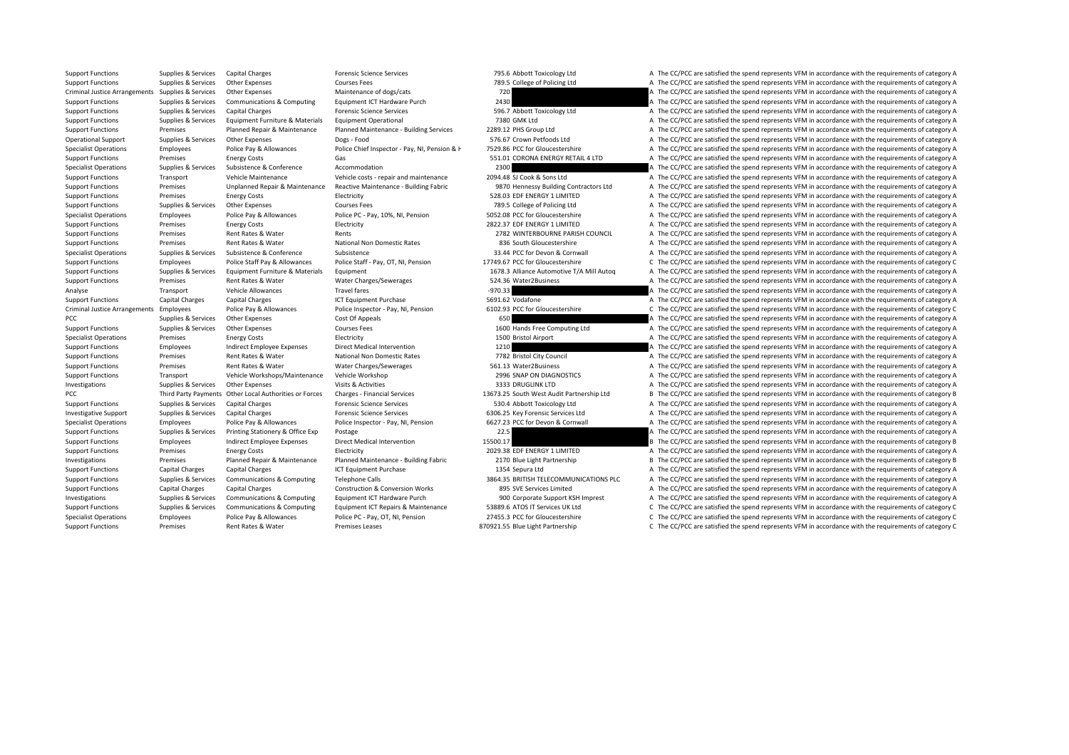| | | | | | | |
|---|---|---|---|---|---|---|
| Support Functions | Supplies & Services | Capital Charges | Forensic Science Services | 795.6 | Abbott Toxicology Ltd | A The CC/PCC are satisfied the spend represents VFM in accordance with the requirements of category A |
| Support Functions | Supplies & Services | Other Expenses | Courses Fees | 789.5 | College of Policing Ltd | A The CC/PCC are satisfied the spend represents VFM in accordance with the requirements of category A |
| Criminal Justice Arrangements | Supplies & Services | Other Expenses | Maintenance of dogs/cats | 720 | | A The CC/PCC are satisfied the spend represents VFM in accordance with the requirements of category A |
| Support Functions | Supplies & Services | Communications & Computing | Equipment ICT Hardware Purch | 2430 | | A The CC/PCC are satisfied the spend represents VFM in accordance with the requirements of category A |
| Support Functions | Supplies & Services | Capital Charges | Forensic Science Services | 596.7 | Abbott Toxicology Ltd | A The CC/PCC are satisfied the spend represents VFM in accordance with the requirements of category A |
| Support Functions | Supplies & Services | Equipment Furniture & Materials | Equipment Operational | 7380 | GMK Ltd | A The CC/PCC are satisfied the spend represents VFM in accordance with the requirements of category A |
| Support Functions | Premises | Planned Repair & Maintenance | Planned Maintenance - Building Services | 2289.12 | PHS Group Ltd | A The CC/PCC are satisfied the spend represents VFM in accordance with the requirements of category A |
| Operational Support | Supplies & Services | Other Expenses | Dogs - Food | 576.67 | Crown Petfoods Ltd | A The CC/PCC are satisfied the spend represents VFM in accordance with the requirements of category A |
| Specialist Operations | Employees | Police Pay & Allowances | Police Chief Inspector - Pay, NI, Pension & H | 7529.86 | PCC for Gloucestershire | A The CC/PCC are satisfied the spend represents VFM in accordance with the requirements of category A |
| Support Functions | Premises | Energy Costs | Gas | 551.01 | CORONA ENERGY RETAIL 4 LTD | A The CC/PCC are satisfied the spend represents VFM in accordance with the requirements of category A |
| Specialist Operations | Supplies & Services | Subsistence & Conference | Accommodation | 2300 | | A The CC/PCC are satisfied the spend represents VFM in accordance with the requirements of category A |
| Support Functions | Transport | Vehicle Maintenance | Vehicle costs - repair and maintenance | 2094.48 | SJ Cook & Sons Ltd | A The CC/PCC are satisfied the spend represents VFM in accordance with the requirements of category A |
| Support Functions | Premises | Unplanned Repair & Maintenance | Reactive Maintenance - Building Fabric | 9870 | Hennessy Building Contractors Ltd | A The CC/PCC are satisfied the spend represents VFM in accordance with the requirements of category A |
| Support Functions | Premises | Energy Costs | Electricity | 528.03 | EDF ENERGY 1 LIMITED | A The CC/PCC are satisfied the spend represents VFM in accordance with the requirements of category A |
| Support Functions | Supplies & Services | Other Expenses | Courses Fees | 789.5 | College of Policing Ltd | A The CC/PCC are satisfied the spend represents VFM in accordance with the requirements of category A |
| Specialist Operations | Employees | Police Pay & Allowances | Police PC - Pay, 10%, NI, Pension | 5052.08 | PCC for Gloucestershire | A The CC/PCC are satisfied the spend represents VFM in accordance with the requirements of category A |
| Support Functions | Premises | Energy Costs | Electricity | 2822.37 | EDF ENERGY 1 LIMITED | A The CC/PCC are satisfied the spend represents VFM in accordance with the requirements of category A |
| Support Functions | Premises | Rent Rates & Water | Rents | 2782 | WINTERBOURNE PARISH COUNCIL | A The CC/PCC are satisfied the spend represents VFM in accordance with the requirements of category A |
| Support Functions | Premises | Rent Rates & Water | National Non Domestic Rates | 836 | South Gloucestershire | A The CC/PCC are satisfied the spend represents VFM in accordance with the requirements of category A |
| Specialist Operations | Supplies & Services | Subsistence & Conference | Subsistence | 33.44 | PCC for Devon & Cornwall | A The CC/PCC are satisfied the spend represents VFM in accordance with the requirements of category A |
| Support Functions | Employees | Police Staff Pay & Allowances | Police Staff - Pay, OT, NI, Pension | 17749.67 | PCC for Gloucestershire | C The CC/PCC are satisfied the spend represents VFM in accordance with the requirements of category C |
| Support Functions | Supplies & Services | Equipment Furniture & Materials | Equipment | 1678.3 | Alliance Automotive T/A Mill Autoq | A The CC/PCC are satisfied the spend represents VFM in accordance with the requirements of category A |
| Support Functions | Premises | Rent Rates & Water | Water Charges/Sewerages | 524.36 | Water2Business | A The CC/PCC are satisfied the spend represents VFM in accordance with the requirements of category A |
| Analyse | Transport | Vehicle Allowances | Travel fares | -970.33 | | A The CC/PCC are satisfied the spend represents VFM in accordance with the requirements of category A |
| Support Functions | Capital Charges | Capital Charges | ICT Equipment Purchase | 5691.62 | Vodafone | A The CC/PCC are satisfied the spend represents VFM in accordance with the requirements of category A |
| Criminal Justice Arrangements | Employees | Police Pay & Allowances | Police Inspector - Pay, NI, Pension | 6102.93 | PCC for Gloucestershire | C The CC/PCC are satisfied the spend represents VFM in accordance with the requirements of category C |
| PCC | Supplies & Services | Other Expenses | Cost Of Appeals | 650 | | A The CC/PCC are satisfied the spend represents VFM in accordance with the requirements of category A |
| Support Functions | Supplies & Services | Other Expenses | Courses Fees | 1600 | Hands Free Computing Ltd | A The CC/PCC are satisfied the spend represents VFM in accordance with the requirements of category A |
| Specialist Operations | Premises | Energy Costs | Electricity | 1500 | Bristol Airport | A The CC/PCC are satisfied the spend represents VFM in accordance with the requirements of category A |
| Support Functions | Employees | Indirect Employee Expenses | Direct Medical Intervention | 1210 | | A The CC/PCC are satisfied the spend represents VFM in accordance with the requirements of category A |
| Support Functions | Premises | Rent Rates & Water | National Non Domestic Rates | 7782 | Bristol City Council | A The CC/PCC are satisfied the spend represents VFM in accordance with the requirements of category A |
| Support Functions | Premises | Rent Rates & Water | Water Charges/Sewerages | 561.13 | Water2Business | A The CC/PCC are satisfied the spend represents VFM in accordance with the requirements of category A |
| Support Functions | Transport | Vehicle Workshops/Maintenance | Vehicle Workshop | 2996 | SNAP ON DIAGNOSTICS | A The CC/PCC are satisfied the spend represents VFM in accordance with the requirements of category A |
| Investigations | Supplies & Services | Other Expenses | Visits & Activities | 3333 | DRUGLINK LTD | A The CC/PCC are satisfied the spend represents VFM in accordance with the requirements of category A |
| PCC | Third Party Payments | Other Local Authorities or Forces | Charges - Financial Services | 13673.25 | South West Audit Partnership Ltd | B The CC/PCC are satisfied the spend represents VFM in accordance with the requirements of category B |
| Support Functions | Supplies & Services | Capital Charges | Forensic Science Services | 530.4 | Abbott Toxicology Ltd | A The CC/PCC are satisfied the spend represents VFM in accordance with the requirements of category A |
| Investigative Support | Supplies & Services | Capital Charges | Forensic Science Services | 6306.25 | Key Forensic Services Ltd | A The CC/PCC are satisfied the spend represents VFM in accordance with the requirements of category A |
| Specialist Operations | Employees | Police Pay & Allowances | Police Inspector - Pay, NI, Pension | 6627.23 | PCC for Devon & Cornwall | A The CC/PCC are satisfied the spend represents VFM in accordance with the requirements of category A |
| Support Functions | Supplies & Services | Printing Stationery & Office Exp | Postage | 22.5 | | A The CC/PCC are satisfied the spend represents VFM in accordance with the requirements of category A |
| Support Functions | Employees | Indirect Employee Expenses | Direct Medical Intervention | 15500.17 | | B The CC/PCC are satisfied the spend represents VFM in accordance with the requirements of category B |
| Support Functions | Premises | Energy Costs | Electricity | 2029.38 | EDF ENERGY 1 LIMITED | A The CC/PCC are satisfied the spend represents VFM in accordance with the requirements of category A |
| Investigations | Premises | Planned Repair & Maintenance | Planned Maintenance - Building Fabric | 2170 | Blue Light Partnership | B The CC/PCC are satisfied the spend represents VFM in accordance with the requirements of category B |
| Support Functions | Capital Charges | Capital Charges | ICT Equipment Purchase | 1354 | Sepura Ltd | A The CC/PCC are satisfied the spend represents VFM in accordance with the requirements of category A |
| Support Functions | Supplies & Services | Communications & Computing | Telephone Calls | 3864.35 | BRITISH TELECOMMUNICATIONS PLC | A The CC/PCC are satisfied the spend represents VFM in accordance with the requirements of category A |
| Support Functions | Capital Charges | Capital Charges | Construction & Conversion Works | 895 | SVE Services Limited | A The CC/PCC are satisfied the spend represents VFM in accordance with the requirements of category A |
| Investigations | Supplies & Services | Communications & Computing | Equipment ICT Hardware Purch | 900 | Corporate Support KSH Imprest | A The CC/PCC are satisfied the spend represents VFM in accordance with the requirements of category A |
| Support Functions | Supplies & Services | Communications & Computing | Equipment ICT Repairs & Maintenance | 53889.6 | ATOS IT Services UK Ltd | C The CC/PCC are satisfied the spend represents VFM in accordance with the requirements of category C |
| Specialist Operations | Employees | Police Pay & Allowances | Police PC - Pay, OT, NI, Pension | 27455.3 | PCC for Gloucestershire | C The CC/PCC are satisfied the spend represents VFM in accordance with the requirements of category C |
| Support Functions | Premises | Rent Rates & Water | Premises Leases | 870921.55 | Blue Light Partnership | C The CC/PCC are satisfied the spend represents VFM in accordance with the requirements of category C |